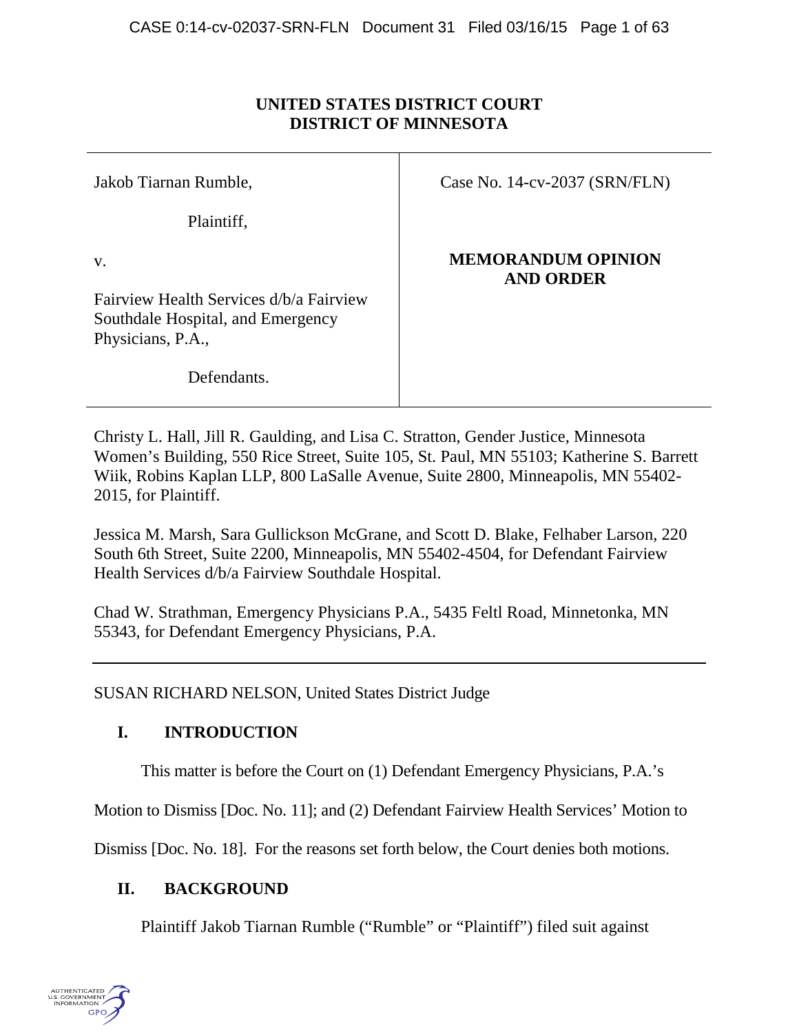**UNITED STATES DISTRICT COURT**
**DISTRICT OF MINNESOTA**

| | |
|---|---|
| Jakob Tiarnan Rumble,<br><br>Plaintiff,<br><br>v.<br><br>Fairview Health Services d/b/a Fairview Southdale Hospital, and Emergency Physicians, P.A.,<br><br>Defendants. | Case No. 14-cv-2037 (SRN/FLN)<br><br>**MEMORANDUM OPINION AND ORDER** |

Christy L. Hall, Jill R. Gaulding, and Lisa C. Stratton, Gender Justice, Minnesota Women's Building, 550 Rice Street, Suite 105, St. Paul, MN 55103; Katherine S. Barrett Wiik, Robins Kaplan LLP, 800 LaSalle Avenue, Suite 2800, Minneapolis, MN 55402-2015, for Plaintiff.

Jessica M. Marsh, Sara Gullickson McGrane, and Scott D. Blake, Felhaber Larson, 220 South 6th Street, Suite 2200, Minneapolis, MN 55402-4504, for Defendant Fairview Health Services d/b/a Fairview Southdale Hospital.

Chad W. Strathman, Emergency Physicians P.A., 5435 Feltl Road, Minnetonka, MN 55343, for Defendant Emergency Physicians, P.A.

---

SUSAN RICHARD NELSON, United States District Judge

## I. INTRODUCTION

This matter is before the Court on (1) Defendant Emergency Physicians, P.A.'s Motion to Dismiss [Doc. No. 11]; and (2) Defendant Fairview Health Services' Motion to Dismiss [Doc. No. 18]. For the reasons set forth below, the Court denies both motions.

## II. BACKGROUND

Plaintiff Jakob Tiarnan Rumble ("Rumble" or "Plaintiff") filed suit against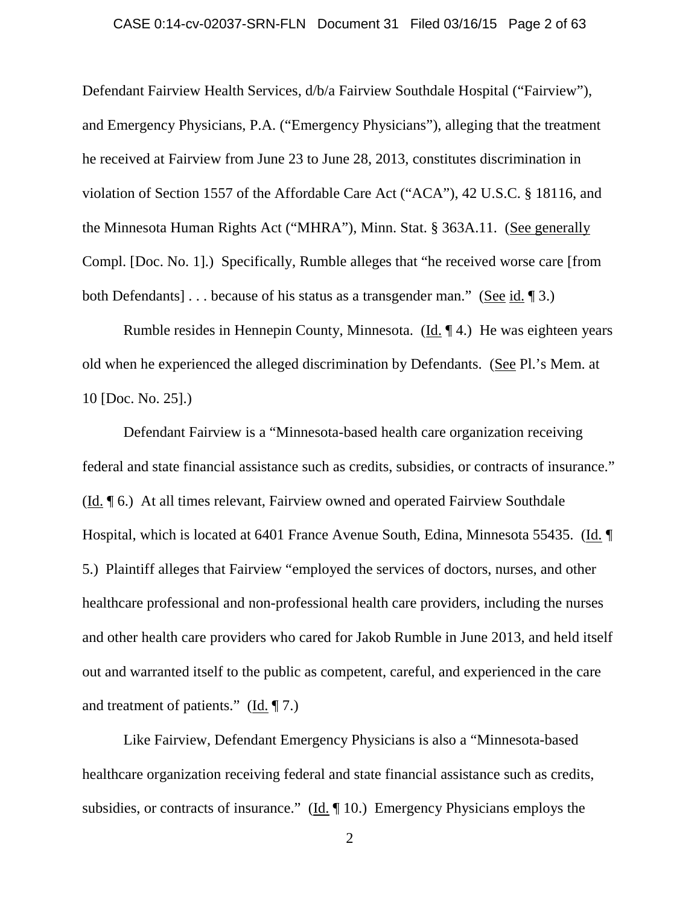Defendant Fairview Health Services, d/b/a Fairview Southdale Hospital ("Fairview"), and Emergency Physicians, P.A. ("Emergency Physicians"), alleging that the treatment he received at Fairview from June 23 to June 28, 2013, constitutes discrimination in violation of Section 1557 of the Affordable Care Act ("ACA"), 42 U.S.C. § 18116, and the Minnesota Human Rights Act ("MHRA"), Minn. Stat. § 363A.11. (See generally Compl. [Doc. No. 1].) Specifically, Rumble alleges that "he received worse care [from both Defendants] . . . because of his status as a transgender man." (See id. ¶ 3.)

Rumble resides in Hennepin County, Minnesota. (Id. ¶ 4.) He was eighteen years old when he experienced the alleged discrimination by Defendants. (See Pl.'s Mem. at 10 [Doc. No. 25].)

Defendant Fairview is a "Minnesota-based health care organization receiving federal and state financial assistance such as credits, subsidies, or contracts of insurance." (Id. ¶ 6.) At all times relevant, Fairview owned and operated Fairview Southdale Hospital, which is located at 6401 France Avenue South, Edina, Minnesota 55435. (Id. ¶ 5.) Plaintiff alleges that Fairview "employed the services of doctors, nurses, and other healthcare professional and non-professional health care providers, including the nurses and other health care providers who cared for Jakob Rumble in June 2013, and held itself out and warranted itself to the public as competent, careful, and experienced in the care and treatment of patients." (Id. ¶ 7.)

Like Fairview, Defendant Emergency Physicians is also a "Minnesota-based healthcare organization receiving federal and state financial assistance such as credits, subsidies, or contracts of insurance." (Id. ¶ 10.) Emergency Physicians employs the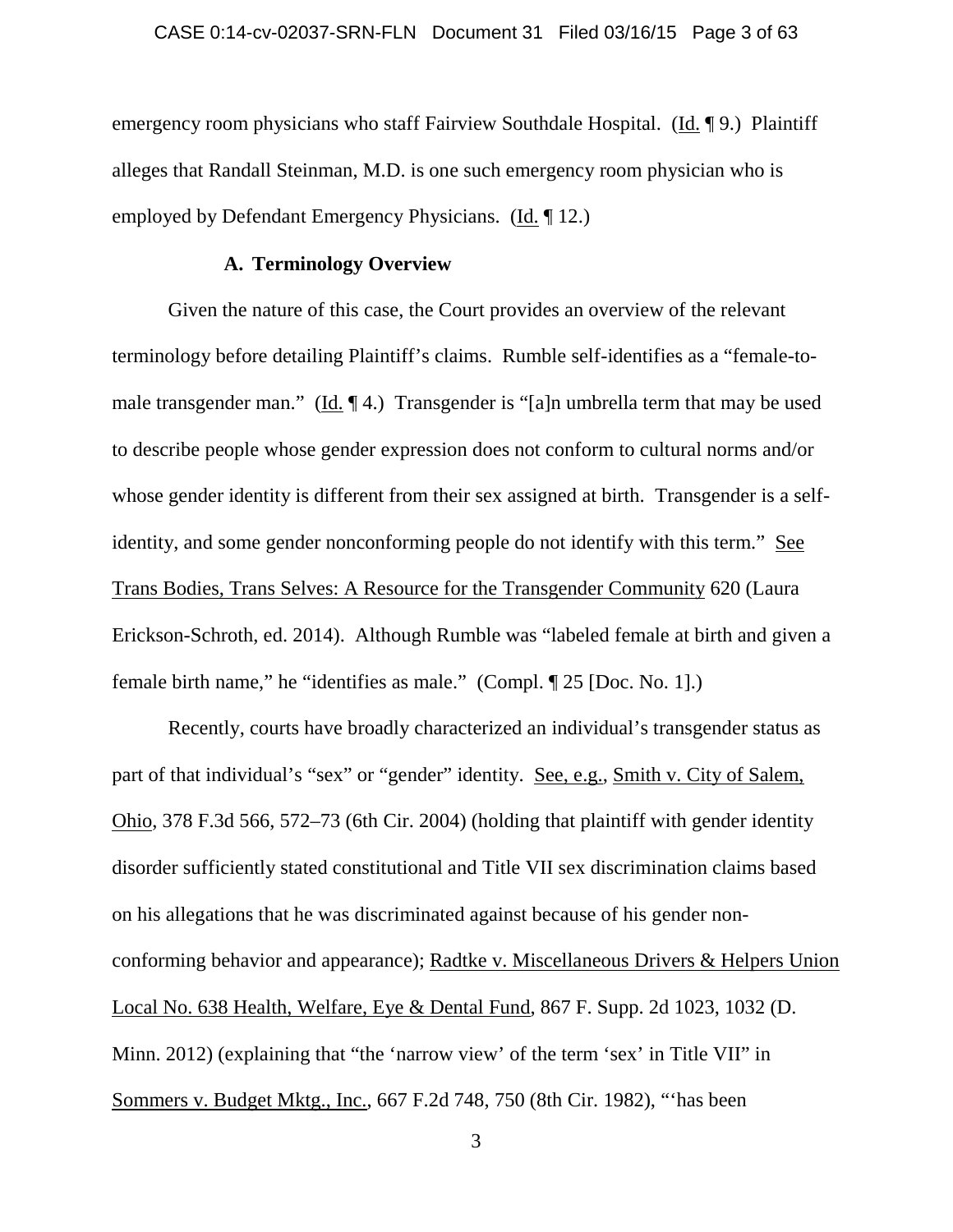emergency room physicians who staff Fairview Southdale Hospital. (Id. ¶ 9.) Plaintiff alleges that Randall Steinman, M.D. is one such emergency room physician who is employed by Defendant Emergency Physicians. (Id. ¶ 12.)

### A. Terminology Overview

Given the nature of this case, the Court provides an overview of the relevant terminology before detailing Plaintiff's claims. Rumble self-identifies as a "female-to-male transgender man." (Id. ¶ 4.) Transgender is "[a]n umbrella term that may be used to describe people whose gender expression does not conform to cultural norms and/or whose gender identity is different from their sex assigned at birth. Transgender is a self-identity, and some gender nonconforming people do not identify with this term." See Trans Bodies, Trans Selves: A Resource for the Transgender Community 620 (Laura Erickson-Schroth, ed. 2014). Although Rumble was "labeled female at birth and given a female birth name," he "identifies as male." (Compl. ¶ 25 [Doc. No. 1].)

Recently, courts have broadly characterized an individual's transgender status as part of that individual's "sex" or "gender" identity. See, e.g., Smith v. City of Salem, Ohio, 378 F.3d 566, 572–73 (6th Cir. 2004) (holding that plaintiff with gender identity disorder sufficiently stated constitutional and Title VII sex discrimination claims based on his allegations that he was discriminated against because of his gender non-conforming behavior and appearance); Radtke v. Miscellaneous Drivers & Helpers Union Local No. 638 Health, Welfare, Eye & Dental Fund, 867 F. Supp. 2d 1023, 1032 (D. Minn. 2012) (explaining that "the 'narrow view' of the term 'sex' in Title VII" in Sommers v. Budget Mktg., Inc., 667 F.2d 748, 750 (8th Cir. 1982), "'has been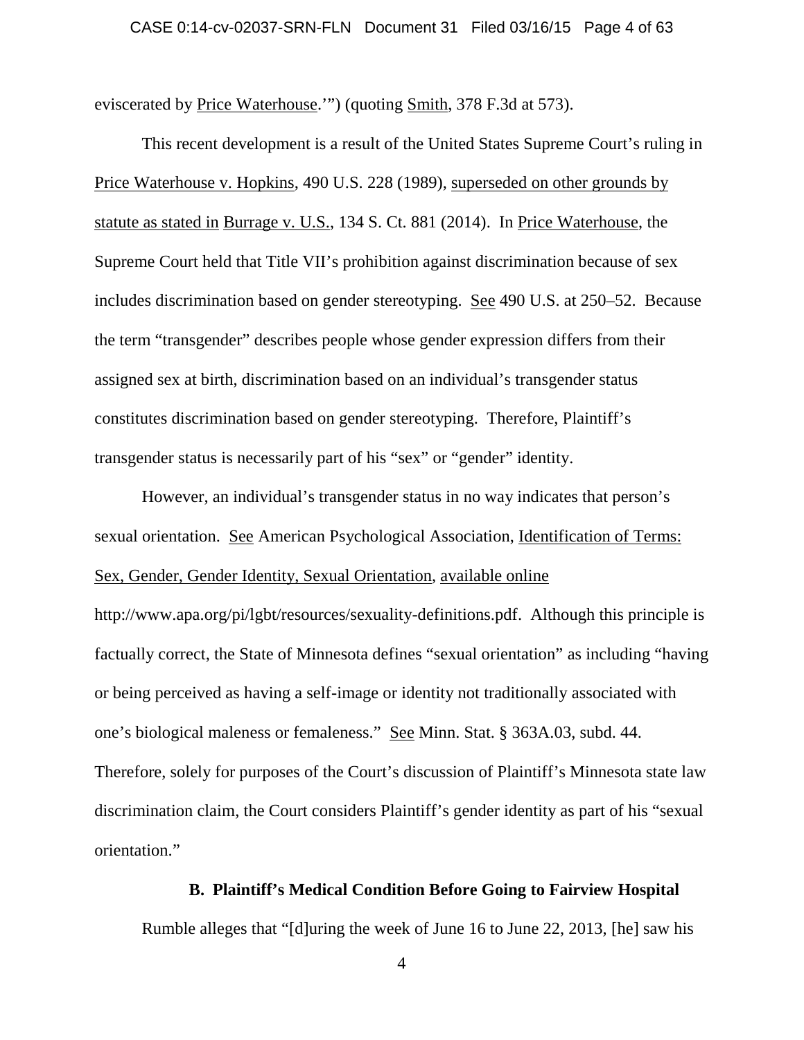eviscerated by Price Waterhouse.'") (quoting Smith, 378 F.3d at 573).

This recent development is a result of the United States Supreme Court's ruling in Price Waterhouse v. Hopkins, 490 U.S. 228 (1989), superseded on other grounds by statute as stated in Burrage v. U.S., 134 S. Ct. 881 (2014). In Price Waterhouse, the Supreme Court held that Title VII's prohibition against discrimination because of sex includes discrimination based on gender stereotyping. See 490 U.S. at 250–52. Because the term "transgender" describes people whose gender expression differs from their assigned sex at birth, discrimination based on an individual's transgender status constitutes discrimination based on gender stereotyping. Therefore, Plaintiff's transgender status is necessarily part of his "sex" or "gender" identity.

However, an individual's transgender status in no way indicates that person's sexual orientation. See American Psychological Association, Identification of Terms: Sex, Gender, Gender Identity, Sexual Orientation, available online http://www.apa.org/pi/lgbt/resources/sexuality-definitions.pdf. Although this principle is factually correct, the State of Minnesota defines "sexual orientation" as including "having or being perceived as having a self-image or identity not traditionally associated with one's biological maleness or femaleness." See Minn. Stat. § 363A.03, subd. 44. Therefore, solely for purposes of the Court's discussion of Plaintiff's Minnesota state law discrimination claim, the Court considers Plaintiff's gender identity as part of his "sexual orientation."

### B. Plaintiff's Medical Condition Before Going to Fairview Hospital

Rumble alleges that "[d]uring the week of June 16 to June 22, 2013, [he] saw his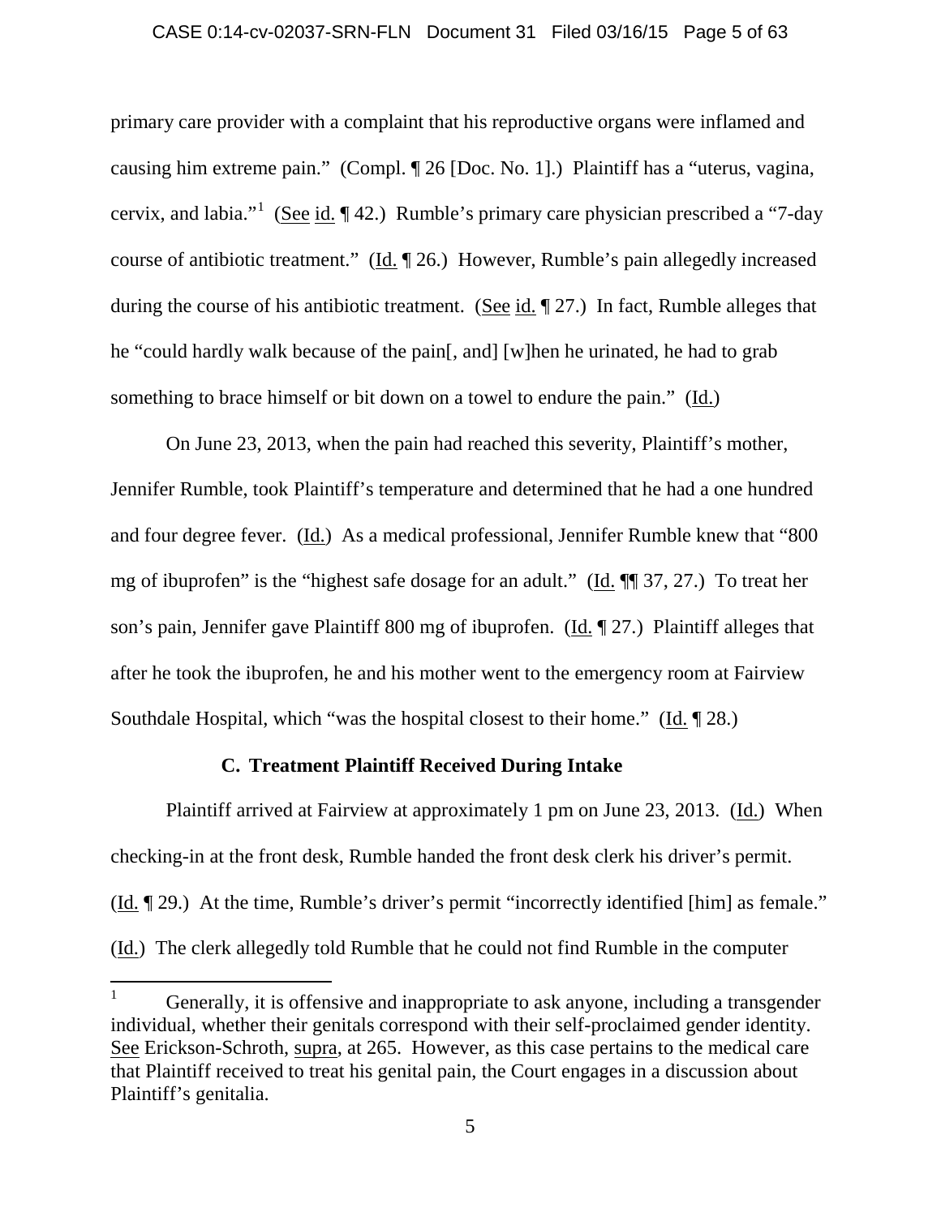primary care provider with a complaint that his reproductive organs were inflamed and causing him extreme pain." (Compl. ¶ 26 [Doc. No. 1].) Plaintiff has a "uterus, vagina, cervix, and labia."[1] (See id. ¶ 42.) Rumble's primary care physician prescribed a "7-day course of antibiotic treatment." (Id. ¶ 26.) However, Rumble's pain allegedly increased during the course of his antibiotic treatment. (See id. ¶ 27.) In fact, Rumble alleges that he "could hardly walk because of the pain[, and] [w]hen he urinated, he had to grab something to brace himself or bit down on a towel to endure the pain." (Id.)

On June 23, 2013, when the pain had reached this severity, Plaintiff's mother, Jennifer Rumble, took Plaintiff's temperature and determined that he had a one hundred and four degree fever. (Id.) As a medical professional, Jennifer Rumble knew that "800 mg of ibuprofen" is the "highest safe dosage for an adult." (Id. ¶¶ 37, 27.) To treat her son's pain, Jennifer gave Plaintiff 800 mg of ibuprofen. (Id. ¶ 27.) Plaintiff alleges that after he took the ibuprofen, he and his mother went to the emergency room at Fairview Southdale Hospital, which "was the hospital closest to their home." (Id. ¶ 28.)

### C. Treatment Plaintiff Received During Intake

Plaintiff arrived at Fairview at approximately 1 pm on June 23, 2013. (Id.) When checking-in at the front desk, Rumble handed the front desk clerk his driver's permit. (Id. ¶ 29.) At the time, Rumble's driver's permit "incorrectly identified [him] as female." (Id.) The clerk allegedly told Rumble that he could not find Rumble in the computer

---

[1] Generally, it is offensive and inappropriate to ask anyone, including a transgender individual, whether their genitals correspond with their self-proclaimed gender identity. See Erickson-Schroth, supra, at 265. However, as this case pertains to the medical care that Plaintiff received to treat his genital pain, the Court engages in a discussion about Plaintiff's genitalia.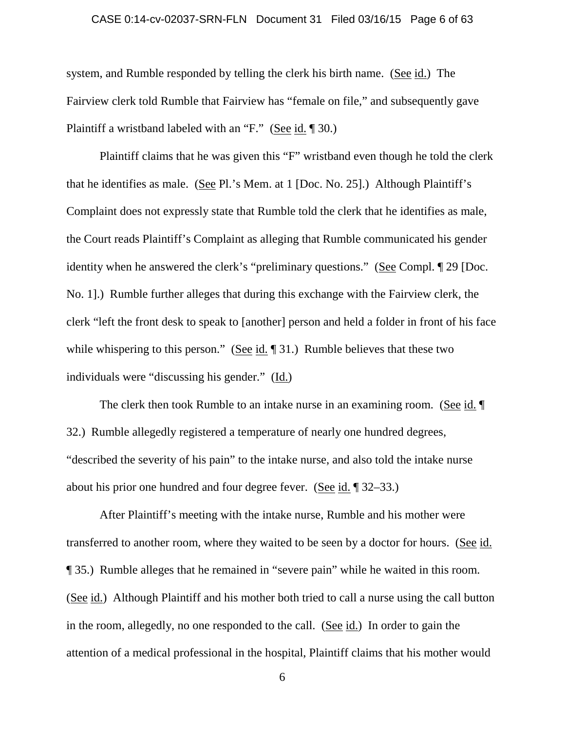system, and Rumble responded by telling the clerk his birth name. (See id.) The Fairview clerk told Rumble that Fairview has "female on file," and subsequently gave Plaintiff a wristband labeled with an "F." (See id. ¶ 30.)

Plaintiff claims that he was given this "F" wristband even though he told the clerk that he identifies as male. (See Pl.'s Mem. at 1 [Doc. No. 25].) Although Plaintiff's Complaint does not expressly state that Rumble told the clerk that he identifies as male, the Court reads Plaintiff's Complaint as alleging that Rumble communicated his gender identity when he answered the clerk's "preliminary questions." (See Compl. ¶ 29 [Doc. No. 1].) Rumble further alleges that during this exchange with the Fairview clerk, the clerk "left the front desk to speak to [another] person and held a folder in front of his face while whispering to this person." (See id. ¶ 31.) Rumble believes that these two individuals were "discussing his gender." (Id.)

The clerk then took Rumble to an intake nurse in an examining room. (See id. ¶ 32.) Rumble allegedly registered a temperature of nearly one hundred degrees, "described the severity of his pain" to the intake nurse, and also told the intake nurse about his prior one hundred and four degree fever. (See id. ¶ 32–33.)

After Plaintiff's meeting with the intake nurse, Rumble and his mother were transferred to another room, where they waited to be seen by a doctor for hours. (See id. ¶ 35.) Rumble alleges that he remained in "severe pain" while he waited in this room. (See id.) Although Plaintiff and his mother both tried to call a nurse using the call button in the room, allegedly, no one responded to the call. (See id.) In order to gain the attention of a medical professional in the hospital, Plaintiff claims that his mother would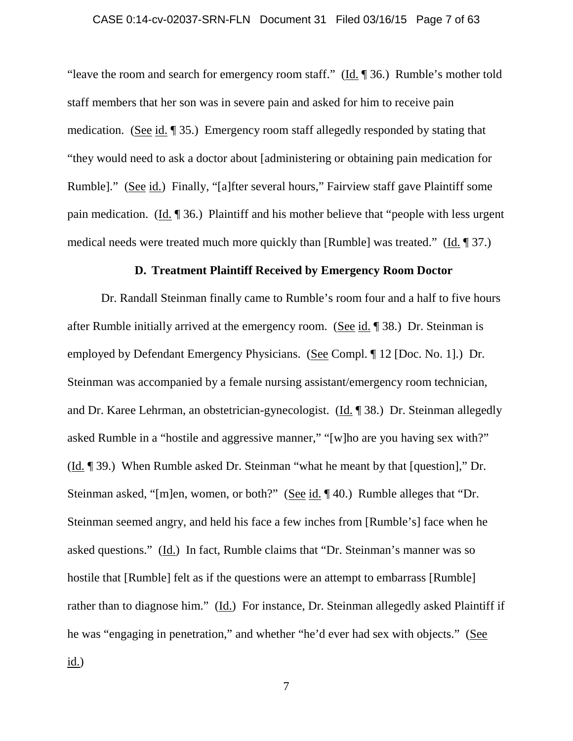"leave the room and search for emergency room staff." (Id. ¶ 36.) Rumble's mother told staff members that her son was in severe pain and asked for him to receive pain medication. (See id. ¶ 35.) Emergency room staff allegedly responded by stating that "they would need to ask a doctor about [administering or obtaining pain medication for Rumble]." (See id.) Finally, "[a]fter several hours," Fairview staff gave Plaintiff some pain medication. (Id. ¶ 36.) Plaintiff and his mother believe that "people with less urgent medical needs were treated much more quickly than [Rumble] was treated." (Id. ¶ 37.)

### D. Treatment Plaintiff Received by Emergency Room Doctor

Dr. Randall Steinman finally came to Rumble's room four and a half to five hours after Rumble initially arrived at the emergency room. (See id. ¶ 38.) Dr. Steinman is employed by Defendant Emergency Physicians. (See Compl. ¶ 12 [Doc. No. 1].) Dr. Steinman was accompanied by a female nursing assistant/emergency room technician, and Dr. Karee Lehrman, an obstetrician-gynecologist. (Id. ¶ 38.) Dr. Steinman allegedly asked Rumble in a "hostile and aggressive manner," "[w]ho are you having sex with?" (Id. ¶ 39.) When Rumble asked Dr. Steinman "what he meant by that [question]," Dr. Steinman asked, "[m]en, women, or both?" (See id. ¶ 40.) Rumble alleges that "Dr. Steinman seemed angry, and held his face a few inches from [Rumble's] face when he asked questions." (Id.) In fact, Rumble claims that "Dr. Steinman's manner was so hostile that [Rumble] felt as if the questions were an attempt to embarrass [Rumble] rather than to diagnose him." (Id.) For instance, Dr. Steinman allegedly asked Plaintiff if he was "engaging in penetration," and whether "he'd ever had sex with objects." (See id.)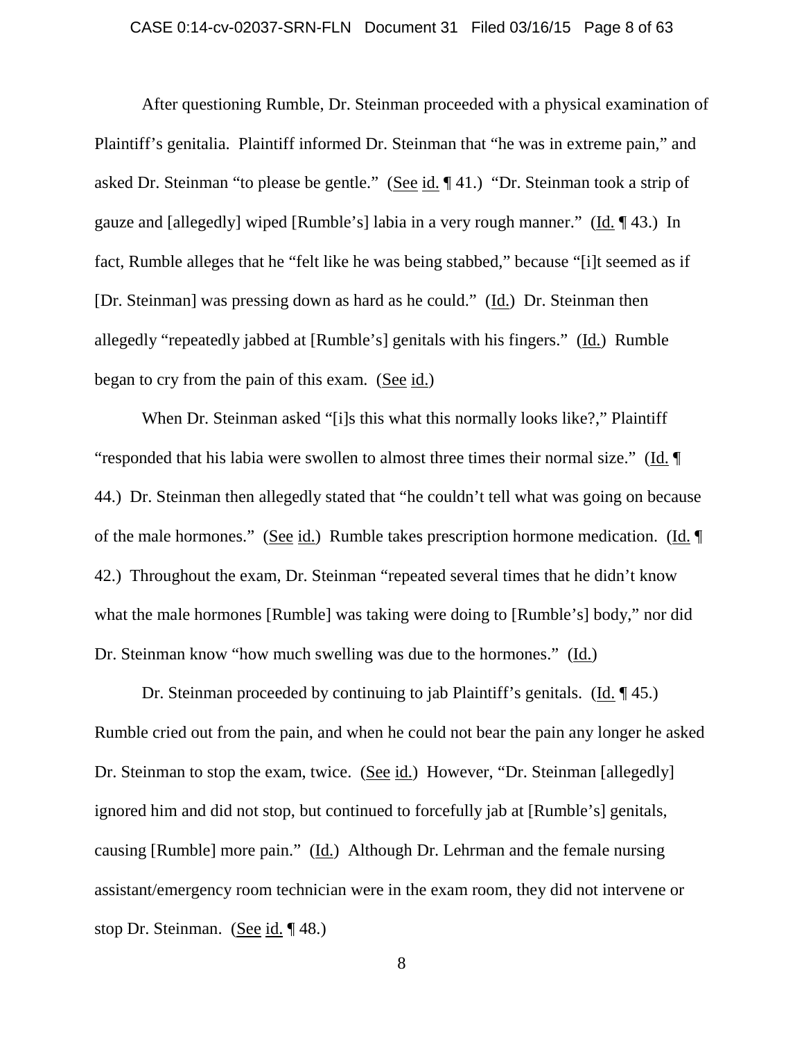After questioning Rumble, Dr. Steinman proceeded with a physical examination of Plaintiff's genitalia. Plaintiff informed Dr. Steinman that "he was in extreme pain," and asked Dr. Steinman "to please be gentle." (See id. ¶ 41.) "Dr. Steinman took a strip of gauze and [allegedly] wiped [Rumble's] labia in a very rough manner." (Id. ¶ 43.) In fact, Rumble alleges that he "felt like he was being stabbed," because "[i]t seemed as if [Dr. Steinman] was pressing down as hard as he could." (Id.) Dr. Steinman then allegedly "repeatedly jabbed at [Rumble's] genitals with his fingers." (Id.) Rumble began to cry from the pain of this exam. (See id.)

When Dr. Steinman asked "[i]s this what this normally looks like?," Plaintiff "responded that his labia were swollen to almost three times their normal size." (Id. ¶ 44.) Dr. Steinman then allegedly stated that "he couldn't tell what was going on because of the male hormones." (See id.) Rumble takes prescription hormone medication. (Id. ¶ 42.) Throughout the exam, Dr. Steinman "repeated several times that he didn't know what the male hormones [Rumble] was taking were doing to [Rumble's] body," nor did Dr. Steinman know "how much swelling was due to the hormones." (Id.)

Dr. Steinman proceeded by continuing to jab Plaintiff's genitals. (Id. ¶ 45.) Rumble cried out from the pain, and when he could not bear the pain any longer he asked Dr. Steinman to stop the exam, twice. (See id.) However, "Dr. Steinman [allegedly] ignored him and did not stop, but continued to forcefully jab at [Rumble's] genitals, causing [Rumble] more pain." (Id.) Although Dr. Lehrman and the female nursing assistant/emergency room technician were in the exam room, they did not intervene or stop Dr. Steinman. (See id. ¶ 48.)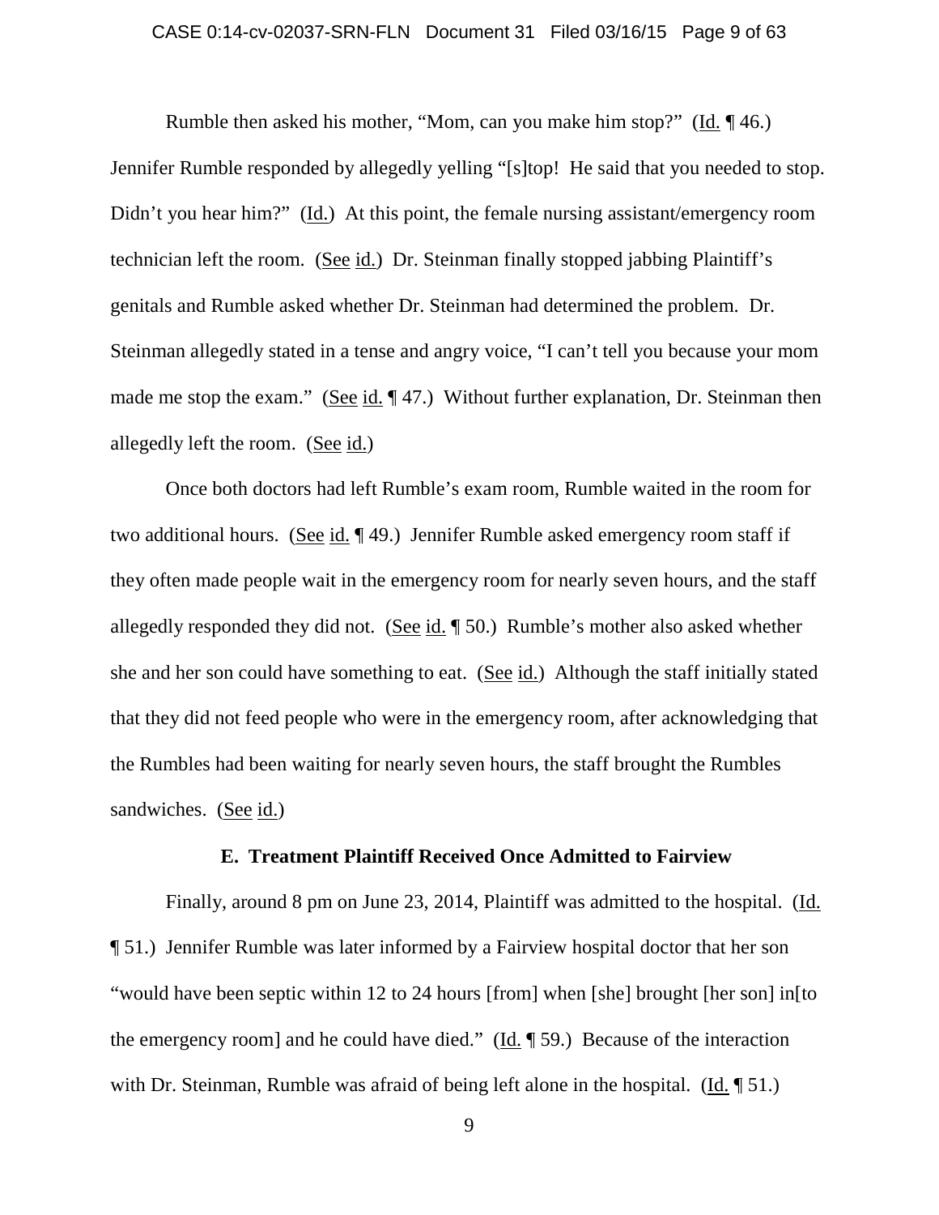Rumble then asked his mother, "Mom, can you make him stop?" (Id. ¶ 46.) Jennifer Rumble responded by allegedly yelling "[s]top! He said that you needed to stop. Didn't you hear him?" (Id.) At this point, the female nursing assistant/emergency room technician left the room. (See id.) Dr. Steinman finally stopped jabbing Plaintiff's genitals and Rumble asked whether Dr. Steinman had determined the problem. Dr. Steinman allegedly stated in a tense and angry voice, "I can't tell you because your mom made me stop the exam." (See id. ¶ 47.) Without further explanation, Dr. Steinman then allegedly left the room. (See id.)

Once both doctors had left Rumble's exam room, Rumble waited in the room for two additional hours. (See id. ¶ 49.) Jennifer Rumble asked emergency room staff if they often made people wait in the emergency room for nearly seven hours, and the staff allegedly responded they did not. (See id. ¶ 50.) Rumble's mother also asked whether she and her son could have something to eat. (See id.) Although the staff initially stated that they did not feed people who were in the emergency room, after acknowledging that the Rumbles had been waiting for nearly seven hours, the staff brought the Rumbles sandwiches. (See id.)

### E. Treatment Plaintiff Received Once Admitted to Fairview

Finally, around 8 pm on June 23, 2014, Plaintiff was admitted to the hospital. (Id. ¶ 51.) Jennifer Rumble was later informed by a Fairview hospital doctor that her son "would have been septic within 12 to 24 hours [from] when [she] brought [her son] in[to the emergency room] and he could have died." (Id. ¶ 59.) Because of the interaction with Dr. Steinman, Rumble was afraid of being left alone in the hospital. (Id. ¶ 51.)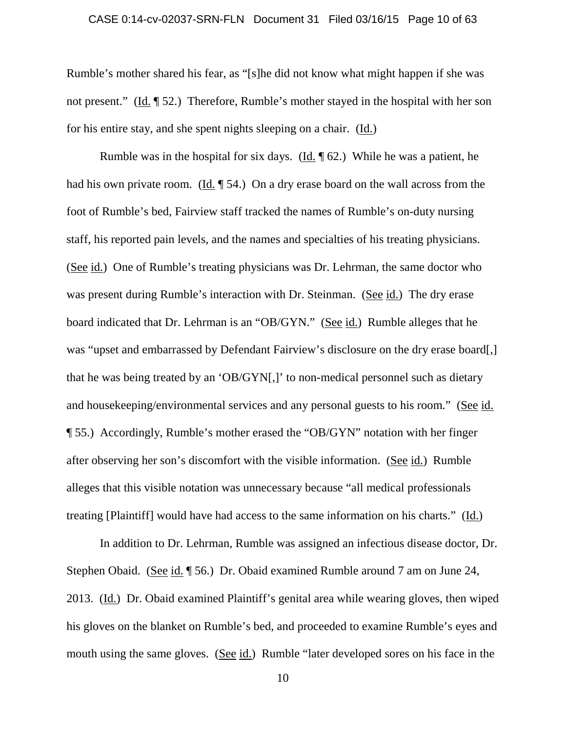Rumble's mother shared his fear, as "[s]he did not know what might happen if she was not present." (Id. ¶ 52.) Therefore, Rumble's mother stayed in the hospital with her son for his entire stay, and she spent nights sleeping on a chair. (Id.)

Rumble was in the hospital for six days. (Id. ¶ 62.) While he was a patient, he had his own private room. (Id. ¶ 54.) On a dry erase board on the wall across from the foot of Rumble's bed, Fairview staff tracked the names of Rumble's on-duty nursing staff, his reported pain levels, and the names and specialties of his treating physicians. (See id.) One of Rumble's treating physicians was Dr. Lehrman, the same doctor who was present during Rumble's interaction with Dr. Steinman. (See id.) The dry erase board indicated that Dr. Lehrman is an "OB/GYN." (See id.) Rumble alleges that he was "upset and embarrassed by Defendant Fairview's disclosure on the dry erase board[,] that he was being treated by an 'OB/GYN[,]' to non-medical personnel such as dietary and housekeeping/environmental services and any personal guests to his room." (See id. ¶ 55.) Accordingly, Rumble's mother erased the "OB/GYN" notation with her finger after observing her son's discomfort with the visible information. (See id.) Rumble alleges that this visible notation was unnecessary because "all medical professionals treating [Plaintiff] would have had access to the same information on his charts." (Id.)

In addition to Dr. Lehrman, Rumble was assigned an infectious disease doctor, Dr. Stephen Obaid. (See id. ¶ 56.) Dr. Obaid examined Rumble around 7 am on June 24, 2013. (Id.) Dr. Obaid examined Plaintiff's genital area while wearing gloves, then wiped his gloves on the blanket on Rumble's bed, and proceeded to examine Rumble's eyes and mouth using the same gloves. (See id.) Rumble "later developed sores on his face in the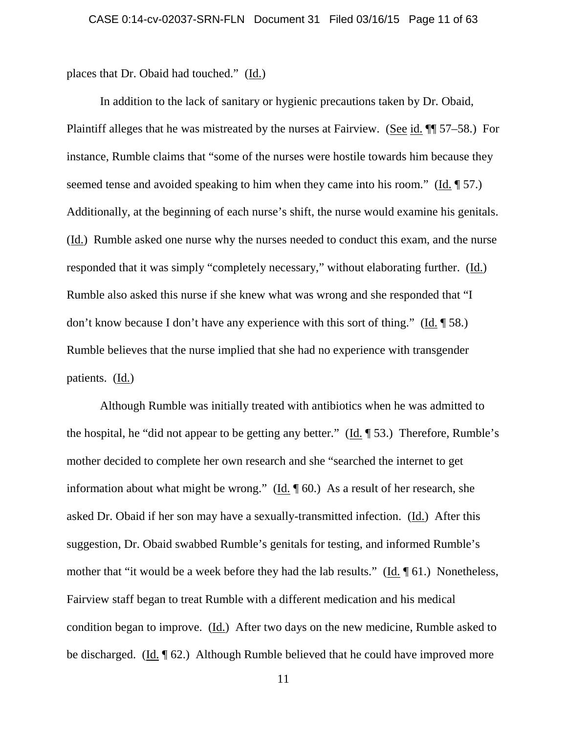places that Dr. Obaid had touched." (Id.)

In addition to the lack of sanitary or hygienic precautions taken by Dr. Obaid, Plaintiff alleges that he was mistreated by the nurses at Fairview. (See id. ¶¶ 57–58.) For instance, Rumble claims that "some of the nurses were hostile towards him because they seemed tense and avoided speaking to him when they came into his room." (Id. ¶ 57.) Additionally, at the beginning of each nurse's shift, the nurse would examine his genitals. (Id.) Rumble asked one nurse why the nurses needed to conduct this exam, and the nurse responded that it was simply "completely necessary," without elaborating further. (Id.) Rumble also asked this nurse if she knew what was wrong and she responded that "I don't know because I don't have any experience with this sort of thing." (Id. ¶ 58.) Rumble believes that the nurse implied that she had no experience with transgender patients. (Id.)

Although Rumble was initially treated with antibiotics when he was admitted to the hospital, he "did not appear to be getting any better." (Id. ¶ 53.) Therefore, Rumble's mother decided to complete her own research and she "searched the internet to get information about what might be wrong." (Id. ¶ 60.) As a result of her research, she asked Dr. Obaid if her son may have a sexually-transmitted infection. (Id.) After this suggestion, Dr. Obaid swabbed Rumble's genitals for testing, and informed Rumble's mother that "it would be a week before they had the lab results." (Id. ¶ 61.) Nonetheless, Fairview staff began to treat Rumble with a different medication and his medical condition began to improve. (Id.) After two days on the new medicine, Rumble asked to be discharged. (Id. ¶ 62.) Although Rumble believed that he could have improved more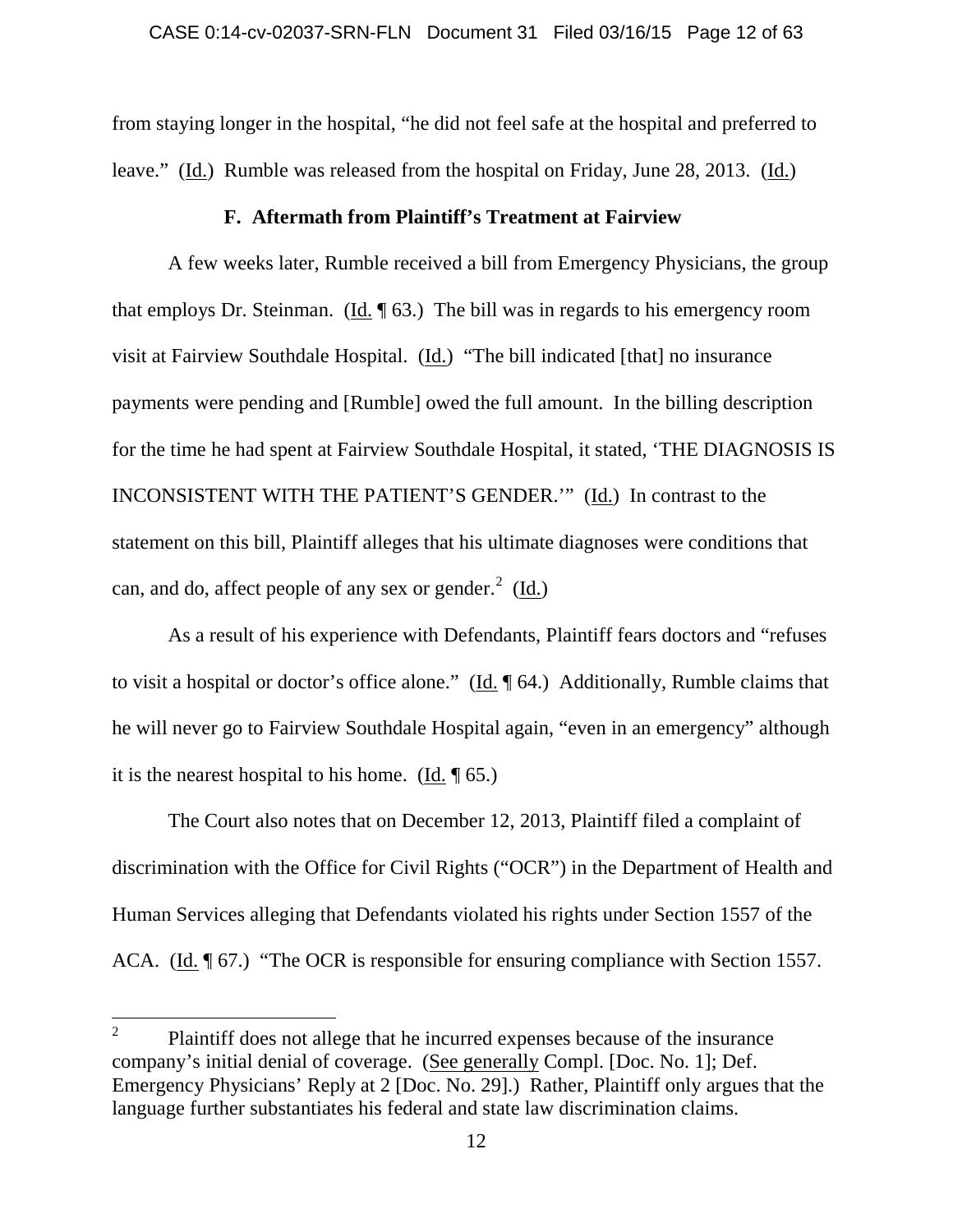from staying longer in the hospital, "he did not feel safe at the hospital and preferred to leave." (Id.) Rumble was released from the hospital on Friday, June 28, 2013. (Id.)

### F. Aftermath from Plaintiff's Treatment at Fairview

A few weeks later, Rumble received a bill from Emergency Physicians, the group that employs Dr. Steinman. (Id. ¶ 63.) The bill was in regards to his emergency room visit at Fairview Southdale Hospital. (Id.) "The bill indicated [that] no insurance payments were pending and [Rumble] owed the full amount. In the billing description for the time he had spent at Fairview Southdale Hospital, it stated, 'THE DIAGNOSIS IS INCONSISTENT WITH THE PATIENT'S GENDER.'" (Id.) In contrast to the statement on this bill, Plaintiff alleges that his ultimate diagnoses were conditions that can, and do, affect people of any sex or gender.[2] (Id.)

As a result of his experience with Defendants, Plaintiff fears doctors and "refuses to visit a hospital or doctor's office alone." (Id. ¶ 64.) Additionally, Rumble claims that he will never go to Fairview Southdale Hospital again, "even in an emergency" although it is the nearest hospital to his home. (Id. ¶ 65.)

The Court also notes that on December 12, 2013, Plaintiff filed a complaint of discrimination with the Office for Civil Rights ("OCR") in the Department of Health and Human Services alleging that Defendants violated his rights under Section 1557 of the ACA. (Id. ¶ 67.) "The OCR is responsible for ensuring compliance with Section 1557.

---

[2] Plaintiff does not allege that he incurred expenses because of the insurance company's initial denial of coverage. (See generally Compl. [Doc. No. 1]; Def. Emergency Physicians' Reply at 2 [Doc. No. 29].) Rather, Plaintiff only argues that the language further substantiates his federal and state law discrimination claims.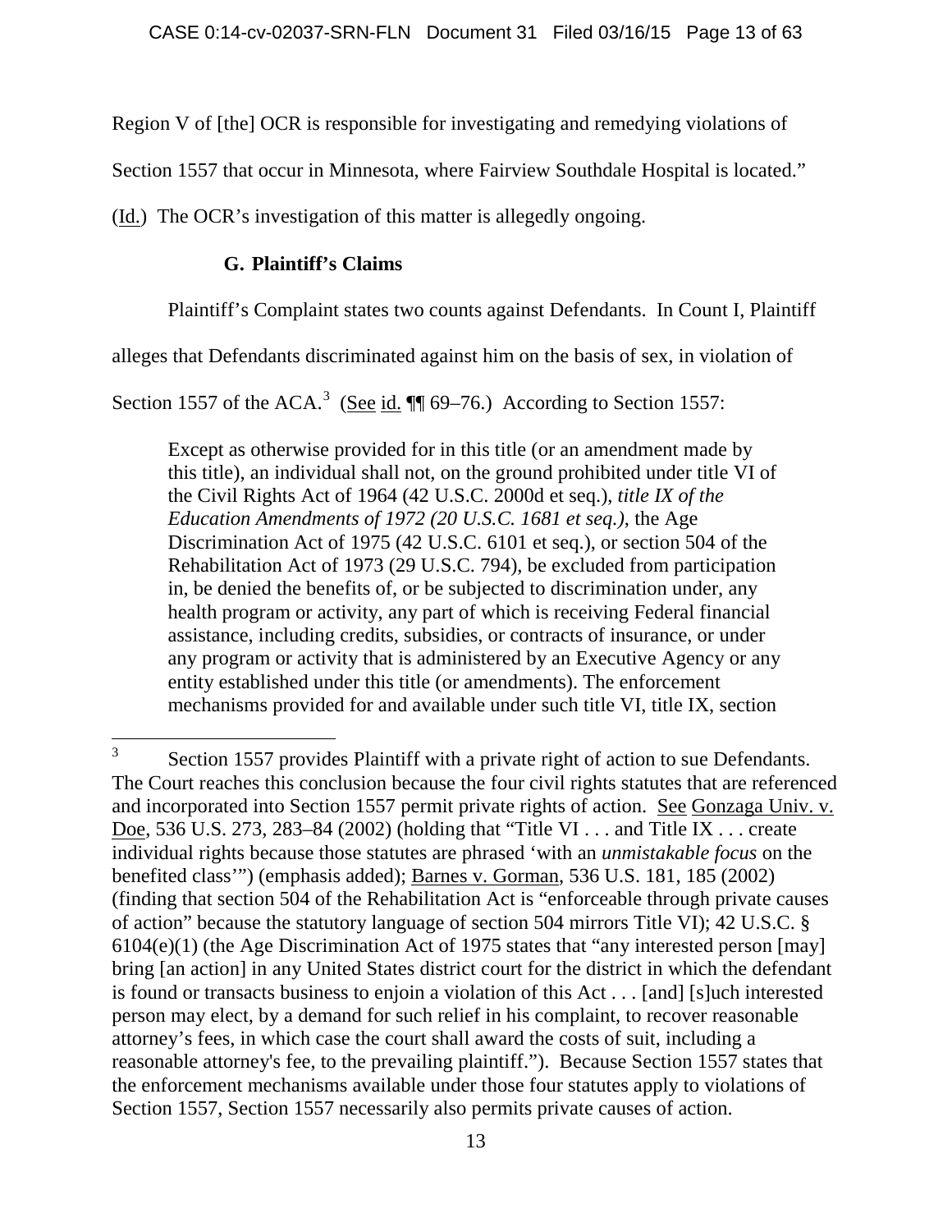Region V of [the] OCR is responsible for investigating and remedying violations of Section 1557 that occur in Minnesota, where Fairview Southdale Hospital is located." (Id.) The OCR's investigation of this matter is allegedly ongoing.

### G. Plaintiff's Claims

Plaintiff's Complaint states two counts against Defendants. In Count I, Plaintiff alleges that Defendants discriminated against him on the basis of sex, in violation of Section 1557 of the ACA.[3] (See id. ¶¶ 69–76.) According to Section 1557:

> Except as otherwise provided for in this title (or an amendment made by this title), an individual shall not, on the ground prohibited under title VI of the Civil Rights Act of 1964 (42 U.S.C. 2000d et seq.), *title IX of the Education Amendments of 1972 (20 U.S.C. 1681 et seq.)*, the Age Discrimination Act of 1975 (42 U.S.C. 6101 et seq.), or section 504 of the Rehabilitation Act of 1973 (29 U.S.C. 794), be excluded from participation in, be denied the benefits of, or be subjected to discrimination under, any health program or activity, any part of which is receiving Federal financial assistance, including credits, subsidies, or contracts of insurance, or under any program or activity that is administered by an Executive Agency or any entity established under this title (or amendments). The enforcement mechanisms provided for and available under such title VI, title IX, section

[3] Section 1557 provides Plaintiff with a private right of action to sue Defendants. The Court reaches this conclusion because the four civil rights statutes that are referenced and incorporated into Section 1557 permit private rights of action. See Gonzaga Univ. v. Doe, 536 U.S. 273, 283–84 (2002) (holding that "Title VI . . . and Title IX . . . create individual rights because those statutes are phrased 'with an *unmistakable focus* on the benefited class'") (emphasis added); Barnes v. Gorman, 536 U.S. 181, 185 (2002) (finding that section 504 of the Rehabilitation Act is "enforceable through private causes of action" because the statutory language of section 504 mirrors Title VI); 42 U.S.C. § 6104(e)(1) (the Age Discrimination Act of 1975 states that "any interested person [may] bring [an action] in any United States district court for the district in which the defendant is found or transacts business to enjoin a violation of this Act . . . [and] [s]uch interested person may elect, by a demand for such relief in his complaint, to recover reasonable attorney's fees, in which case the court shall award the costs of suit, including a reasonable attorney's fee, to the prevailing plaintiff."). Because Section 1557 states that the enforcement mechanisms available under those four statutes apply to violations of Section 1557, Section 1557 necessarily also permits private causes of action.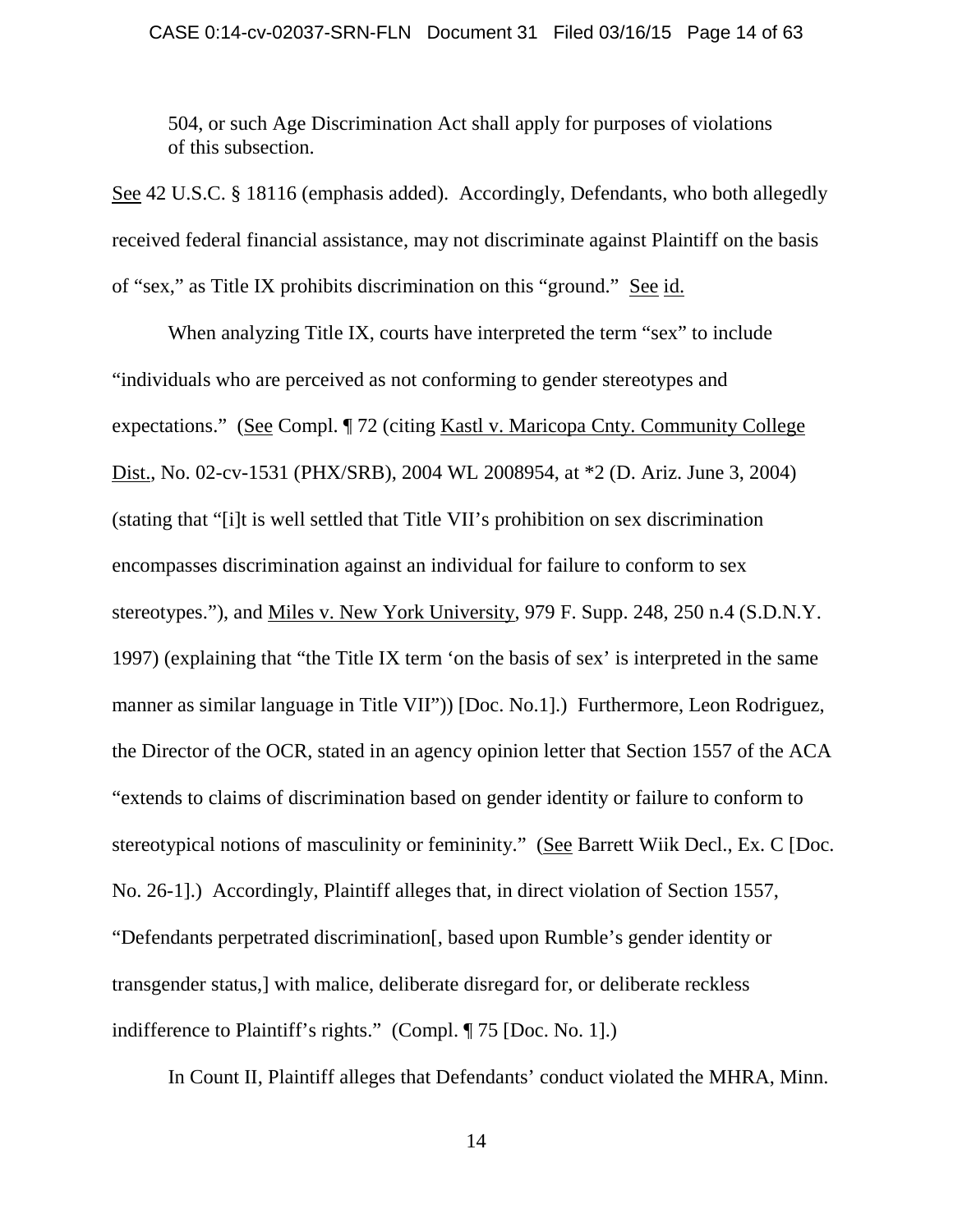504, or such Age Discrimination Act shall apply for purposes of violations of this subsection.

See 42 U.S.C. § 18116 (emphasis added). Accordingly, Defendants, who both allegedly received federal financial assistance, may not discriminate against Plaintiff on the basis of "sex," as Title IX prohibits discrimination on this "ground." See id.

When analyzing Title IX, courts have interpreted the term "sex" to include "individuals who are perceived as not conforming to gender stereotypes and expectations." (See Compl. ¶ 72 (citing Kastl v. Maricopa Cnty. Community College Dist., No. 02-cv-1531 (PHX/SRB), 2004 WL 2008954, at *2 (D. Ariz. June 3, 2004) (stating that "[i]t is well settled that Title VII's prohibition on sex discrimination encompasses discrimination against an individual for failure to conform to sex stereotypes."), and Miles v. New York University, 979 F. Supp. 248, 250 n.4 (S.D.N.Y. 1997) (explaining that "the Title IX term 'on the basis of sex' is interpreted in the same manner as similar language in Title VII")) [Doc. No.1].) Furthermore, Leon Rodriguez, the Director of the OCR, stated in an agency opinion letter that Section 1557 of the ACA "extends to claims of discrimination based on gender identity or failure to conform to stereotypical notions of masculinity or femininity." (See Barrett Wiik Decl., Ex. C [Doc. No. 26-1].) Accordingly, Plaintiff alleges that, in direct violation of Section 1557, "Defendants perpetrated discrimination[, based upon Rumble's gender identity or transgender status,] with malice, deliberate disregard for, or deliberate reckless indifference to Plaintiff's rights." (Compl. ¶ 75 [Doc. No. 1].)

In Count II, Plaintiff alleges that Defendants' conduct violated the MHRA, Minn.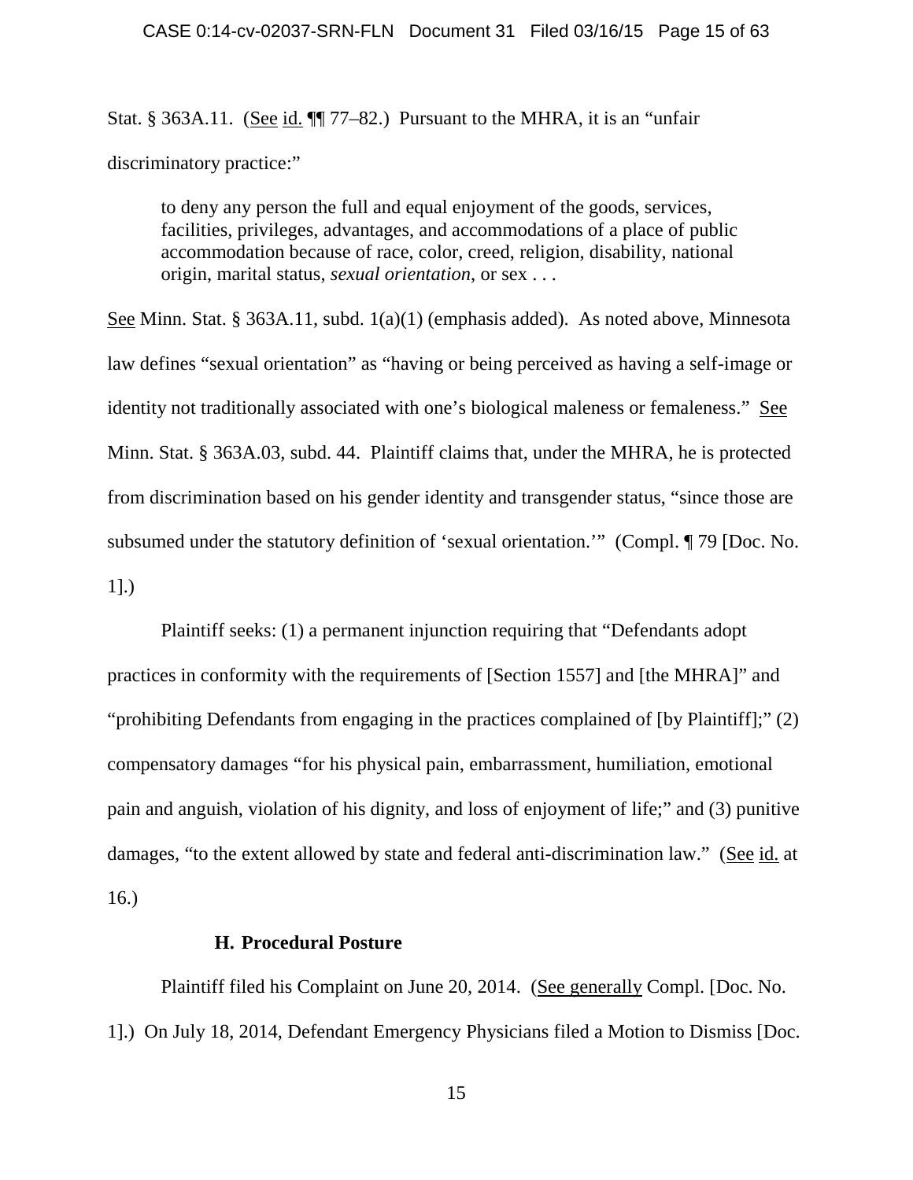Stat. § 363A.11. (See id. ¶¶ 77–82.) Pursuant to the MHRA, it is an "unfair discriminatory practice:"

> to deny any person the full and equal enjoyment of the goods, services, facilities, privileges, advantages, and accommodations of a place of public accommodation because of race, color, creed, religion, disability, national origin, marital status, *sexual orientation*, or sex . . .

See Minn. Stat. § 363A.11, subd. 1(a)(1) (emphasis added). As noted above, Minnesota law defines "sexual orientation" as "having or being perceived as having a self-image or identity not traditionally associated with one's biological maleness or femaleness." See Minn. Stat. § 363A.03, subd. 44. Plaintiff claims that, under the MHRA, he is protected from discrimination based on his gender identity and transgender status, "since those are subsumed under the statutory definition of 'sexual orientation.'" (Compl. ¶ 79 [Doc. No. 1].)

Plaintiff seeks: (1) a permanent injunction requiring that "Defendants adopt practices in conformity with the requirements of [Section 1557] and [the MHRA]" and "prohibiting Defendants from engaging in the practices complained of [by Plaintiff];" (2) compensatory damages "for his physical pain, embarrassment, humiliation, emotional pain and anguish, violation of his dignity, and loss of enjoyment of life;" and (3) punitive damages, "to the extent allowed by state and federal anti-discrimination law." (See id. at 16.)

### H. Procedural Posture

Plaintiff filed his Complaint on June 20, 2014. (See generally Compl. [Doc. No. 1].) On July 18, 2014, Defendant Emergency Physicians filed a Motion to Dismiss [Doc.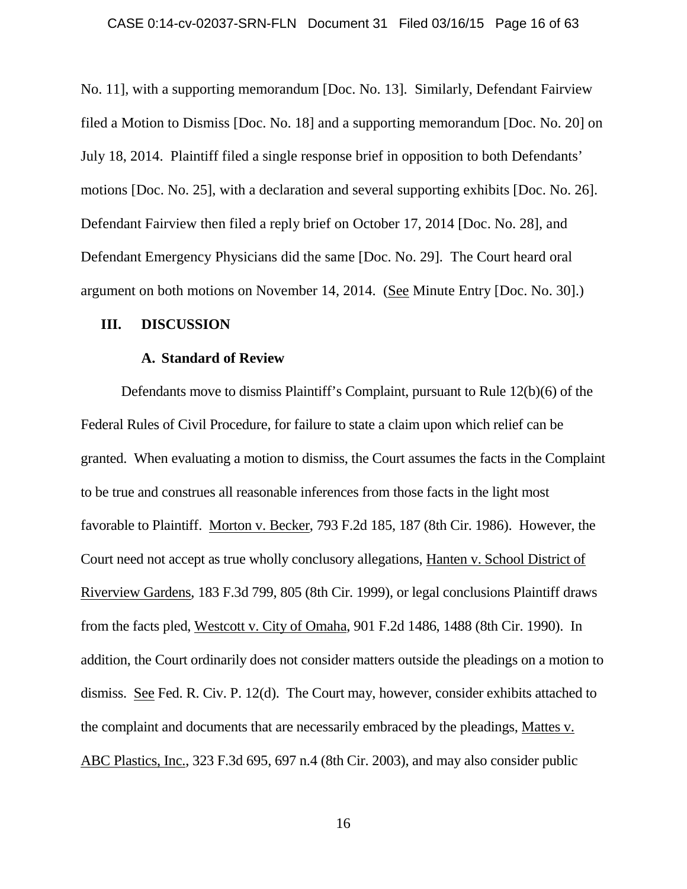No. 11], with a supporting memorandum [Doc. No. 13]. Similarly, Defendant Fairview filed a Motion to Dismiss [Doc. No. 18] and a supporting memorandum [Doc. No. 20] on July 18, 2014. Plaintiff filed a single response brief in opposition to both Defendants' motions [Doc. No. 25], with a declaration and several supporting exhibits [Doc. No. 26]. Defendant Fairview then filed a reply brief on October 17, 2014 [Doc. No. 28], and Defendant Emergency Physicians did the same [Doc. No. 29]. The Court heard oral argument on both motions on November 14, 2014. (See Minute Entry [Doc. No. 30].)

## III. DISCUSSION

### A. Standard of Review

Defendants move to dismiss Plaintiff's Complaint, pursuant to Rule 12(b)(6) of the Federal Rules of Civil Procedure, for failure to state a claim upon which relief can be granted. When evaluating a motion to dismiss, the Court assumes the facts in the Complaint to be true and construes all reasonable inferences from those facts in the light most favorable to Plaintiff. Morton v. Becker, 793 F.2d 185, 187 (8th Cir. 1986). However, the Court need not accept as true wholly conclusory allegations, Hanten v. School District of Riverview Gardens, 183 F.3d 799, 805 (8th Cir. 1999), or legal conclusions Plaintiff draws from the facts pled, Westcott v. City of Omaha, 901 F.2d 1486, 1488 (8th Cir. 1990). In addition, the Court ordinarily does not consider matters outside the pleadings on a motion to dismiss. See Fed. R. Civ. P. 12(d). The Court may, however, consider exhibits attached to the complaint and documents that are necessarily embraced by the pleadings, Mattes v. ABC Plastics, Inc., 323 F.3d 695, 697 n.4 (8th Cir. 2003), and may also consider public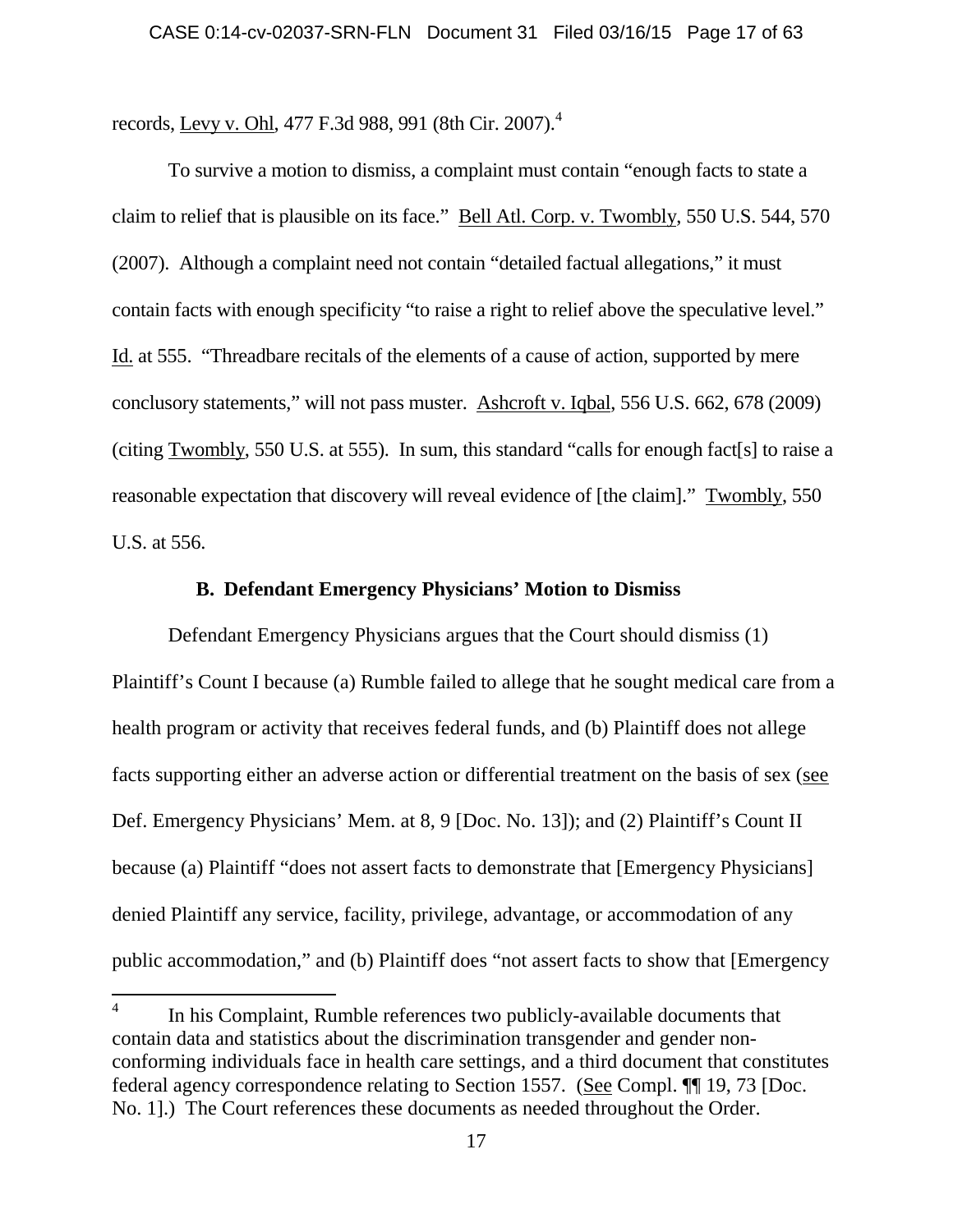records, Levy v. Ohl, 477 F.3d 988, 991 (8th Cir. 2007).[4]

To survive a motion to dismiss, a complaint must contain "enough facts to state a claim to relief that is plausible on its face." Bell Atl. Corp. v. Twombly, 550 U.S. 544, 570 (2007). Although a complaint need not contain "detailed factual allegations," it must contain facts with enough specificity "to raise a right to relief above the speculative level." Id. at 555. "Threadbare recitals of the elements of a cause of action, supported by mere conclusory statements," will not pass muster. Ashcroft v. Iqbal, 556 U.S. 662, 678 (2009) (citing Twombly, 550 U.S. at 555). In sum, this standard "calls for enough fact[s] to raise a reasonable expectation that discovery will reveal evidence of [the claim]." Twombly, 550 U.S. at 556.

### B. Defendant Emergency Physicians' Motion to Dismiss

Defendant Emergency Physicians argues that the Court should dismiss (1) Plaintiff's Count I because (a) Rumble failed to allege that he sought medical care from a health program or activity that receives federal funds, and (b) Plaintiff does not allege facts supporting either an adverse action or differential treatment on the basis of sex (see Def. Emergency Physicians' Mem. at 8, 9 [Doc. No. 13]); and (2) Plaintiff's Count II because (a) Plaintiff "does not assert facts to demonstrate that [Emergency Physicians] denied Plaintiff any service, facility, privilege, advantage, or accommodation of any public accommodation," and (b) Plaintiff does "not assert facts to show that [Emergency

---

[4] In his Complaint, Rumble references two publicly-available documents that contain data and statistics about the discrimination transgender and gender non-conforming individuals face in health care settings, and a third document that constitutes federal agency correspondence relating to Section 1557. (See Compl. ¶¶ 19, 73 [Doc. No. 1].) The Court references these documents as needed throughout the Order.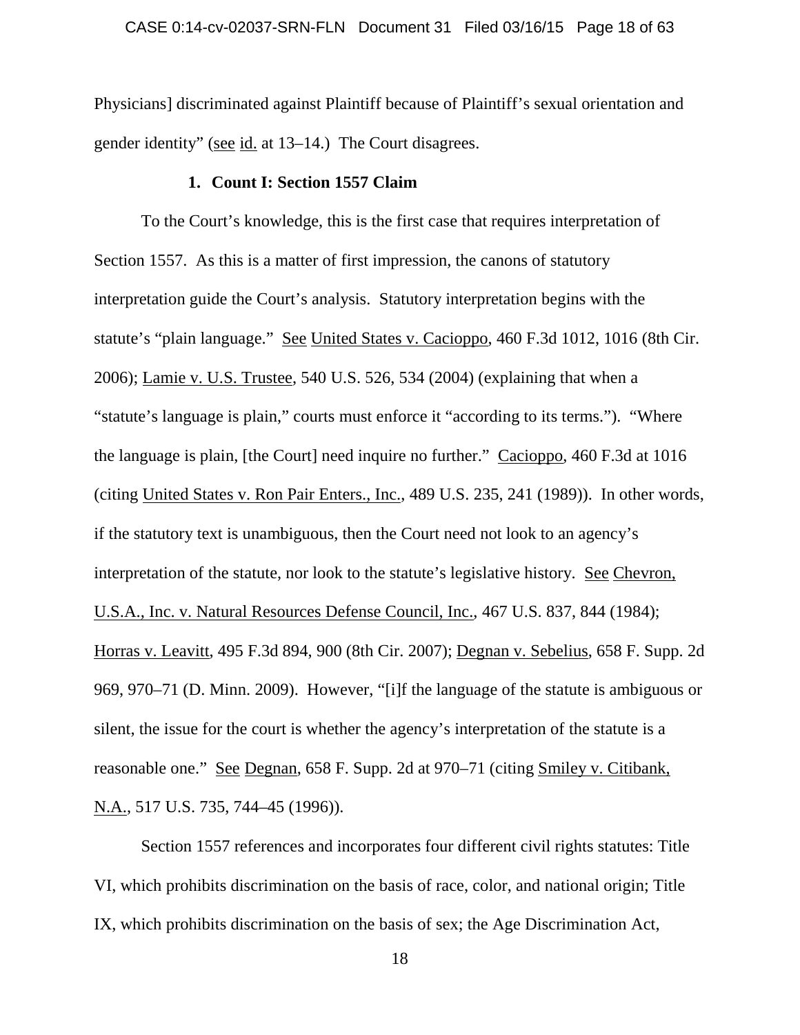Physicians] discriminated against Plaintiff because of Plaintiff's sexual orientation and gender identity" (<u>see</u> <u>id.</u> at 13–14.) The Court disagrees.

### 1. Count I: Section 1557 Claim

To the Court's knowledge, this is the first case that requires interpretation of Section 1557. As this is a matter of first impression, the canons of statutory interpretation guide the Court's analysis. Statutory interpretation begins with the statute's "plain language." <u>See</u> <u>United States v. Cacioppo</u>, 460 F.3d 1012, 1016 (8th Cir. 2006); <u>Lamie v. U.S. Trustee</u>, 540 U.S. 526, 534 (2004) (explaining that when a "statute's language is plain," courts must enforce it "according to its terms."). "Where the language is plain, [the Court] need inquire no further." <u>Cacioppo</u>, 460 F.3d at 1016 (citing <u>United States v. Ron Pair Enters., Inc.</u>, 489 U.S. 235, 241 (1989)). In other words, if the statutory text is unambiguous, then the Court need not look to an agency's interpretation of the statute, nor look to the statute's legislative history. <u>See</u> <u>Chevron, U.S.A., Inc. v. Natural Resources Defense Council, Inc.</u>, 467 U.S. 837, 844 (1984); <u>Horras v. Leavitt</u>, 495 F.3d 894, 900 (8th Cir. 2007); <u>Degnan v. Sebelius</u>, 658 F. Supp. 2d 969, 970–71 (D. Minn. 2009). However, "[i]f the language of the statute is ambiguous or silent, the issue for the court is whether the agency's interpretation of the statute is a reasonable one." <u>See</u> <u>Degnan</u>, 658 F. Supp. 2d at 970–71 (citing <u>Smiley v. Citibank, N.A.</u>, 517 U.S. 735, 744–45 (1996)).

Section 1557 references and incorporates four different civil rights statutes: Title VI, which prohibits discrimination on the basis of race, color, and national origin; Title IX, which prohibits discrimination on the basis of sex; the Age Discrimination Act,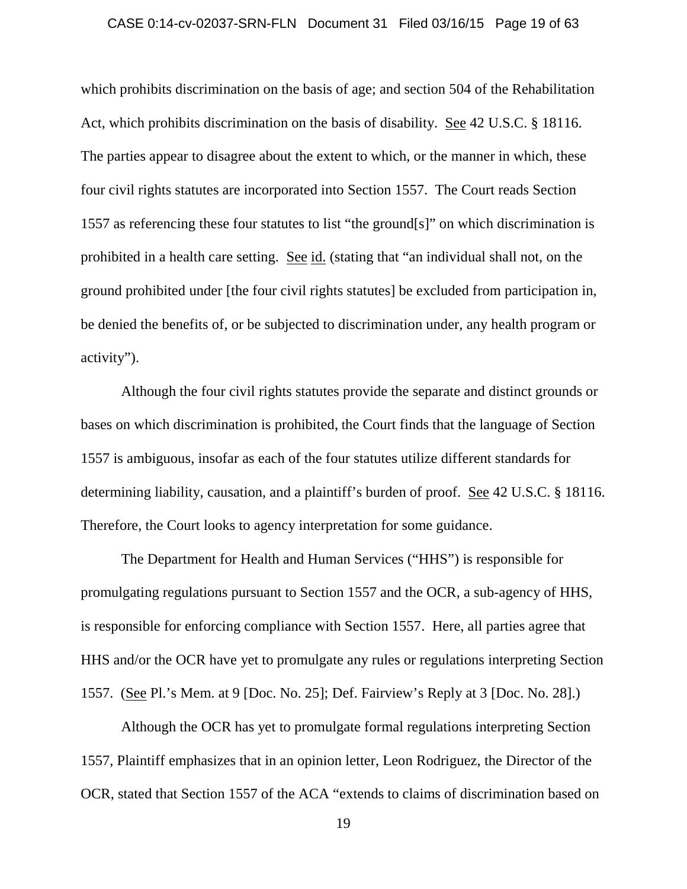which prohibits discrimination on the basis of age; and section 504 of the Rehabilitation Act, which prohibits discrimination on the basis of disability. See 42 U.S.C. § 18116. The parties appear to disagree about the extent to which, or the manner in which, these four civil rights statutes are incorporated into Section 1557. The Court reads Section 1557 as referencing these four statutes to list "the ground[s]" on which discrimination is prohibited in a health care setting. See id. (stating that "an individual shall not, on the ground prohibited under [the four civil rights statutes] be excluded from participation in, be denied the benefits of, or be subjected to discrimination under, any health program or activity").

Although the four civil rights statutes provide the separate and distinct grounds or bases on which discrimination is prohibited, the Court finds that the language of Section 1557 is ambiguous, insofar as each of the four statutes utilize different standards for determining liability, causation, and a plaintiff's burden of proof. See 42 U.S.C. § 18116. Therefore, the Court looks to agency interpretation for some guidance.

The Department for Health and Human Services ("HHS") is responsible for promulgating regulations pursuant to Section 1557 and the OCR, a sub-agency of HHS, is responsible for enforcing compliance with Section 1557. Here, all parties agree that HHS and/or the OCR have yet to promulgate any rules or regulations interpreting Section 1557. (See Pl.'s Mem. at 9 [Doc. No. 25]; Def. Fairview's Reply at 3 [Doc. No. 28].)

Although the OCR has yet to promulgate formal regulations interpreting Section 1557, Plaintiff emphasizes that in an opinion letter, Leon Rodriguez, the Director of the OCR, stated that Section 1557 of the ACA "extends to claims of discrimination based on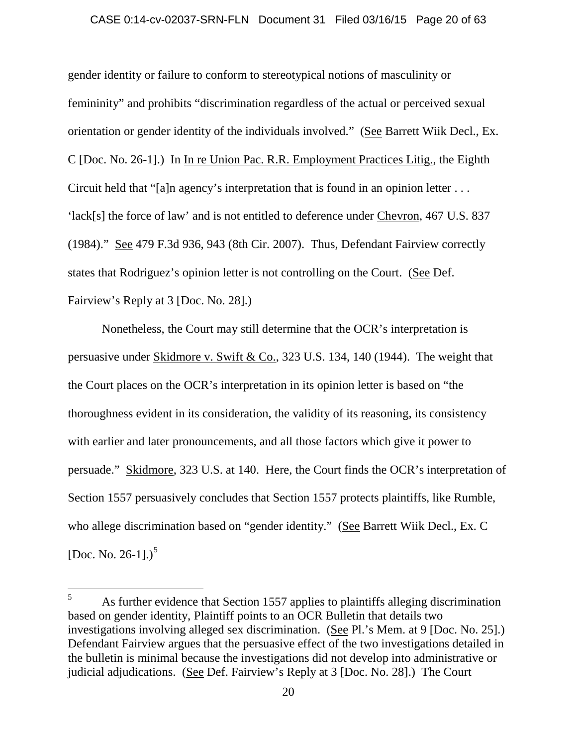gender identity or failure to conform to stereotypical notions of masculinity or femininity" and prohibits "discrimination regardless of the actual or perceived sexual orientation or gender identity of the individuals involved." (See Barrett Wiik Decl., Ex. C [Doc. No. 26-1].) In In re Union Pac. R.R. Employment Practices Litig., the Eighth Circuit held that "[a]n agency's interpretation that is found in an opinion letter . . . 'lack[s] the force of law' and is not entitled to deference under Chevron, 467 U.S. 837 (1984)." See 479 F.3d 936, 943 (8th Cir. 2007). Thus, Defendant Fairview correctly states that Rodriguez's opinion letter is not controlling on the Court. (See Def. Fairview's Reply at 3 [Doc. No. 28].)

Nonetheless, the Court may still determine that the OCR's interpretation is persuasive under Skidmore v. Swift & Co., 323 U.S. 134, 140 (1944). The weight that the Court places on the OCR's interpretation in its opinion letter is based on "the thoroughness evident in its consideration, the validity of its reasoning, its consistency with earlier and later pronouncements, and all those factors which give it power to persuade." Skidmore, 323 U.S. at 140. Here, the Court finds the OCR's interpretation of Section 1557 persuasively concludes that Section 1557 protects plaintiffs, like Rumble, who allege discrimination based on "gender identity." (See Barrett Wiik Decl., Ex. C [Doc. No. 26-1].)[5]

---

[5] As further evidence that Section 1557 applies to plaintiffs alleging discrimination based on gender identity, Plaintiff points to an OCR Bulletin that details two investigations involving alleged sex discrimination. (See Pl.'s Mem. at 9 [Doc. No. 25].) Defendant Fairview argues that the persuasive effect of the two investigations detailed in the bulletin is minimal because the investigations did not develop into administrative or judicial adjudications. (See Def. Fairview's Reply at 3 [Doc. No. 28].) The Court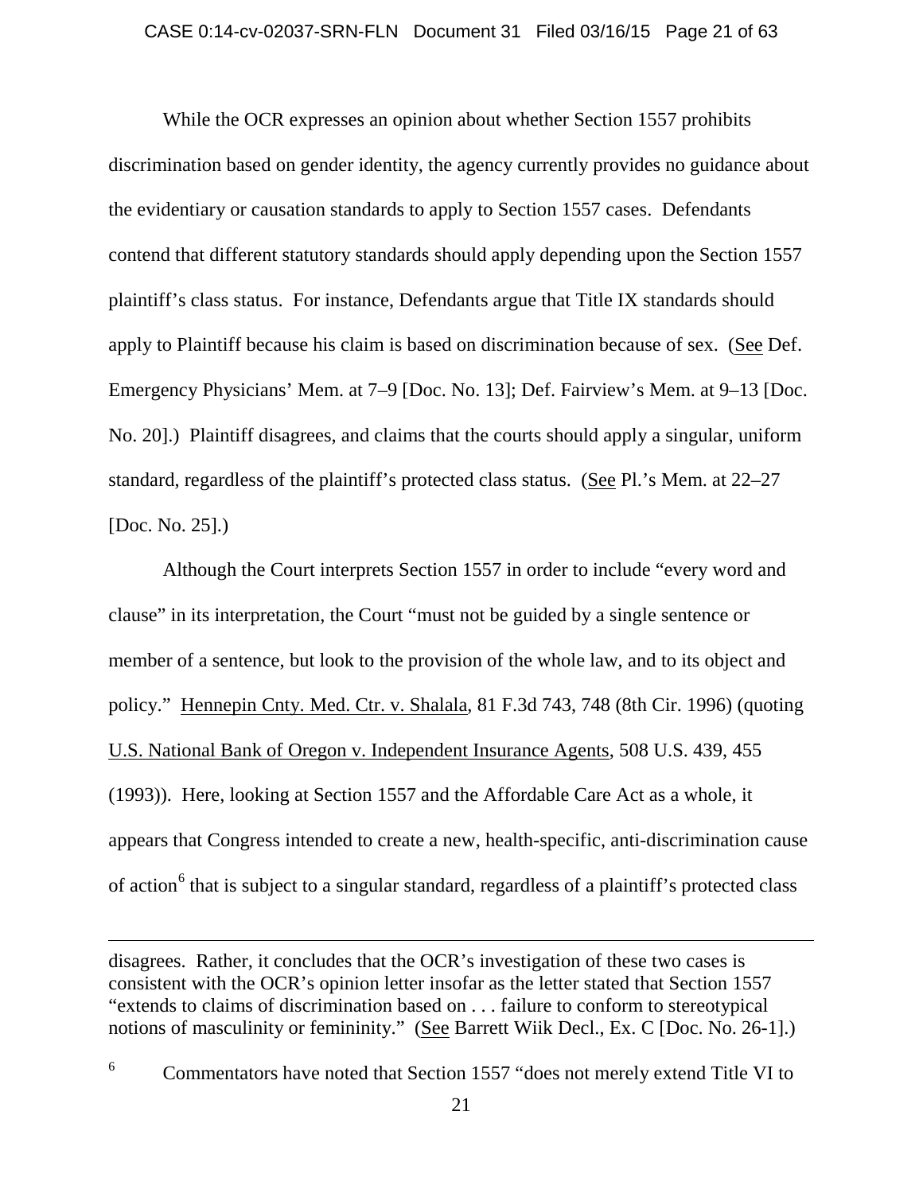While the OCR expresses an opinion about whether Section 1557 prohibits discrimination based on gender identity, the agency currently provides no guidance about the evidentiary or causation standards to apply to Section 1557 cases. Defendants contend that different statutory standards should apply depending upon the Section 1557 plaintiff's class status. For instance, Defendants argue that Title IX standards should apply to Plaintiff because his claim is based on discrimination because of sex. (See Def. Emergency Physicians' Mem. at 7–9 [Doc. No. 13]; Def. Fairview's Mem. at 9–13 [Doc. No. 20].) Plaintiff disagrees, and claims that the courts should apply a singular, uniform standard, regardless of the plaintiff's protected class status. (See Pl.'s Mem. at 22–27 [Doc. No. 25].)

Although the Court interprets Section 1557 in order to include "every word and clause" in its interpretation, the Court "must not be guided by a single sentence or member of a sentence, but look to the provision of the whole law, and to its object and policy." Hennepin Cnty. Med. Ctr. v. Shalala, 81 F.3d 743, 748 (8th Cir. 1996) (quoting U.S. National Bank of Oregon v. Independent Insurance Agents, 508 U.S. 439, 455 (1993)). Here, looking at Section 1557 and the Affordable Care Act as a whole, it appears that Congress intended to create a new, health-specific, anti-discrimination cause of action[6] that is subject to a singular standard, regardless of a plaintiff's protected class

---

disagrees. Rather, it concludes that the OCR's investigation of these two cases is consistent with the OCR's opinion letter insofar as the letter stated that Section 1557 "extends to claims of discrimination based on . . . failure to conform to stereotypical notions of masculinity or femininity." (See Barrett Wiik Decl., Ex. C [Doc. No. 26-1].)

[6] Commentators have noted that Section 1557 "does not merely extend Title VI to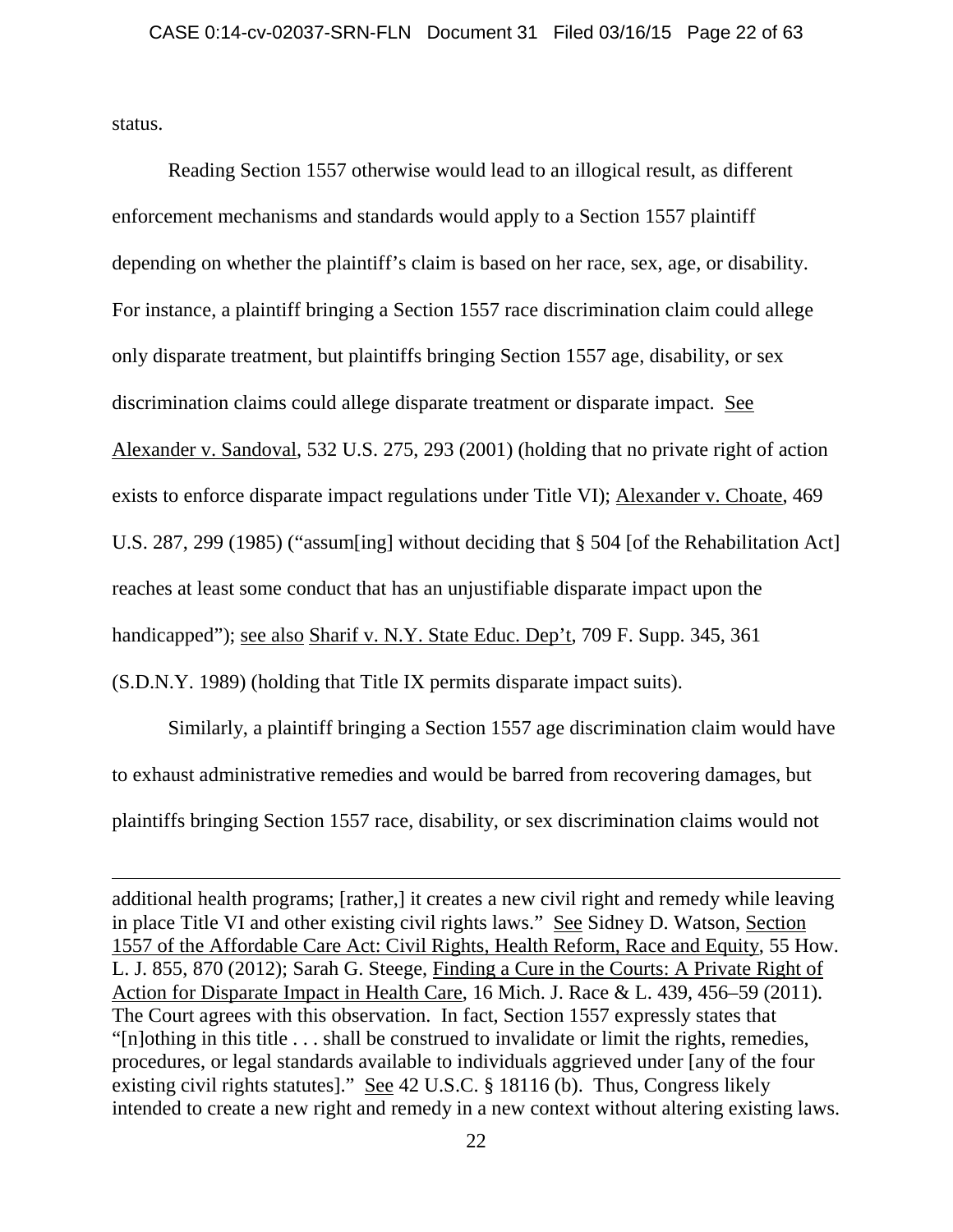status.

Reading Section 1557 otherwise would lead to an illogical result, as different enforcement mechanisms and standards would apply to a Section 1557 plaintiff depending on whether the plaintiff's claim is based on her race, sex, age, or disability. For instance, a plaintiff bringing a Section 1557 race discrimination claim could allege only disparate treatment, but plaintiffs bringing Section 1557 age, disability, or sex discrimination claims could allege disparate treatment or disparate impact. See Alexander v. Sandoval, 532 U.S. 275, 293 (2001) (holding that no private right of action exists to enforce disparate impact regulations under Title VI); Alexander v. Choate, 469 U.S. 287, 299 (1985) ("assum[ing] without deciding that § 504 [of the Rehabilitation Act] reaches at least some conduct that has an unjustifiable disparate impact upon the handicapped"); see also Sharif v. N.Y. State Educ. Dep't, 709 F. Supp. 345, 361 (S.D.N.Y. 1989) (holding that Title IX permits disparate impact suits).

Similarly, a plaintiff bringing a Section 1557 age discrimination claim would have to exhaust administrative remedies and would be barred from recovering damages, but plaintiffs bringing Section 1557 race, disability, or sex discrimination claims would not

---

additional health programs; [rather,] it creates a new civil right and remedy while leaving in place Title VI and other existing civil rights laws." See Sidney D. Watson, Section 1557 of the Affordable Care Act: Civil Rights, Health Reform, Race and Equity, 55 How. L. J. 855, 870 (2012); Sarah G. Steege, Finding a Cure in the Courts: A Private Right of Action for Disparate Impact in Health Care, 16 Mich. J. Race & L. 439, 456–59 (2011). The Court agrees with this observation. In fact, Section 1557 expressly states that "[n]othing in this title . . . shall be construed to invalidate or limit the rights, remedies, procedures, or legal standards available to individuals aggrieved under [any of the four existing civil rights statutes]." See 42 U.S.C. § 18116 (b). Thus, Congress likely intended to create a new right and remedy in a new context without altering existing laws.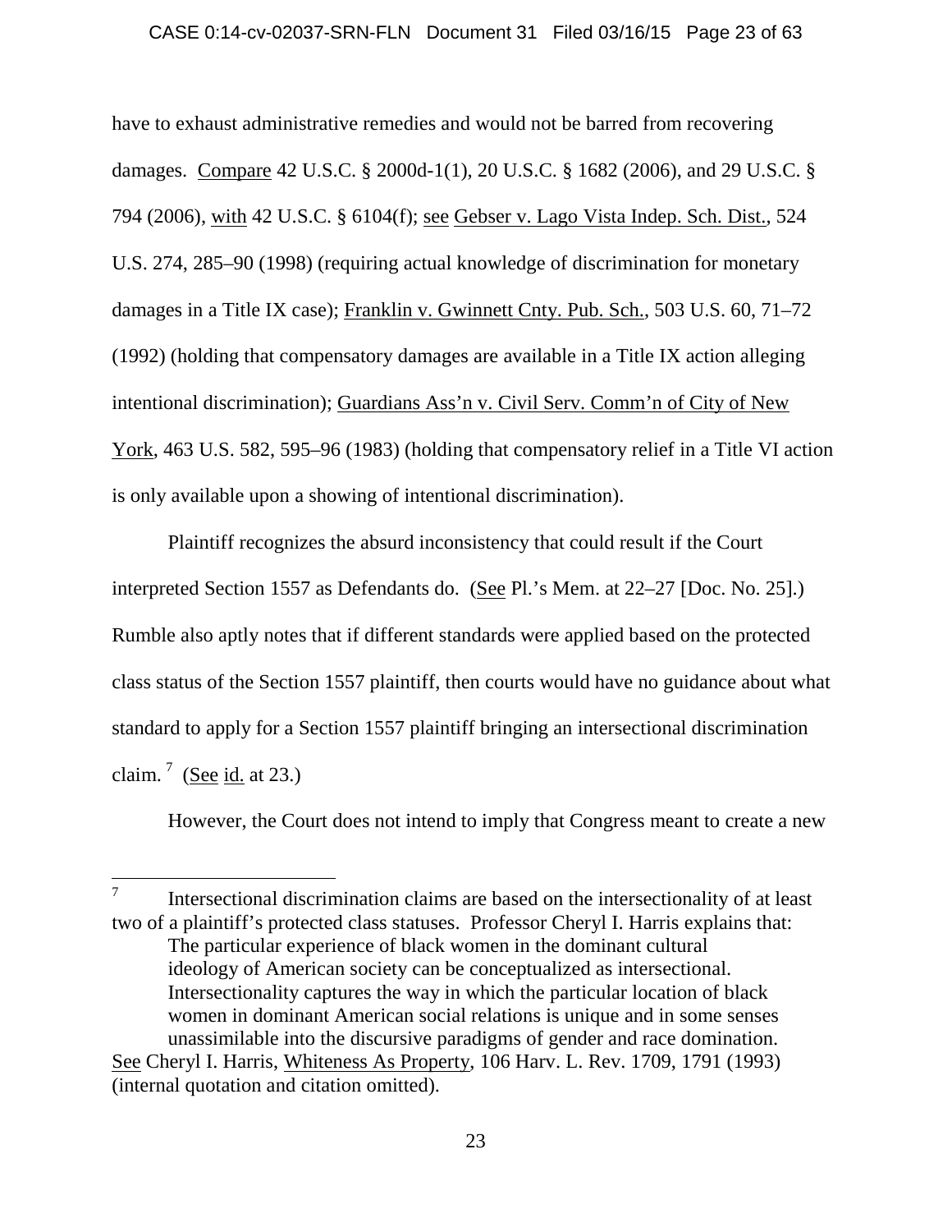have to exhaust administrative remedies and would not be barred from recovering damages. Compare 42 U.S.C. § 2000d-1(1), 20 U.S.C. § 1682 (2006), and 29 U.S.C. § 794 (2006), with 42 U.S.C. § 6104(f); see Gebser v. Lago Vista Indep. Sch. Dist., 524 U.S. 274, 285–90 (1998) (requiring actual knowledge of discrimination for monetary damages in a Title IX case); Franklin v. Gwinnett Cnty. Pub. Sch., 503 U.S. 60, 71–72 (1992) (holding that compensatory damages are available in a Title IX action alleging intentional discrimination); Guardians Ass'n v. Civil Serv. Comm'n of City of New York, 463 U.S. 582, 595–96 (1983) (holding that compensatory relief in a Title VI action is only available upon a showing of intentional discrimination).

Plaintiff recognizes the absurd inconsistency that could result if the Court interpreted Section 1557 as Defendants do. (See Pl.'s Mem. at 22–27 [Doc. No. 25].) Rumble also aptly notes that if different standards were applied based on the protected class status of the Section 1557 plaintiff, then courts would have no guidance about what standard to apply for a Section 1557 plaintiff bringing an intersectional discrimination claim.[7] (See id. at 23.)

However, the Court does not intend to imply that Congress meant to create a new

---

[7] Intersectional discrimination claims are based on the intersectionality of at least two of a plaintiff's protected class statuses. Professor Cheryl I. Harris explains that:

> The particular experience of black women in the dominant cultural ideology of American society can be conceptualized as intersectional. Intersectionality captures the way in which the particular location of black women in dominant American social relations is unique and in some senses unassimilable into the discursive paradigms of gender and race domination.

See Cheryl I. Harris, Whiteness As Property, 106 Harv. L. Rev. 1709, 1791 (1993) (internal quotation and citation omitted).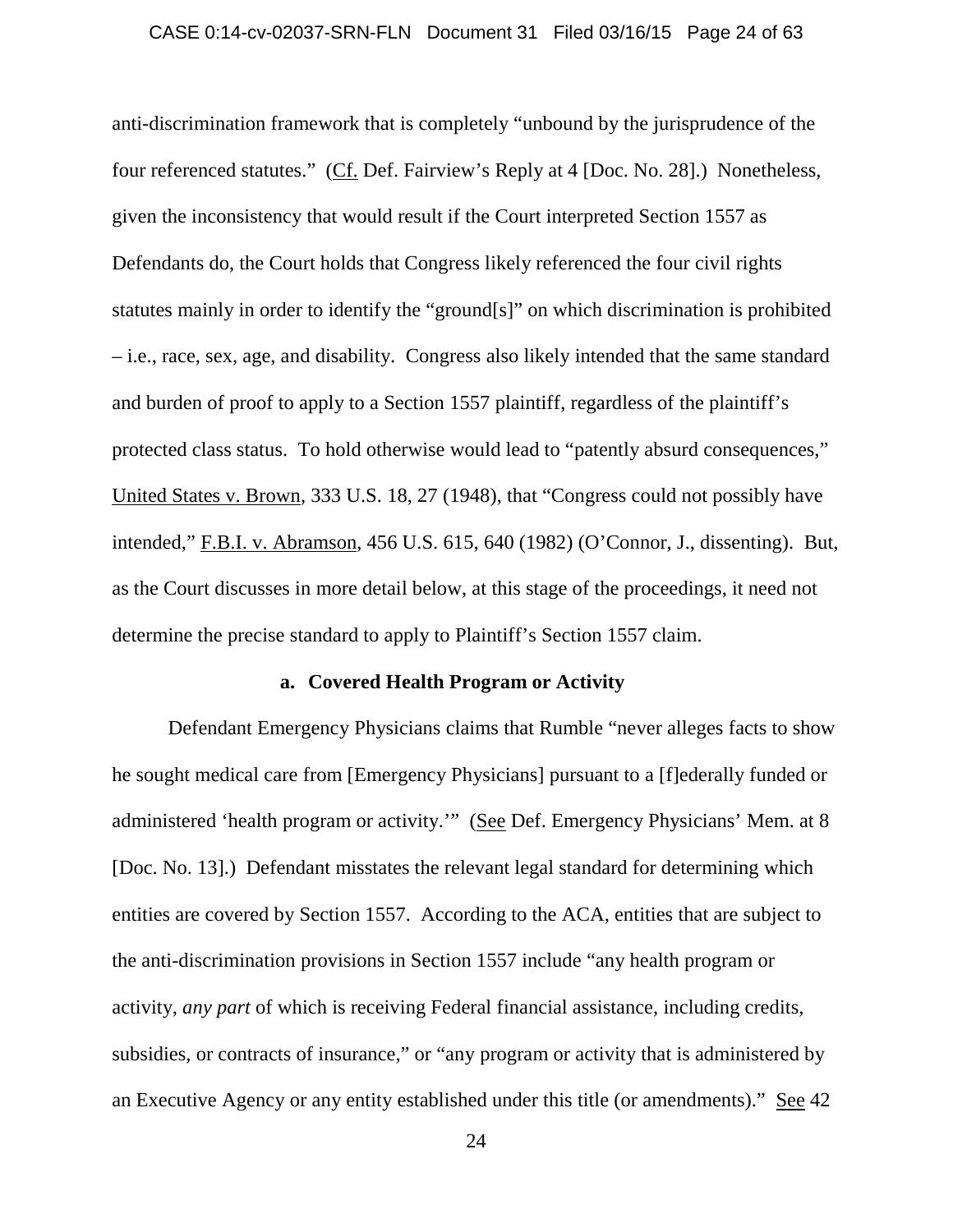anti-discrimination framework that is completely "unbound by the jurisprudence of the four referenced statutes." (Cf. Def. Fairview's Reply at 4 [Doc. No. 28].) Nonetheless, given the inconsistency that would result if the Court interpreted Section 1557 as Defendants do, the Court holds that Congress likely referenced the four civil rights statutes mainly in order to identify the "ground[s]" on which discrimination is prohibited – i.e., race, sex, age, and disability. Congress also likely intended that the same standard and burden of proof to apply to a Section 1557 plaintiff, regardless of the plaintiff's protected class status. To hold otherwise would lead to "patently absurd consequences," United States v. Brown, 333 U.S. 18, 27 (1948), that "Congress could not possibly have intended," F.B.I. v. Abramson, 456 U.S. 615, 640 (1982) (O'Connor, J., dissenting). But, as the Court discusses in more detail below, at this stage of the proceedings, it need not determine the precise standard to apply to Plaintiff's Section 1557 claim.

**a. Covered Health Program or Activity**

Defendant Emergency Physicians claims that Rumble "never alleges facts to show he sought medical care from [Emergency Physicians] pursuant to a [f]ederally funded or administered 'health program or activity.'" (See Def. Emergency Physicians' Mem. at 8 [Doc. No. 13].) Defendant misstates the relevant legal standard for determining which entities are covered by Section 1557. According to the ACA, entities that are subject to the anti-discrimination provisions in Section 1557 include "any health program or activity, *any part* of which is receiving Federal financial assistance, including credits, subsidies, or contracts of insurance," or "any program or activity that is administered by an Executive Agency or any entity established under this title (or amendments)." See 42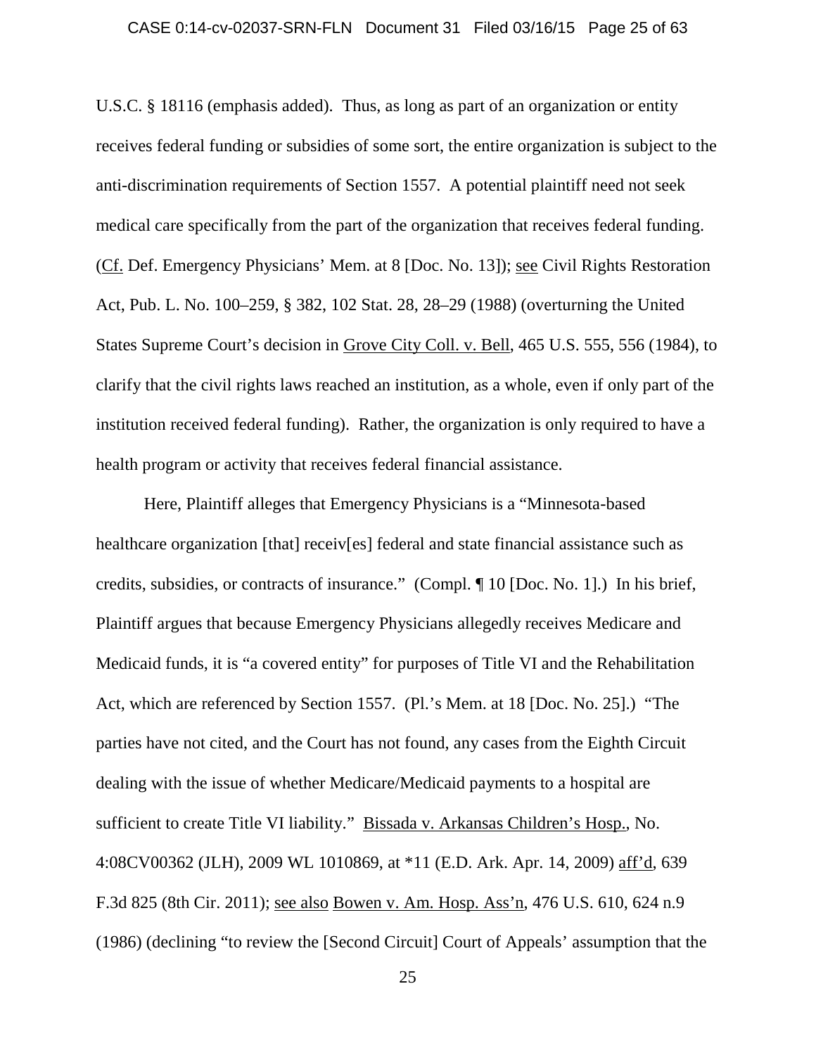U.S.C. § 18116 (emphasis added). Thus, as long as part of an organization or entity receives federal funding or subsidies of some sort, the entire organization is subject to the anti-discrimination requirements of Section 1557. A potential plaintiff need not seek medical care specifically from the part of the organization that receives federal funding. (Cf. Def. Emergency Physicians' Mem. at 8 [Doc. No. 13]); see Civil Rights Restoration Act, Pub. L. No. 100–259, § 382, 102 Stat. 28, 28–29 (1988) (overturning the United States Supreme Court's decision in Grove City Coll. v. Bell, 465 U.S. 555, 556 (1984), to clarify that the civil rights laws reached an institution, as a whole, even if only part of the institution received federal funding). Rather, the organization is only required to have a health program or activity that receives federal financial assistance.

Here, Plaintiff alleges that Emergency Physicians is a "Minnesota-based healthcare organization [that] receiv[es] federal and state financial assistance such as credits, subsidies, or contracts of insurance." (Compl. ¶ 10 [Doc. No. 1].) In his brief, Plaintiff argues that because Emergency Physicians allegedly receives Medicare and Medicaid funds, it is "a covered entity" for purposes of Title VI and the Rehabilitation Act, which are referenced by Section 1557. (Pl.'s Mem. at 18 [Doc. No. 25].) "The parties have not cited, and the Court has not found, any cases from the Eighth Circuit dealing with the issue of whether Medicare/Medicaid payments to a hospital are sufficient to create Title VI liability." Bissada v. Arkansas Children's Hosp., No. 4:08CV00362 (JLH), 2009 WL 1010869, at *11 (E.D. Ark. Apr. 14, 2009) aff'd, 639 F.3d 825 (8th Cir. 2011); see also Bowen v. Am. Hosp. Ass'n, 476 U.S. 610, 624 n.9 (1986) (declining "to review the [Second Circuit] Court of Appeals' assumption that the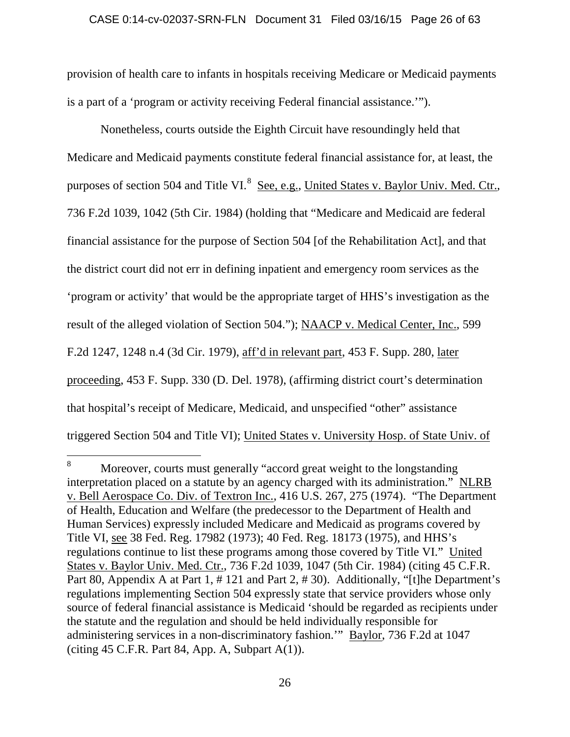provision of health care to infants in hospitals receiving Medicare or Medicaid payments is a part of a 'program or activity receiving Federal financial assistance.'").

Nonetheless, courts outside the Eighth Circuit have resoundingly held that Medicare and Medicaid payments constitute federal financial assistance for, at least, the purposes of section 504 and Title VI.[8] See, e.g., United States v. Baylor Univ. Med. Ctr., 736 F.2d 1039, 1042 (5th Cir. 1984) (holding that "Medicare and Medicaid are federal financial assistance for the purpose of Section 504 [of the Rehabilitation Act], and that the district court did not err in defining inpatient and emergency room services as the 'program or activity' that would be the appropriate target of HHS's investigation as the result of the alleged violation of Section 504."); NAACP v. Medical Center, Inc., 599 F.2d 1247, 1248 n.4 (3d Cir. 1979), aff'd in relevant part, 453 F. Supp. 280, later proceeding, 453 F. Supp. 330 (D. Del. 1978), (affirming district court's determination that hospital's receipt of Medicare, Medicaid, and unspecified "other" assistance triggered Section 504 and Title VI); United States v. University Hosp. of State Univ. of

---

[8] Moreover, courts must generally "accord great weight to the longstanding interpretation placed on a statute by an agency charged with its administration." NLRB v. Bell Aerospace Co. Div. of Textron Inc., 416 U.S. 267, 275 (1974). "The Department of Health, Education and Welfare (the predecessor to the Department of Health and Human Services) expressly included Medicare and Medicaid as programs covered by Title VI, see 38 Fed. Reg. 17982 (1973); 40 Fed. Reg. 18173 (1975), and HHS's regulations continue to list these programs among those covered by Title VI." United States v. Baylor Univ. Med. Ctr., 736 F.2d 1039, 1047 (5th Cir. 1984) (citing 45 C.F.R. Part 80, Appendix A at Part 1, # 121 and Part 2, # 30). Additionally, "[t]he Department's regulations implementing Section 504 expressly state that service providers whose only source of federal financial assistance is Medicaid 'should be regarded as recipients under the statute and the regulation and should be held individually responsible for administering services in a non-discriminatory fashion.'" Baylor, 736 F.2d at 1047 (citing 45 C.F.R. Part 84, App. A, Subpart A(1)).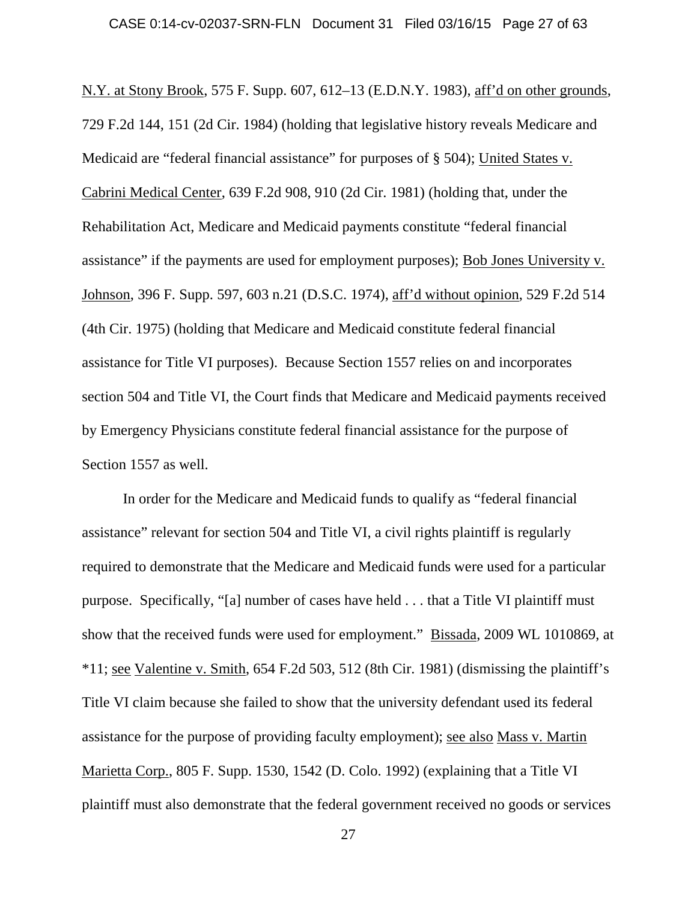N.Y. at Stony Brook, 575 F. Supp. 607, 612–13 (E.D.N.Y. 1983), aff'd on other grounds, 729 F.2d 144, 151 (2d Cir. 1984) (holding that legislative history reveals Medicare and Medicaid are "federal financial assistance" for purposes of § 504); United States v. Cabrini Medical Center, 639 F.2d 908, 910 (2d Cir. 1981) (holding that, under the Rehabilitation Act, Medicare and Medicaid payments constitute "federal financial assistance" if the payments are used for employment purposes); Bob Jones University v. Johnson, 396 F. Supp. 597, 603 n.21 (D.S.C. 1974), aff'd without opinion, 529 F.2d 514 (4th Cir. 1975) (holding that Medicare and Medicaid constitute federal financial assistance for Title VI purposes). Because Section 1557 relies on and incorporates section 504 and Title VI, the Court finds that Medicare and Medicaid payments received by Emergency Physicians constitute federal financial assistance for the purpose of Section 1557 as well.

In order for the Medicare and Medicaid funds to qualify as "federal financial assistance" relevant for section 504 and Title VI, a civil rights plaintiff is regularly required to demonstrate that the Medicare and Medicaid funds were used for a particular purpose. Specifically, "[a] number of cases have held . . . that a Title VI plaintiff must show that the received funds were used for employment." Bissada, 2009 WL 1010869, at *11; see Valentine v. Smith, 654 F.2d 503, 512 (8th Cir. 1981) (dismissing the plaintiff's Title VI claim because she failed to show that the university defendant used its federal assistance for the purpose of providing faculty employment); see also Mass v. Martin Marietta Corp., 805 F. Supp. 1530, 1542 (D. Colo. 1992) (explaining that a Title VI plaintiff must also demonstrate that the federal government received no goods or services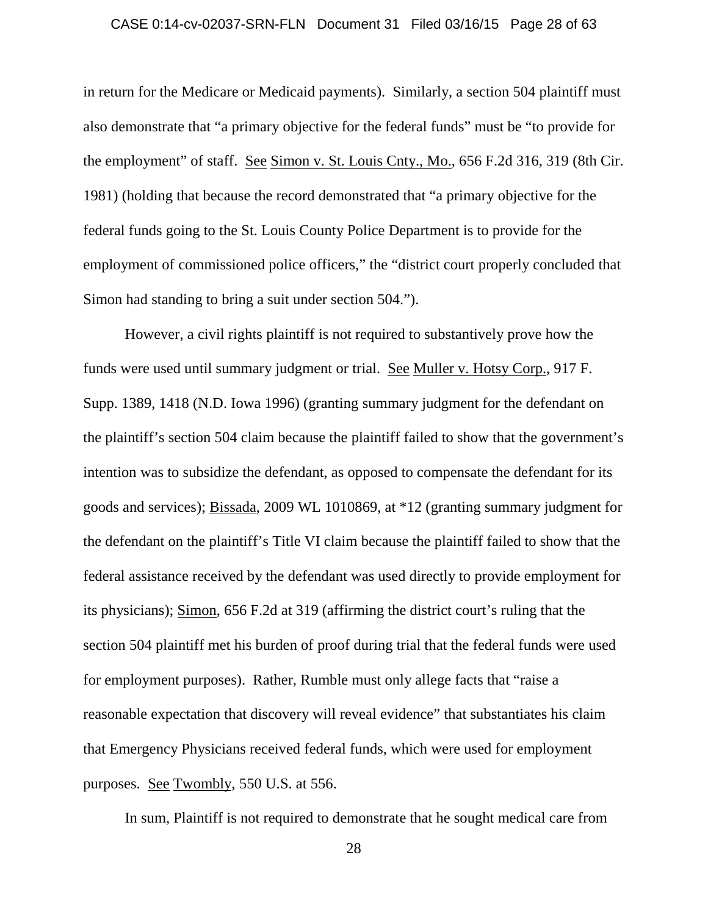in return for the Medicare or Medicaid payments). Similarly, a section 504 plaintiff must also demonstrate that "a primary objective for the federal funds" must be "to provide for the employment" of staff. See Simon v. St. Louis Cnty., Mo., 656 F.2d 316, 319 (8th Cir. 1981) (holding that because the record demonstrated that "a primary objective for the federal funds going to the St. Louis County Police Department is to provide for the employment of commissioned police officers," the "district court properly concluded that Simon had standing to bring a suit under section 504.").

However, a civil rights plaintiff is not required to substantively prove how the funds were used until summary judgment or trial. See Muller v. Hotsy Corp., 917 F. Supp. 1389, 1418 (N.D. Iowa 1996) (granting summary judgment for the defendant on the plaintiff's section 504 claim because the plaintiff failed to show that the government's intention was to subsidize the defendant, as opposed to compensate the defendant for its goods and services); Bissada, 2009 WL 1010869, at *12 (granting summary judgment for the defendant on the plaintiff's Title VI claim because the plaintiff failed to show that the federal assistance received by the defendant was used directly to provide employment for its physicians); Simon, 656 F.2d at 319 (affirming the district court's ruling that the section 504 plaintiff met his burden of proof during trial that the federal funds were used for employment purposes). Rather, Rumble must only allege facts that "raise a reasonable expectation that discovery will reveal evidence" that substantiates his claim that Emergency Physicians received federal funds, which were used for employment purposes. See Twombly, 550 U.S. at 556.

In sum, Plaintiff is not required to demonstrate that he sought medical care from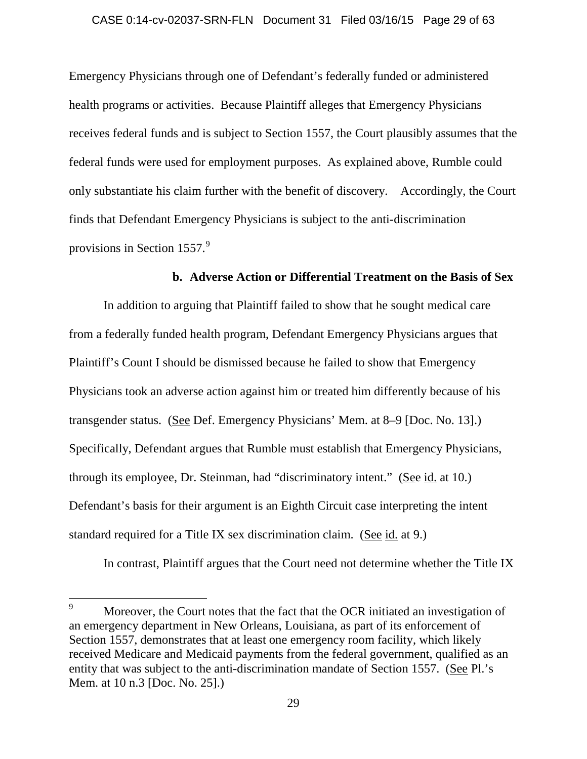Emergency Physicians through one of Defendant's federally funded or administered health programs or activities. Because Plaintiff alleges that Emergency Physicians receives federal funds and is subject to Section 1557, the Court plausibly assumes that the federal funds were used for employment purposes. As explained above, Rumble could only substantiate his claim further with the benefit of discovery. Accordingly, the Court finds that Defendant Emergency Physicians is subject to the anti-discrimination provisions in Section 1557.[9]

### b. Adverse Action or Differential Treatment on the Basis of Sex

In addition to arguing that Plaintiff failed to show that he sought medical care from a federally funded health program, Defendant Emergency Physicians argues that Plaintiff's Count I should be dismissed because he failed to show that Emergency Physicians took an adverse action against him or treated him differently because of his transgender status. (See Def. Emergency Physicians' Mem. at 8–9 [Doc. No. 13].) Specifically, Defendant argues that Rumble must establish that Emergency Physicians, through its employee, Dr. Steinman, had "discriminatory intent." (See id. at 10.) Defendant's basis for their argument is an Eighth Circuit case interpreting the intent standard required for a Title IX sex discrimination claim. (See id. at 9.)

In contrast, Plaintiff argues that the Court need not determine whether the Title IX

---

[9] Moreover, the Court notes that the fact that the OCR initiated an investigation of an emergency department in New Orleans, Louisiana, as part of its enforcement of Section 1557, demonstrates that at least one emergency room facility, which likely received Medicare and Medicaid payments from the federal government, qualified as an entity that was subject to the anti-discrimination mandate of Section 1557. (See Pl.'s Mem. at 10 n.3 [Doc. No. 25].)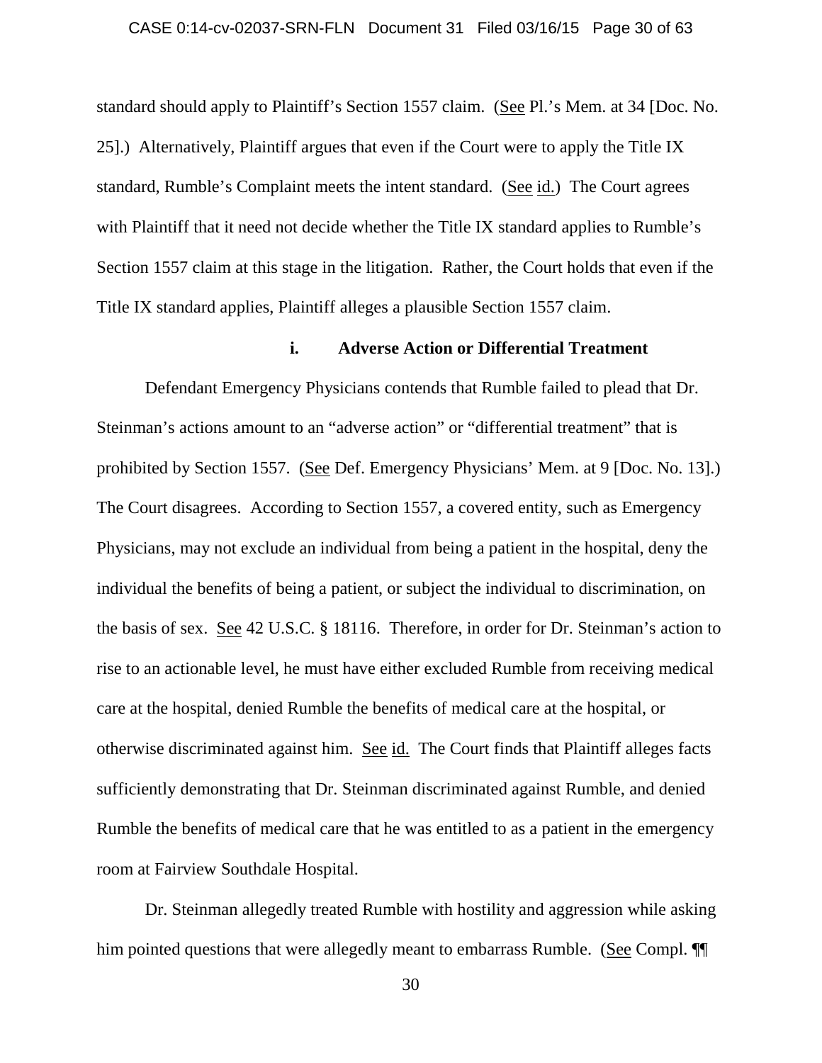standard should apply to Plaintiff's Section 1557 claim. (See Pl.'s Mem. at 34 [Doc. No. 25].) Alternatively, Plaintiff argues that even if the Court were to apply the Title IX standard, Rumble's Complaint meets the intent standard. (See id.) The Court agrees with Plaintiff that it need not decide whether the Title IX standard applies to Rumble's Section 1557 claim at this stage in the litigation. Rather, the Court holds that even if the Title IX standard applies, Plaintiff alleges a plausible Section 1557 claim.

#### i. Adverse Action or Differential Treatment

Defendant Emergency Physicians contends that Rumble failed to plead that Dr. Steinman's actions amount to an "adverse action" or "differential treatment" that is prohibited by Section 1557. (See Def. Emergency Physicians' Mem. at 9 [Doc. No. 13].) The Court disagrees. According to Section 1557, a covered entity, such as Emergency Physicians, may not exclude an individual from being a patient in the hospital, deny the individual the benefits of being a patient, or subject the individual to discrimination, on the basis of sex. See 42 U.S.C. § 18116. Therefore, in order for Dr. Steinman's action to rise to an actionable level, he must have either excluded Rumble from receiving medical care at the hospital, denied Rumble the benefits of medical care at the hospital, or otherwise discriminated against him. See id. The Court finds that Plaintiff alleges facts sufficiently demonstrating that Dr. Steinman discriminated against Rumble, and denied Rumble the benefits of medical care that he was entitled to as a patient in the emergency room at Fairview Southdale Hospital.

Dr. Steinman allegedly treated Rumble with hostility and aggression while asking him pointed questions that were allegedly meant to embarrass Rumble. (See Compl. ¶¶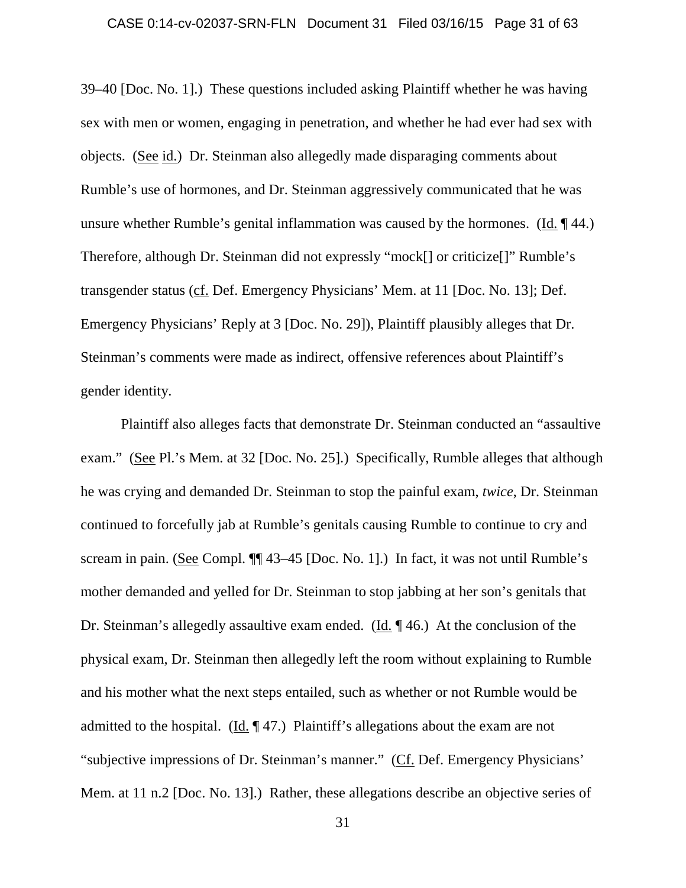39–40 [Doc. No. 1].) These questions included asking Plaintiff whether he was having sex with men or women, engaging in penetration, and whether he had ever had sex with objects. (See id.) Dr. Steinman also allegedly made disparaging comments about Rumble's use of hormones, and Dr. Steinman aggressively communicated that he was unsure whether Rumble's genital inflammation was caused by the hormones. (Id. ¶ 44.) Therefore, although Dr. Steinman did not expressly "mock[] or criticize[]" Rumble's transgender status (cf. Def. Emergency Physicians' Mem. at 11 [Doc. No. 13]; Def. Emergency Physicians' Reply at 3 [Doc. No. 29]), Plaintiff plausibly alleges that Dr. Steinman's comments were made as indirect, offensive references about Plaintiff's gender identity.

Plaintiff also alleges facts that demonstrate Dr. Steinman conducted an "assaultive exam." (See Pl.'s Mem. at 32 [Doc. No. 25].) Specifically, Rumble alleges that although he was crying and demanded Dr. Steinman to stop the painful exam, *twice*, Dr. Steinman continued to forcefully jab at Rumble's genitals causing Rumble to continue to cry and scream in pain. (See Compl. ¶¶ 43–45 [Doc. No. 1].) In fact, it was not until Rumble's mother demanded and yelled for Dr. Steinman to stop jabbing at her son's genitals that Dr. Steinman's allegedly assaultive exam ended. (Id. ¶ 46.) At the conclusion of the physical exam, Dr. Steinman then allegedly left the room without explaining to Rumble and his mother what the next steps entailed, such as whether or not Rumble would be admitted to the hospital. (Id. ¶ 47.) Plaintiff's allegations about the exam are not "subjective impressions of Dr. Steinman's manner." (Cf. Def. Emergency Physicians' Mem. at 11 n.2 [Doc. No. 13].) Rather, these allegations describe an objective series of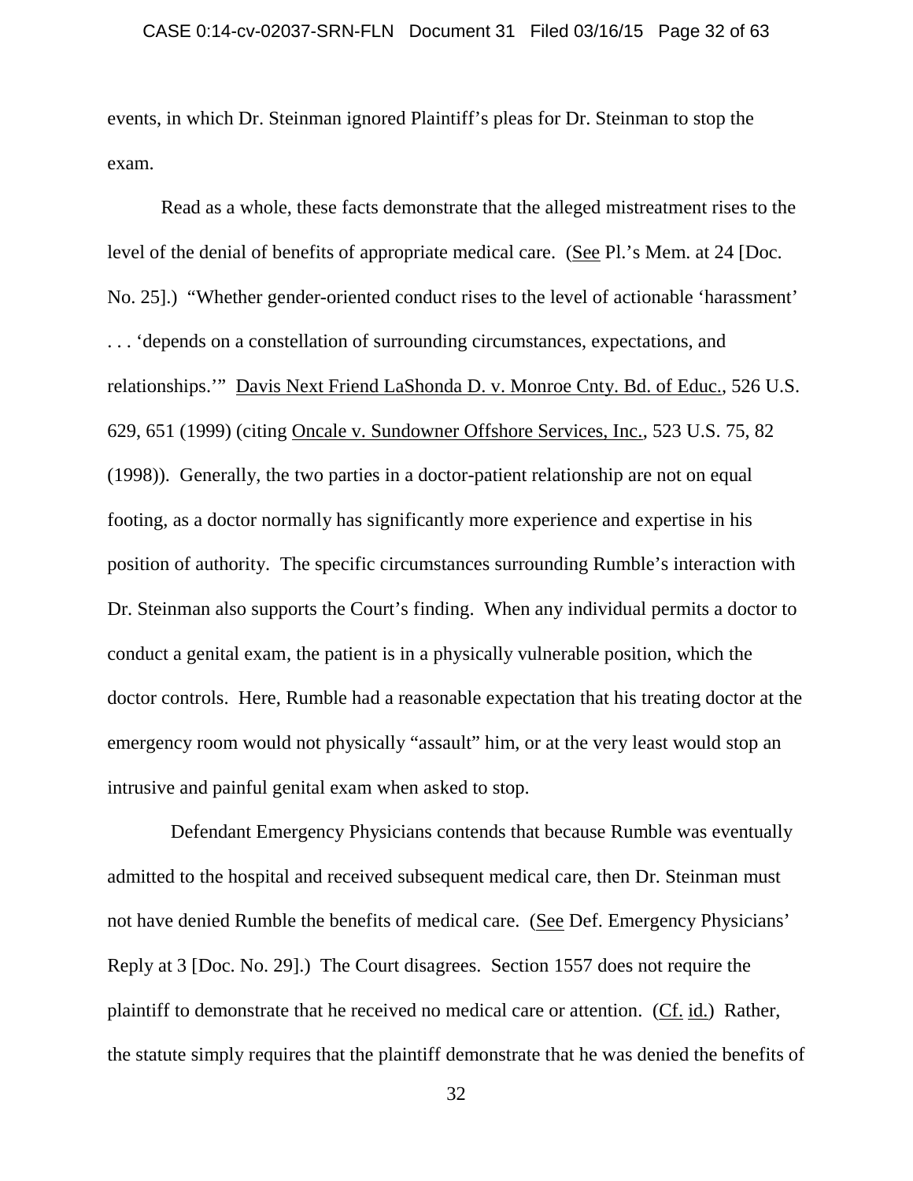events, in which Dr. Steinman ignored Plaintiff's pleas for Dr. Steinman to stop the exam.

Read as a whole, these facts demonstrate that the alleged mistreatment rises to the level of the denial of benefits of appropriate medical care. (See Pl.'s Mem. at 24 [Doc. No. 25].) "Whether gender-oriented conduct rises to the level of actionable 'harassment' . . . 'depends on a constellation of surrounding circumstances, expectations, and relationships.'" Davis Next Friend LaShonda D. v. Monroe Cnty. Bd. of Educ., 526 U.S. 629, 651 (1999) (citing Oncale v. Sundowner Offshore Services, Inc., 523 U.S. 75, 82 (1998)). Generally, the two parties in a doctor-patient relationship are not on equal footing, as a doctor normally has significantly more experience and expertise in his position of authority. The specific circumstances surrounding Rumble's interaction with Dr. Steinman also supports the Court's finding. When any individual permits a doctor to conduct a genital exam, the patient is in a physically vulnerable position, which the doctor controls. Here, Rumble had a reasonable expectation that his treating doctor at the emergency room would not physically "assault" him, or at the very least would stop an intrusive and painful genital exam when asked to stop.

Defendant Emergency Physicians contends that because Rumble was eventually admitted to the hospital and received subsequent medical care, then Dr. Steinman must not have denied Rumble the benefits of medical care. (See Def. Emergency Physicians' Reply at 3 [Doc. No. 29].) The Court disagrees. Section 1557 does not require the plaintiff to demonstrate that he received no medical care or attention. (Cf. id.) Rather, the statute simply requires that the plaintiff demonstrate that he was denied the benefits of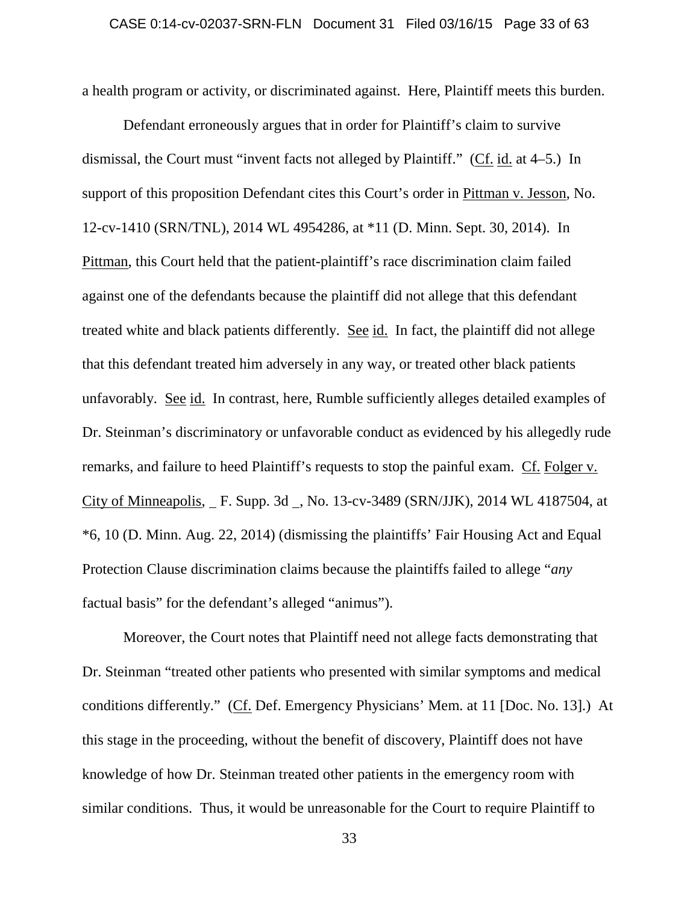a health program or activity, or discriminated against. Here, Plaintiff meets this burden.

Defendant erroneously argues that in order for Plaintiff's claim to survive dismissal, the Court must "invent facts not alleged by Plaintiff." (Cf. id. at 4–5.) In support of this proposition Defendant cites this Court's order in Pittman v. Jesson, No. 12-cv-1410 (SRN/TNL), 2014 WL 4954286, at *11 (D. Minn. Sept. 30, 2014). In Pittman, this Court held that the patient-plaintiff's race discrimination claim failed against one of the defendants because the plaintiff did not allege that this defendant treated white and black patients differently. See id. In fact, the plaintiff did not allege that this defendant treated him adversely in any way, or treated other black patients unfavorably. See id. In contrast, here, Rumble sufficiently alleges detailed examples of Dr. Steinman's discriminatory or unfavorable conduct as evidenced by his allegedly rude remarks, and failure to heed Plaintiff's requests to stop the painful exam. Cf. Folger v. City of Minneapolis, _ F. Supp. 3d _, No. 13-cv-3489 (SRN/JJK), 2014 WL 4187504, at *6, 10 (D. Minn. Aug. 22, 2014) (dismissing the plaintiffs' Fair Housing Act and Equal Protection Clause discrimination claims because the plaintiffs failed to allege "*any* factual basis" for the defendant's alleged "animus").

Moreover, the Court notes that Plaintiff need not allege facts demonstrating that Dr. Steinman "treated other patients who presented with similar symptoms and medical conditions differently." (Cf. Def. Emergency Physicians' Mem. at 11 [Doc. No. 13].) At this stage in the proceeding, without the benefit of discovery, Plaintiff does not have knowledge of how Dr. Steinman treated other patients in the emergency room with similar conditions. Thus, it would be unreasonable for the Court to require Plaintiff to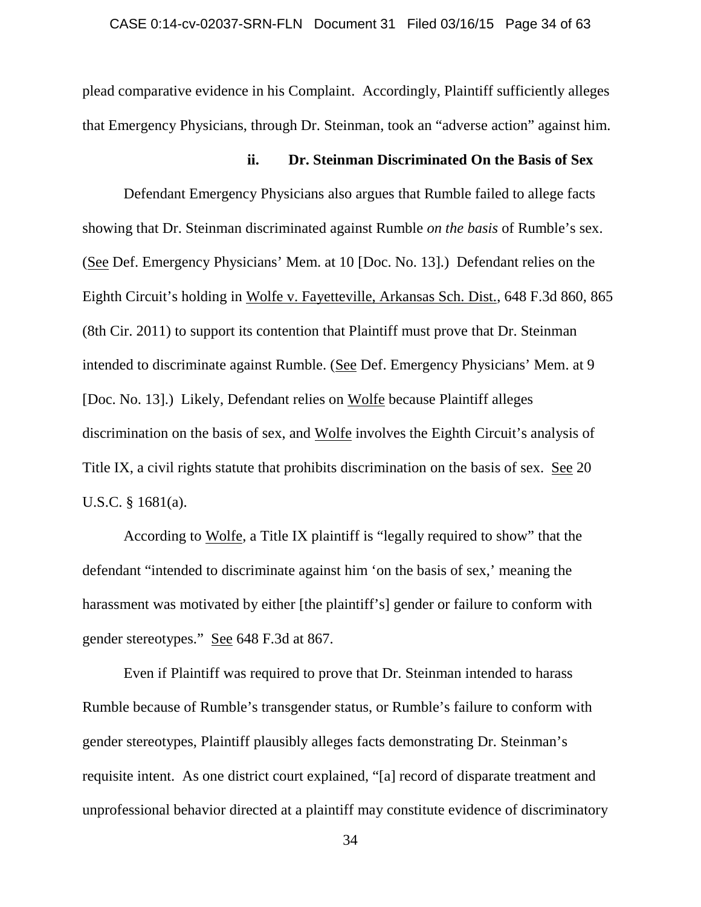plead comparative evidence in his Complaint. Accordingly, Plaintiff sufficiently alleges that Emergency Physicians, through Dr. Steinman, took an "adverse action" against him.

#### ii. Dr. Steinman Discriminated On the Basis of Sex

Defendant Emergency Physicians also argues that Rumble failed to allege facts showing that Dr. Steinman discriminated against Rumble *on the basis* of Rumble's sex. (See Def. Emergency Physicians' Mem. at 10 [Doc. No. 13].) Defendant relies on the Eighth Circuit's holding in Wolfe v. Fayetteville, Arkansas Sch. Dist., 648 F.3d 860, 865 (8th Cir. 2011) to support its contention that Plaintiff must prove that Dr. Steinman intended to discriminate against Rumble. (See Def. Emergency Physicians' Mem. at 9 [Doc. No. 13].) Likely, Defendant relies on Wolfe because Plaintiff alleges discrimination on the basis of sex, and Wolfe involves the Eighth Circuit's analysis of Title IX, a civil rights statute that prohibits discrimination on the basis of sex. See 20 U.S.C. § 1681(a).

According to Wolfe, a Title IX plaintiff is "legally required to show" that the defendant "intended to discriminate against him 'on the basis of sex,' meaning the harassment was motivated by either [the plaintiff's] gender or failure to conform with gender stereotypes." See 648 F.3d at 867.

Even if Plaintiff was required to prove that Dr. Steinman intended to harass Rumble because of Rumble's transgender status, or Rumble's failure to conform with gender stereotypes, Plaintiff plausibly alleges facts demonstrating Dr. Steinman's requisite intent. As one district court explained, "[a] record of disparate treatment and unprofessional behavior directed at a plaintiff may constitute evidence of discriminatory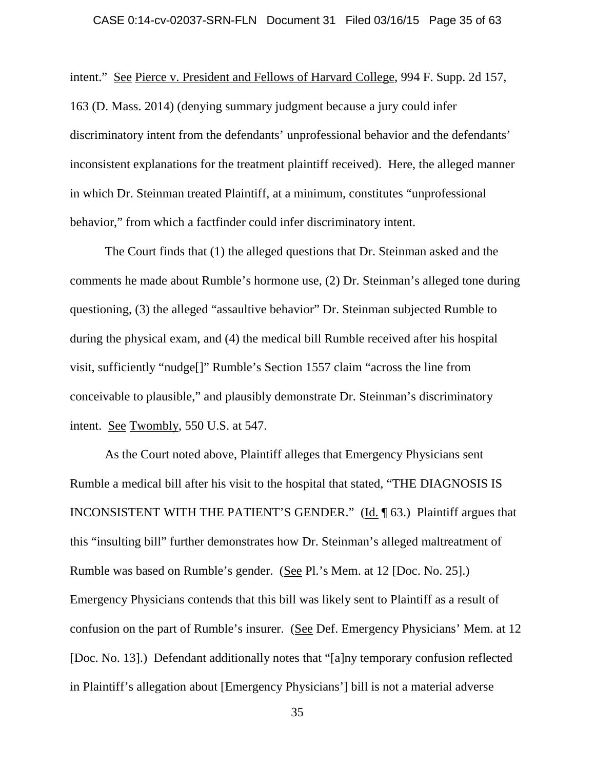intent." See Pierce v. President and Fellows of Harvard College, 994 F. Supp. 2d 157, 163 (D. Mass. 2014) (denying summary judgment because a jury could infer discriminatory intent from the defendants' unprofessional behavior and the defendants' inconsistent explanations for the treatment plaintiff received). Here, the alleged manner in which Dr. Steinman treated Plaintiff, at a minimum, constitutes "unprofessional behavior," from which a factfinder could infer discriminatory intent.

The Court finds that (1) the alleged questions that Dr. Steinman asked and the comments he made about Rumble's hormone use, (2) Dr. Steinman's alleged tone during questioning, (3) the alleged "assaultive behavior" Dr. Steinman subjected Rumble to during the physical exam, and (4) the medical bill Rumble received after his hospital visit, sufficiently "nudge[]" Rumble's Section 1557 claim "across the line from conceivable to plausible," and plausibly demonstrate Dr. Steinman's discriminatory intent. See Twombly, 550 U.S. at 547.

As the Court noted above, Plaintiff alleges that Emergency Physicians sent Rumble a medical bill after his visit to the hospital that stated, "THE DIAGNOSIS IS INCONSISTENT WITH THE PATIENT'S GENDER." (Id. ¶ 63.) Plaintiff argues that this "insulting bill" further demonstrates how Dr. Steinman's alleged maltreatment of Rumble was based on Rumble's gender. (See Pl.'s Mem. at 12 [Doc. No. 25].) Emergency Physicians contends that this bill was likely sent to Plaintiff as a result of confusion on the part of Rumble's insurer. (See Def. Emergency Physicians' Mem. at 12 [Doc. No. 13].) Defendant additionally notes that "[a]ny temporary confusion reflected in Plaintiff's allegation about [Emergency Physicians'] bill is not a material adverse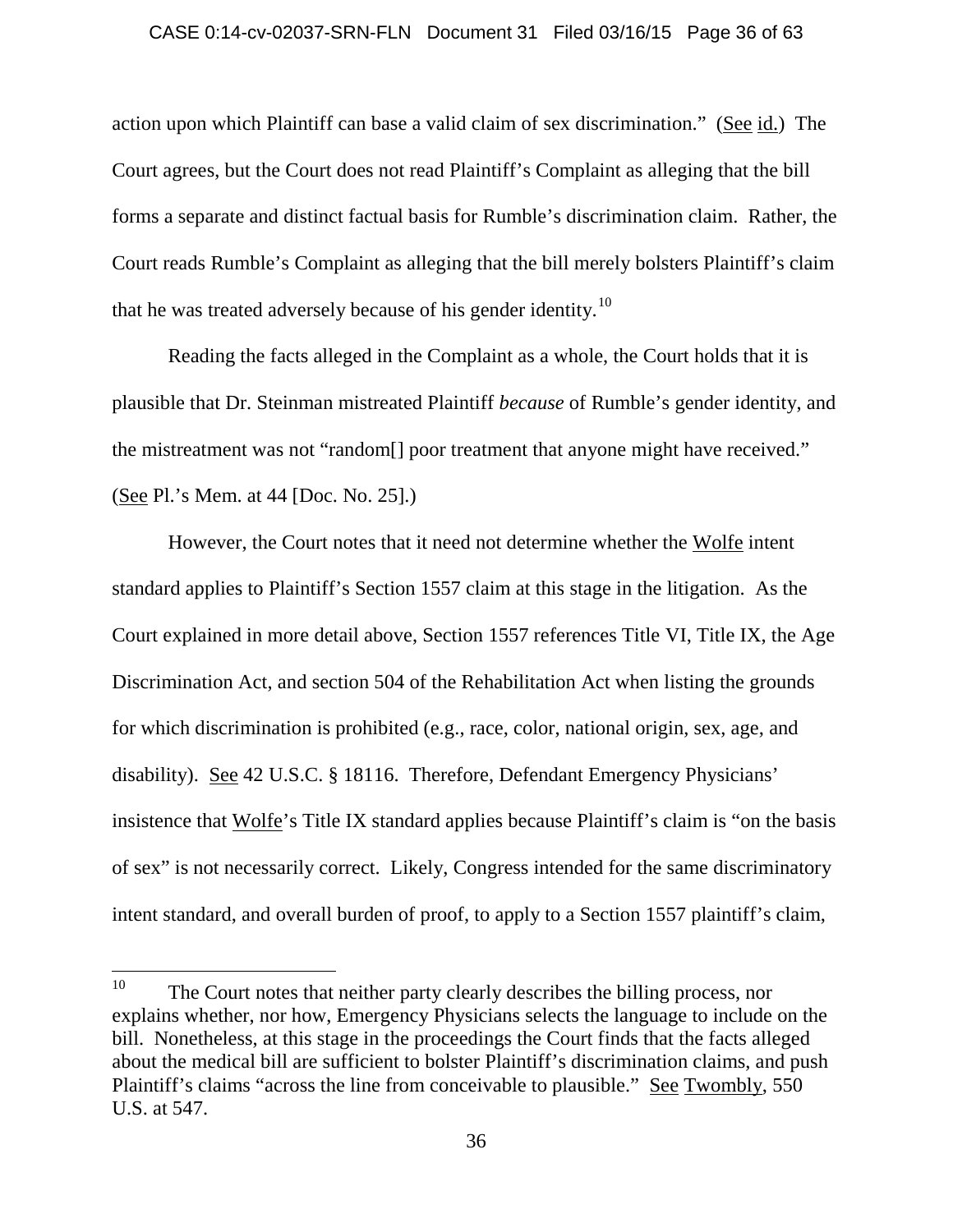action upon which Plaintiff can base a valid claim of sex discrimination." (See id.) The Court agrees, but the Court does not read Plaintiff's Complaint as alleging that the bill forms a separate and distinct factual basis for Rumble's discrimination claim. Rather, the Court reads Rumble's Complaint as alleging that the bill merely bolsters Plaintiff's claim that he was treated adversely because of his gender identity.[10]

Reading the facts alleged in the Complaint as a whole, the Court holds that it is plausible that Dr. Steinman mistreated Plaintiff *because* of Rumble's gender identity, and the mistreatment was not "random[] poor treatment that anyone might have received." (See Pl.'s Mem. at 44 [Doc. No. 25].)

However, the Court notes that it need not determine whether the Wolfe intent standard applies to Plaintiff's Section 1557 claim at this stage in the litigation. As the Court explained in more detail above, Section 1557 references Title VI, Title IX, the Age Discrimination Act, and section 504 of the Rehabilitation Act when listing the grounds for which discrimination is prohibited (e.g., race, color, national origin, sex, age, and disability). See 42 U.S.C. § 18116. Therefore, Defendant Emergency Physicians' insistence that Wolfe's Title IX standard applies because Plaintiff's claim is "on the basis of sex" is not necessarily correct. Likely, Congress intended for the same discriminatory intent standard, and overall burden of proof, to apply to a Section 1557 plaintiff's claim,

---

[10] The Court notes that neither party clearly describes the billing process, nor explains whether, nor how, Emergency Physicians selects the language to include on the bill. Nonetheless, at this stage in the proceedings the Court finds that the facts alleged about the medical bill are sufficient to bolster Plaintiff's discrimination claims, and push Plaintiff's claims "across the line from conceivable to plausible." See Twombly, 550 U.S. at 547.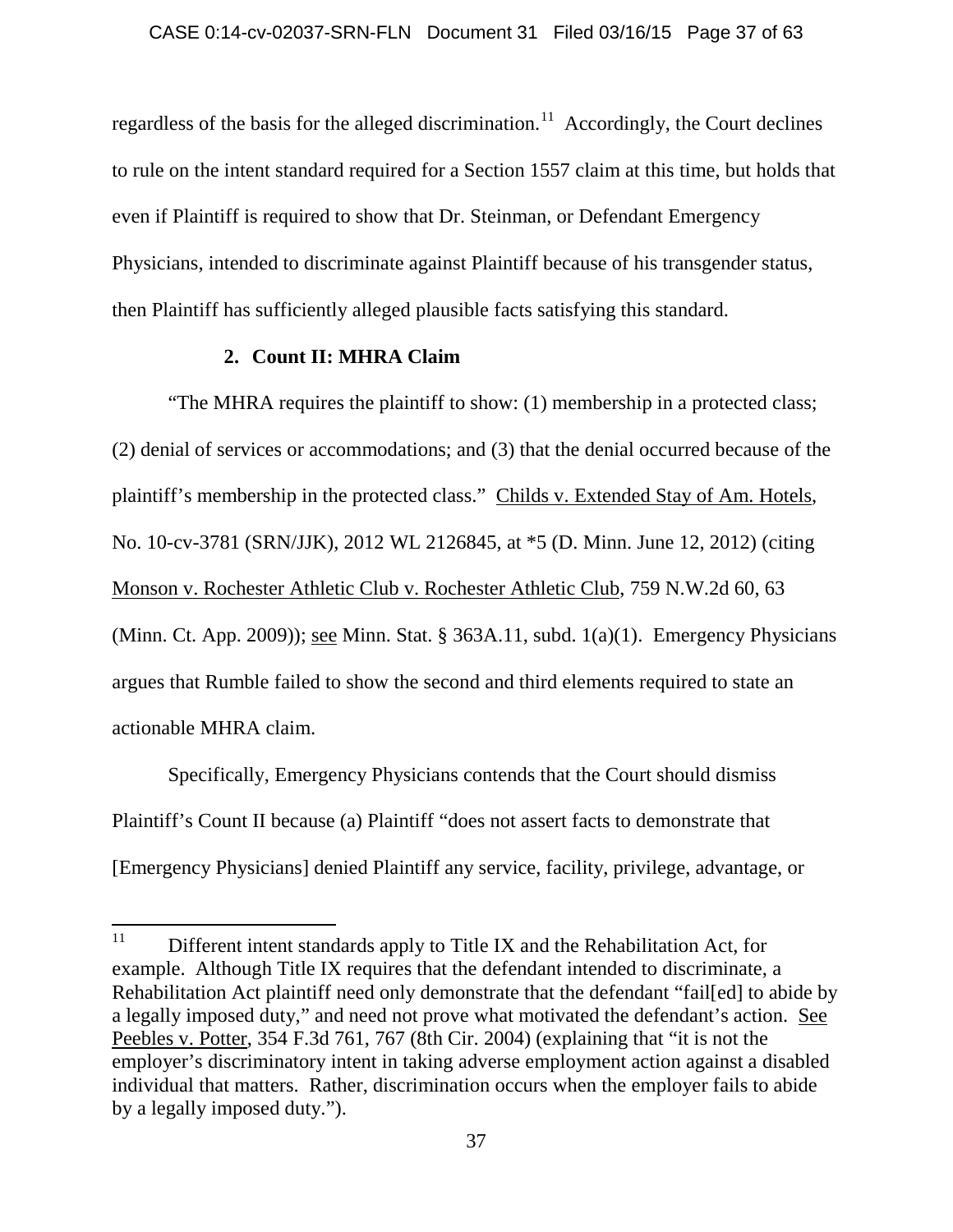regardless of the basis for the alleged discrimination.[11] Accordingly, the Court declines to rule on the intent standard required for a Section 1557 claim at this time, but holds that even if Plaintiff is required to show that Dr. Steinman, or Defendant Emergency Physicians, intended to discriminate against Plaintiff because of his transgender status, then Plaintiff has sufficiently alleged plausible facts satisfying this standard.

### 2. Count II: MHRA Claim

"The MHRA requires the plaintiff to show: (1) membership in a protected class; (2) denial of services or accommodations; and (3) that the denial occurred because of the plaintiff's membership in the protected class." Childs v. Extended Stay of Am. Hotels, No. 10-cv-3781 (SRN/JJK), 2012 WL 2126845, at *5 (D. Minn. June 12, 2012) (citing Monson v. Rochester Athletic Club v. Rochester Athletic Club, 759 N.W.2d 60, 63 (Minn. Ct. App. 2009)); see Minn. Stat. § 363A.11, subd. 1(a)(1). Emergency Physicians argues that Rumble failed to show the second and third elements required to state an actionable MHRA claim.

Specifically, Emergency Physicians contends that the Court should dismiss Plaintiff's Count II because (a) Plaintiff "does not assert facts to demonstrate that [Emergency Physicians] denied Plaintiff any service, facility, privilege, advantage, or

---

[11] Different intent standards apply to Title IX and the Rehabilitation Act, for example. Although Title IX requires that the defendant intended to discriminate, a Rehabilitation Act plaintiff need only demonstrate that the defendant "fail[ed] to abide by a legally imposed duty," and need not prove what motivated the defendant's action. See Peebles v. Potter, 354 F.3d 761, 767 (8th Cir. 2004) (explaining that "it is not the employer's discriminatory intent in taking adverse employment action against a disabled individual that matters. Rather, discrimination occurs when the employer fails to abide by a legally imposed duty.").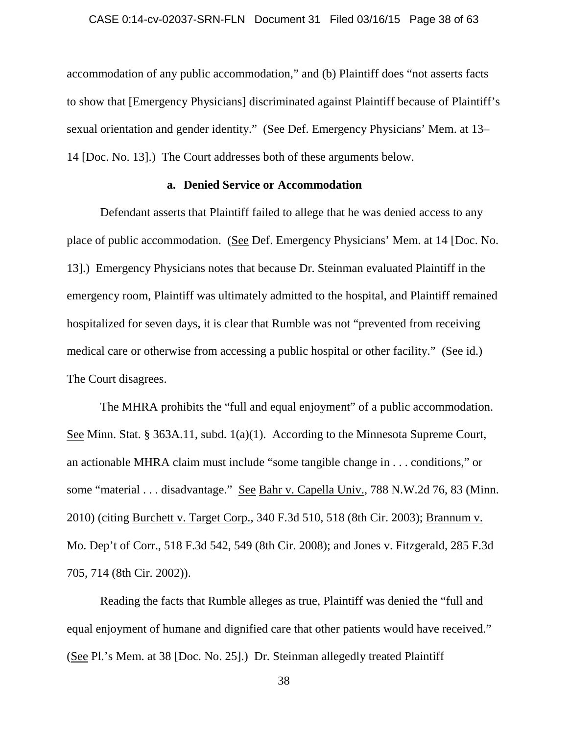accommodation of any public accommodation," and (b) Plaintiff does "not asserts facts to show that [Emergency Physicians] discriminated against Plaintiff because of Plaintiff's sexual orientation and gender identity." (See Def. Emergency Physicians' Mem. at 13–14 [Doc. No. 13].) The Court addresses both of these arguments below.

### a. Denied Service or Accommodation

Defendant asserts that Plaintiff failed to allege that he was denied access to any place of public accommodation. (See Def. Emergency Physicians' Mem. at 14 [Doc. No. 13].) Emergency Physicians notes that because Dr. Steinman evaluated Plaintiff in the emergency room, Plaintiff was ultimately admitted to the hospital, and Plaintiff remained hospitalized for seven days, it is clear that Rumble was not "prevented from receiving medical care or otherwise from accessing a public hospital or other facility." (See id.) The Court disagrees.

The MHRA prohibits the "full and equal enjoyment" of a public accommodation. See Minn. Stat. § 363A.11, subd. 1(a)(1). According to the Minnesota Supreme Court, an actionable MHRA claim must include "some tangible change in . . . conditions," or some "material . . . disadvantage." See Bahr v. Capella Univ., 788 N.W.2d 76, 83 (Minn. 2010) (citing Burchett v. Target Corp., 340 F.3d 510, 518 (8th Cir. 2003); Brannum v. Mo. Dep't of Corr., 518 F.3d 542, 549 (8th Cir. 2008); and Jones v. Fitzgerald, 285 F.3d 705, 714 (8th Cir. 2002)).

Reading the facts that Rumble alleges as true, Plaintiff was denied the "full and equal enjoyment of humane and dignified care that other patients would have received." (See Pl.'s Mem. at 38 [Doc. No. 25].) Dr. Steinman allegedly treated Plaintiff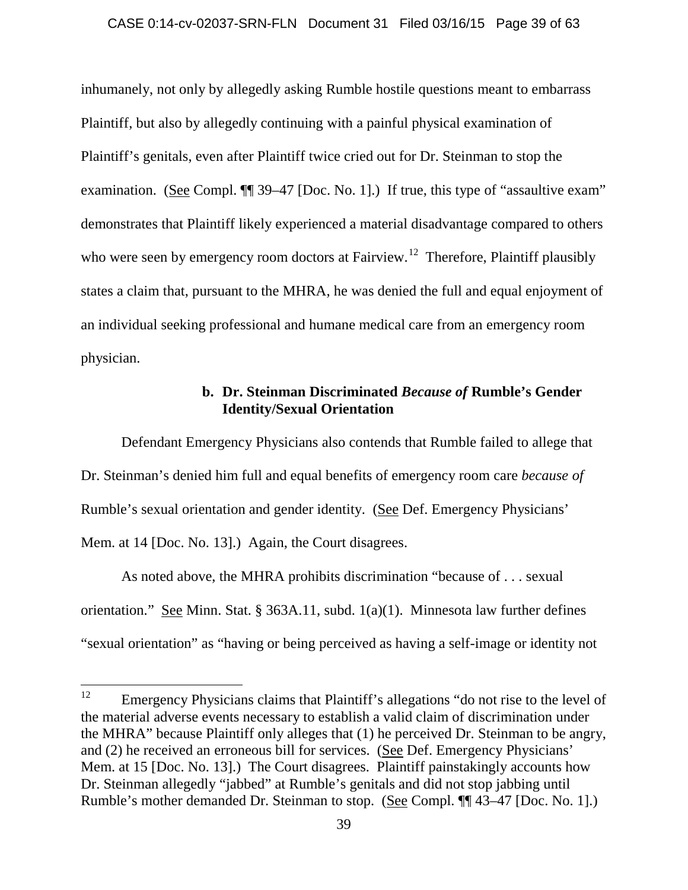inhumanely, not only by allegedly asking Rumble hostile questions meant to embarrass Plaintiff, but also by allegedly continuing with a painful physical examination of Plaintiff's genitals, even after Plaintiff twice cried out for Dr. Steinman to stop the examination. (See Compl. ¶¶ 39–47 [Doc. No. 1].) If true, this type of "assaultive exam" demonstrates that Plaintiff likely experienced a material disadvantage compared to others who were seen by emergency room doctors at Fairview.[12] Therefore, Plaintiff plausibly states a claim that, pursuant to the MHRA, he was denied the full and equal enjoyment of an individual seeking professional and humane medical care from an emergency room physician.

**b. Dr. Steinman Discriminated *Because of* Rumble's Gender Identity/Sexual Orientation**

Defendant Emergency Physicians also contends that Rumble failed to allege that Dr. Steinman's denied him full and equal benefits of emergency room care *because of* Rumble's sexual orientation and gender identity. (See Def. Emergency Physicians' Mem. at 14 [Doc. No. 13].) Again, the Court disagrees.

As noted above, the MHRA prohibits discrimination "because of . . . sexual orientation." See Minn. Stat. § 363A.11, subd. 1(a)(1). Minnesota law further defines "sexual orientation" as "having or being perceived as having a self-image or identity not

---

[12] Emergency Physicians claims that Plaintiff's allegations "do not rise to the level of the material adverse events necessary to establish a valid claim of discrimination under the MHRA" because Plaintiff only alleges that (1) he perceived Dr. Steinman to be angry, and (2) he received an erroneous bill for services. (See Def. Emergency Physicians' Mem. at 15 [Doc. No. 13].) The Court disagrees. Plaintiff painstakingly accounts how Dr. Steinman allegedly "jabbed" at Rumble's genitals and did not stop jabbing until Rumble's mother demanded Dr. Steinman to stop. (See Compl. ¶¶ 43–47 [Doc. No. 1].)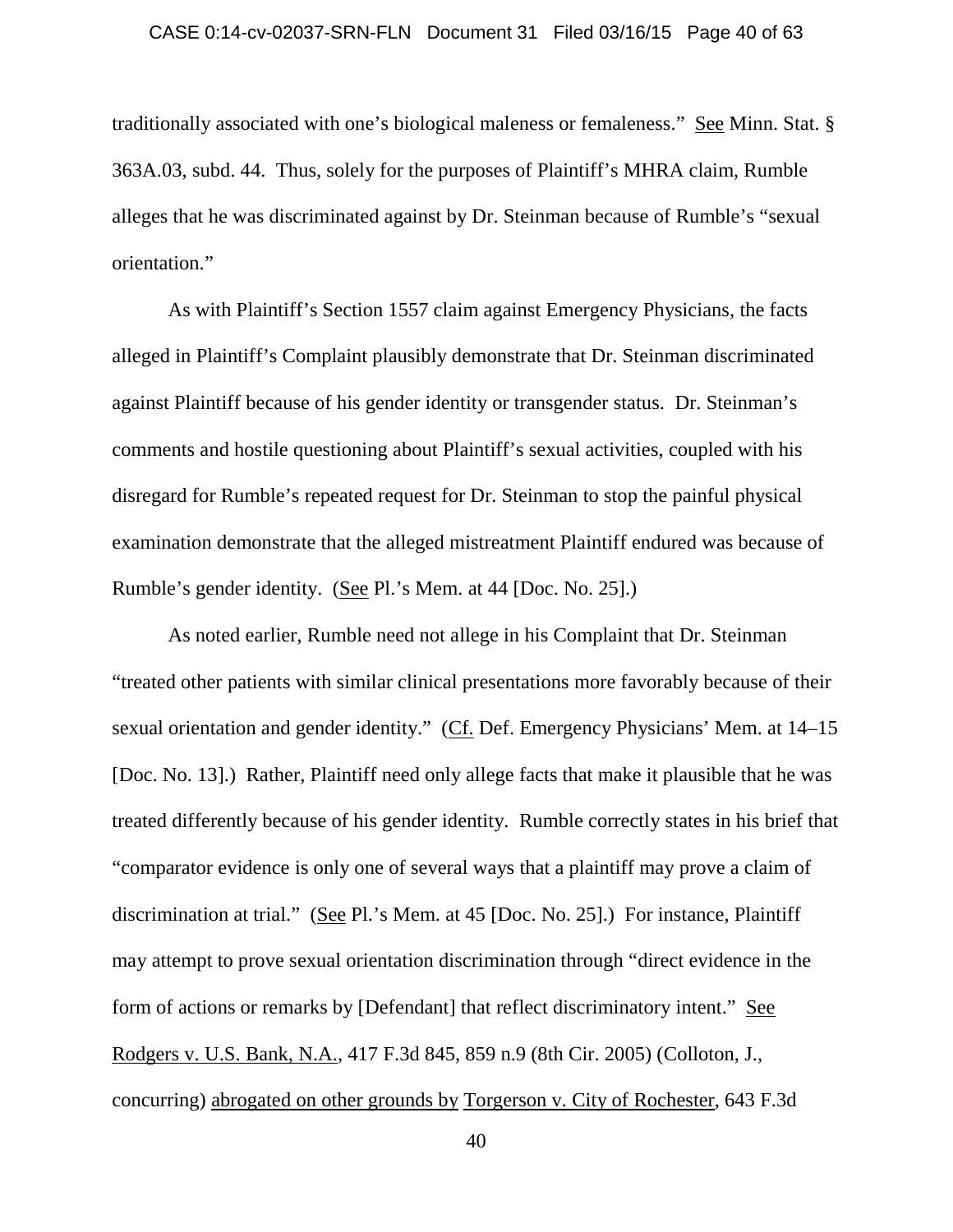traditionally associated with one's biological maleness or femaleness." See Minn. Stat. § 363A.03, subd. 44. Thus, solely for the purposes of Plaintiff's MHRA claim, Rumble alleges that he was discriminated against by Dr. Steinman because of Rumble's "sexual orientation."

As with Plaintiff's Section 1557 claim against Emergency Physicians, the facts alleged in Plaintiff's Complaint plausibly demonstrate that Dr. Steinman discriminated against Plaintiff because of his gender identity or transgender status. Dr. Steinman's comments and hostile questioning about Plaintiff's sexual activities, coupled with his disregard for Rumble's repeated request for Dr. Steinman to stop the painful physical examination demonstrate that the alleged mistreatment Plaintiff endured was because of Rumble's gender identity. (See Pl.'s Mem. at 44 [Doc. No. 25].)

As noted earlier, Rumble need not allege in his Complaint that Dr. Steinman "treated other patients with similar clinical presentations more favorably because of their sexual orientation and gender identity." (Cf. Def. Emergency Physicians' Mem. at 14–15 [Doc. No. 13].) Rather, Plaintiff need only allege facts that make it plausible that he was treated differently because of his gender identity. Rumble correctly states in his brief that "comparator evidence is only one of several ways that a plaintiff may prove a claim of discrimination at trial." (See Pl.'s Mem. at 45 [Doc. No. 25].) For instance, Plaintiff may attempt to prove sexual orientation discrimination through "direct evidence in the form of actions or remarks by [Defendant] that reflect discriminatory intent." See Rodgers v. U.S. Bank, N.A., 417 F.3d 845, 859 n.9 (8th Cir. 2005) (Colloton, J., concurring) abrogated on other grounds by Torgerson v. City of Rochester, 643 F.3d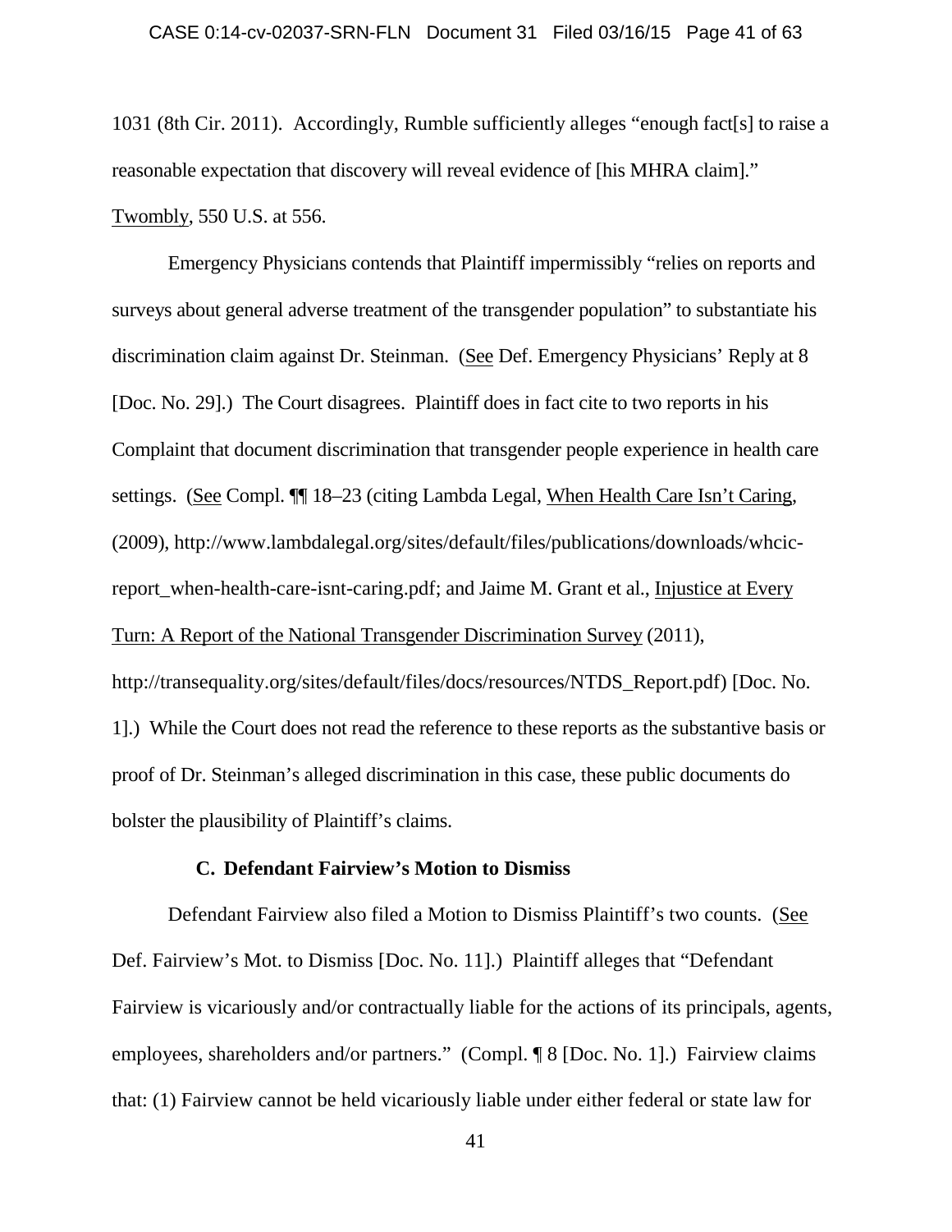1031 (8th Cir. 2011). Accordingly, Rumble sufficiently alleges "enough fact[s] to raise a reasonable expectation that discovery will reveal evidence of [his MHRA claim]." Twombly, 550 U.S. at 556.

Emergency Physicians contends that Plaintiff impermissibly "relies on reports and surveys about general adverse treatment of the transgender population" to substantiate his discrimination claim against Dr. Steinman. (See Def. Emergency Physicians' Reply at 8 [Doc. No. 29].) The Court disagrees. Plaintiff does in fact cite to two reports in his Complaint that document discrimination that transgender people experience in health care settings. (See Compl. ¶¶ 18–23 (citing Lambda Legal, When Health Care Isn't Caring, (2009), http://www.lambdalegal.org/sites/default/files/publications/downloads/whcic-report_when-health-care-isnt-caring.pdf; and Jaime M. Grant et al., Injustice at Every Turn: A Report of the National Transgender Discrimination Survey (2011), http://transequality.org/sites/default/files/docs/resources/NTDS_Report.pdf) [Doc. No. 1].) While the Court does not read the reference to these reports as the substantive basis or proof of Dr. Steinman's alleged discrimination in this case, these public documents do bolster the plausibility of Plaintiff's claims.

### C. Defendant Fairview's Motion to Dismiss

Defendant Fairview also filed a Motion to Dismiss Plaintiff's two counts. (See Def. Fairview's Mot. to Dismiss [Doc. No. 11].) Plaintiff alleges that "Defendant Fairview is vicariously and/or contractually liable for the actions of its principals, agents, employees, shareholders and/or partners." (Compl. ¶ 8 [Doc. No. 1].) Fairview claims that: (1) Fairview cannot be held vicariously liable under either federal or state law for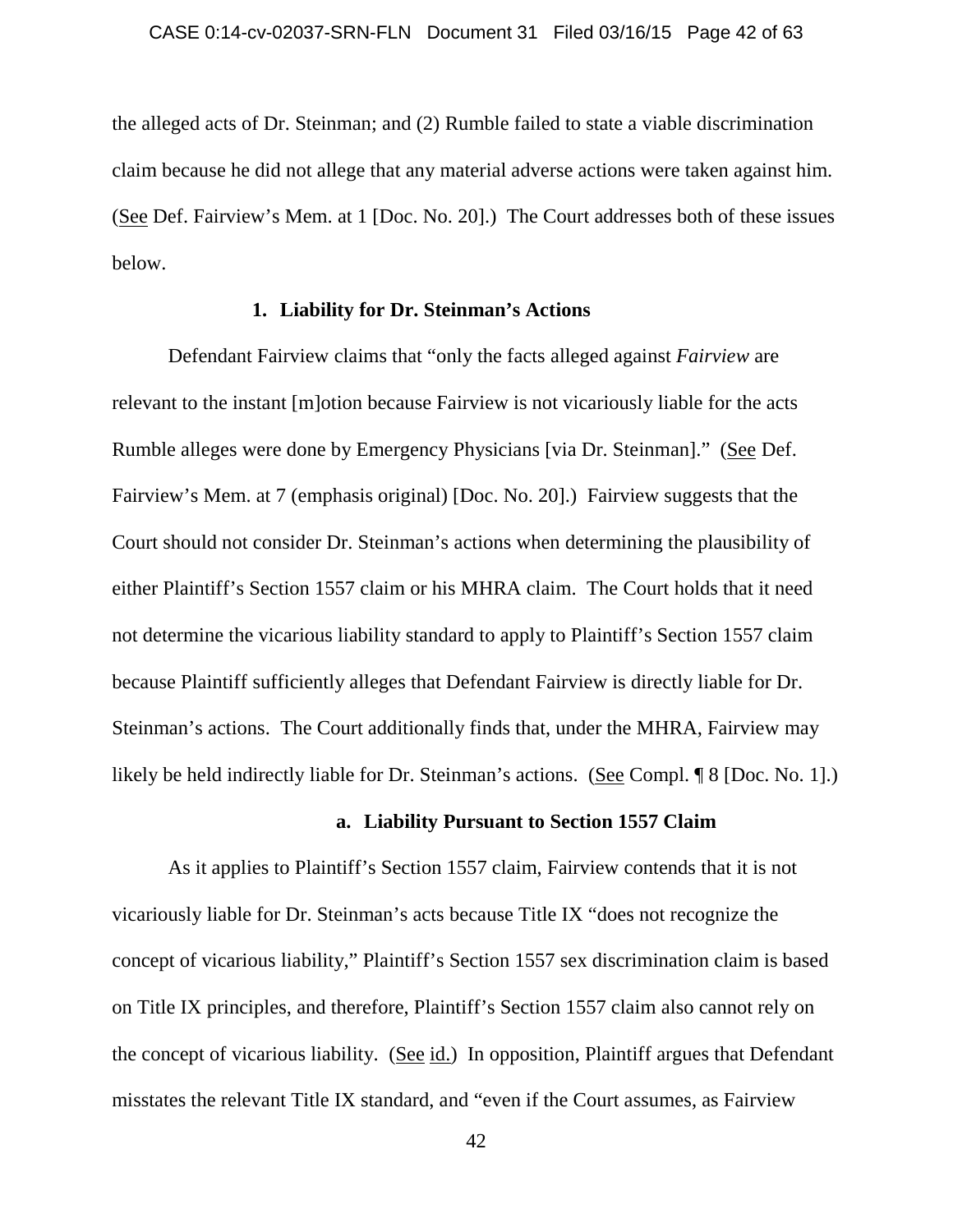the alleged acts of Dr. Steinman; and (2) Rumble failed to state a viable discrimination claim because he did not allege that any material adverse actions were taken against him. (See Def. Fairview's Mem. at 1 [Doc. No. 20].) The Court addresses both of these issues below.

### 1. Liability for Dr. Steinman's Actions

Defendant Fairview claims that "only the facts alleged against *Fairview* are relevant to the instant [m]otion because Fairview is not vicariously liable for the acts Rumble alleges were done by Emergency Physicians [via Dr. Steinman]." (See Def. Fairview's Mem. at 7 (emphasis original) [Doc. No. 20].) Fairview suggests that the Court should not consider Dr. Steinman's actions when determining the plausibility of either Plaintiff's Section 1557 claim or his MHRA claim. The Court holds that it need not determine the vicarious liability standard to apply to Plaintiff's Section 1557 claim because Plaintiff sufficiently alleges that Defendant Fairview is directly liable for Dr. Steinman's actions. The Court additionally finds that, under the MHRA, Fairview may likely be held indirectly liable for Dr. Steinman's actions. (See Compl. ¶ 8 [Doc. No. 1].)

#### a. Liability Pursuant to Section 1557 Claim

As it applies to Plaintiff's Section 1557 claim, Fairview contends that it is not vicariously liable for Dr. Steinman's acts because Title IX "does not recognize the concept of vicarious liability," Plaintiff's Section 1557 sex discrimination claim is based on Title IX principles, and therefore, Plaintiff's Section 1557 claim also cannot rely on the concept of vicarious liability. (See id.) In opposition, Plaintiff argues that Defendant misstates the relevant Title IX standard, and "even if the Court assumes, as Fairview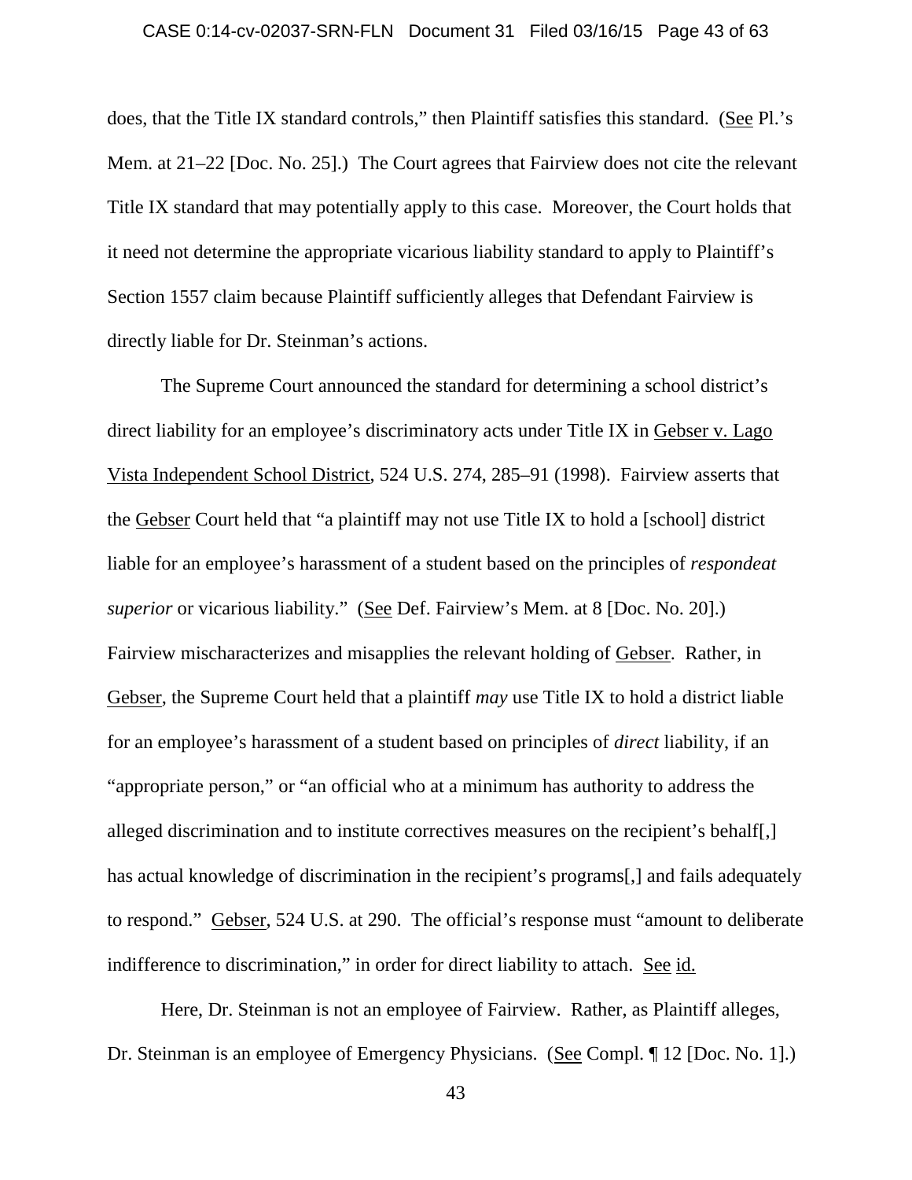does, that the Title IX standard controls," then Plaintiff satisfies this standard. (See Pl.'s Mem. at 21–22 [Doc. No. 25].) The Court agrees that Fairview does not cite the relevant Title IX standard that may potentially apply to this case. Moreover, the Court holds that it need not determine the appropriate vicarious liability standard to apply to Plaintiff's Section 1557 claim because Plaintiff sufficiently alleges that Defendant Fairview is directly liable for Dr. Steinman's actions.

The Supreme Court announced the standard for determining a school district's direct liability for an employee's discriminatory acts under Title IX in Gebser v. Lago Vista Independent School District, 524 U.S. 274, 285–91 (1998). Fairview asserts that the Gebser Court held that "a plaintiff may not use Title IX to hold a [school] district liable for an employee's harassment of a student based on the principles of *respondeat superior* or vicarious liability." (See Def. Fairview's Mem. at 8 [Doc. No. 20].) Fairview mischaracterizes and misapplies the relevant holding of Gebser. Rather, in Gebser, the Supreme Court held that a plaintiff *may* use Title IX to hold a district liable for an employee's harassment of a student based on principles of *direct* liability, if an "appropriate person," or "an official who at a minimum has authority to address the alleged discrimination and to institute correctives measures on the recipient's behalf[,] has actual knowledge of discrimination in the recipient's programs[,] and fails adequately to respond." Gebser, 524 U.S. at 290. The official's response must "amount to deliberate indifference to discrimination," in order for direct liability to attach. See id.

Here, Dr. Steinman is not an employee of Fairview. Rather, as Plaintiff alleges, Dr. Steinman is an employee of Emergency Physicians. (See Compl. ¶ 12 [Doc. No. 1].)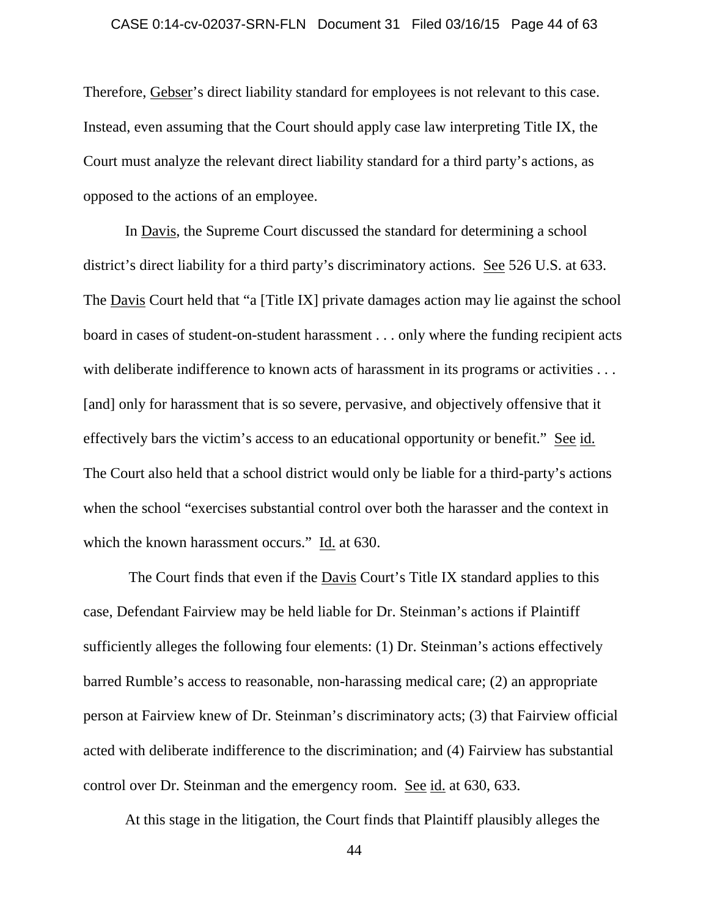Therefore, Gebser's direct liability standard for employees is not relevant to this case. Instead, even assuming that the Court should apply case law interpreting Title IX, the Court must analyze the relevant direct liability standard for a third party's actions, as opposed to the actions of an employee.

In Davis, the Supreme Court discussed the standard for determining a school district's direct liability for a third party's discriminatory actions. See 526 U.S. at 633. The Davis Court held that "a [Title IX] private damages action may lie against the school board in cases of student-on-student harassment . . . only where the funding recipient acts with deliberate indifference to known acts of harassment in its programs or activities . . . [and] only for harassment that is so severe, pervasive, and objectively offensive that it effectively bars the victim's access to an educational opportunity or benefit." See id. The Court also held that a school district would only be liable for a third-party's actions when the school "exercises substantial control over both the harasser and the context in which the known harassment occurs." Id. at 630.

The Court finds that even if the Davis Court's Title IX standard applies to this case, Defendant Fairview may be held liable for Dr. Steinman's actions if Plaintiff sufficiently alleges the following four elements: (1) Dr. Steinman's actions effectively barred Rumble's access to reasonable, non-harassing medical care; (2) an appropriate person at Fairview knew of Dr. Steinman's discriminatory acts; (3) that Fairview official acted with deliberate indifference to the discrimination; and (4) Fairview has substantial control over Dr. Steinman and the emergency room. See id. at 630, 633.

At this stage in the litigation, the Court finds that Plaintiff plausibly alleges the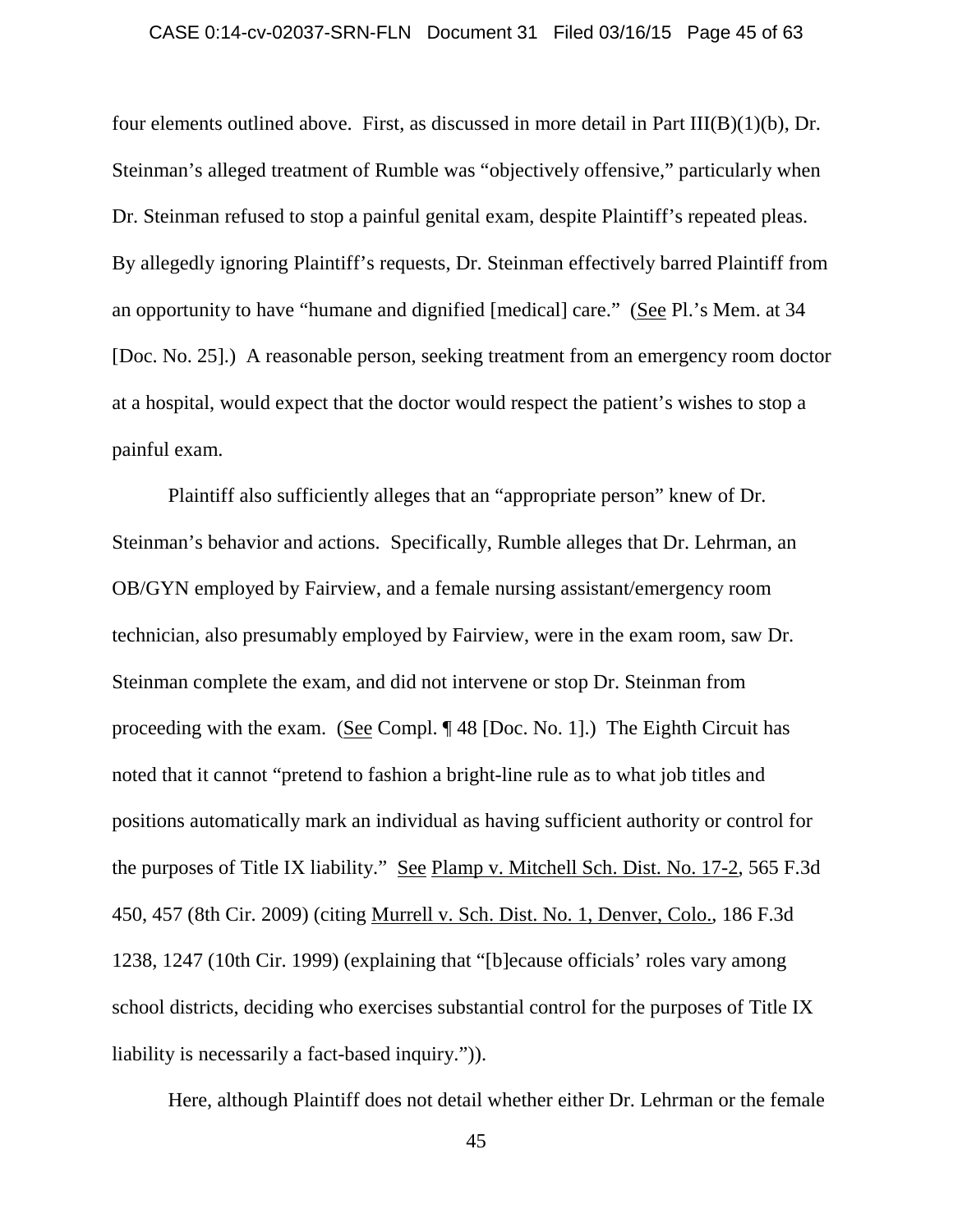four elements outlined above. First, as discussed in more detail in Part III(B)(1)(b), Dr. Steinman's alleged treatment of Rumble was "objectively offensive," particularly when Dr. Steinman refused to stop a painful genital exam, despite Plaintiff's repeated pleas. By allegedly ignoring Plaintiff's requests, Dr. Steinman effectively barred Plaintiff from an opportunity to have "humane and dignified [medical] care." (See Pl.'s Mem. at 34 [Doc. No. 25].) A reasonable person, seeking treatment from an emergency room doctor at a hospital, would expect that the doctor would respect the patient's wishes to stop a painful exam.

Plaintiff also sufficiently alleges that an "appropriate person" knew of Dr. Steinman's behavior and actions. Specifically, Rumble alleges that Dr. Lehrman, an OB/GYN employed by Fairview, and a female nursing assistant/emergency room technician, also presumably employed by Fairview, were in the exam room, saw Dr. Steinman complete the exam, and did not intervene or stop Dr. Steinman from proceeding with the exam. (See Compl. ¶ 48 [Doc. No. 1].) The Eighth Circuit has noted that it cannot "pretend to fashion a bright-line rule as to what job titles and positions automatically mark an individual as having sufficient authority or control for the purposes of Title IX liability." See Plamp v. Mitchell Sch. Dist. No. 17-2, 565 F.3d 450, 457 (8th Cir. 2009) (citing Murrell v. Sch. Dist. No. 1, Denver, Colo., 186 F.3d 1238, 1247 (10th Cir. 1999) (explaining that "[b]ecause officials' roles vary among school districts, deciding who exercises substantial control for the purposes of Title IX liability is necessarily a fact-based inquiry.")).

Here, although Plaintiff does not detail whether either Dr. Lehrman or the female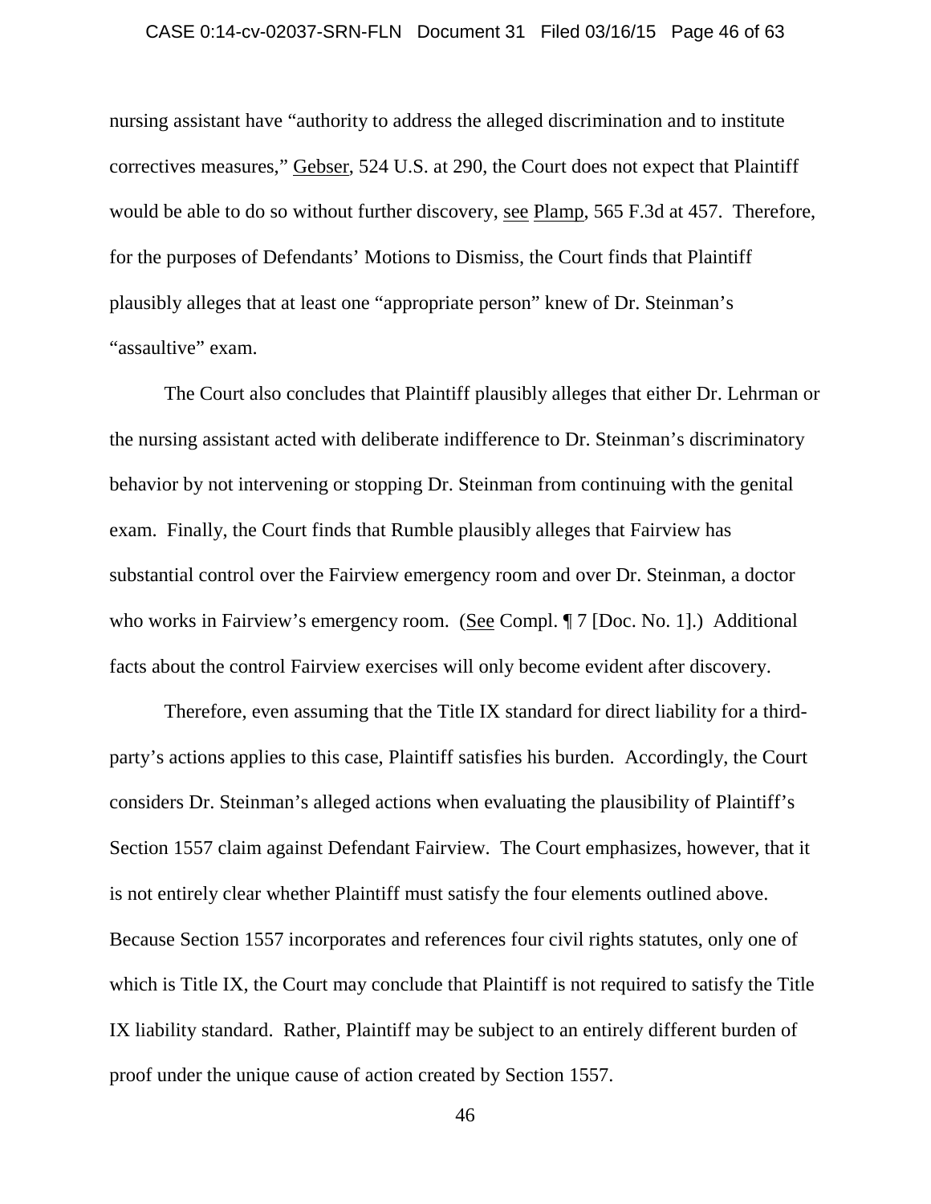nursing assistant have “authority to address the alleged discrimination and to institute correctives measures,” Gebser, 524 U.S. at 290, the Court does not expect that Plaintiff would be able to do so without further discovery, see Plamp, 565 F.3d at 457. Therefore, for the purposes of Defendants’ Motions to Dismiss, the Court finds that Plaintiff plausibly alleges that at least one “appropriate person” knew of Dr. Steinman’s “assaultive” exam.

The Court also concludes that Plaintiff plausibly alleges that either Dr. Lehrman or the nursing assistant acted with deliberate indifference to Dr. Steinman’s discriminatory behavior by not intervening or stopping Dr. Steinman from continuing with the genital exam. Finally, the Court finds that Rumble plausibly alleges that Fairview has substantial control over the Fairview emergency room and over Dr. Steinman, a doctor who works in Fairview’s emergency room. (See Compl. ¶ 7 [Doc. No. 1].) Additional facts about the control Fairview exercises will only become evident after discovery.

Therefore, even assuming that the Title IX standard for direct liability for a third-party’s actions applies to this case, Plaintiff satisfies his burden. Accordingly, the Court considers Dr. Steinman’s alleged actions when evaluating the plausibility of Plaintiff’s Section 1557 claim against Defendant Fairview. The Court emphasizes, however, that it is not entirely clear whether Plaintiff must satisfy the four elements outlined above. Because Section 1557 incorporates and references four civil rights statutes, only one of which is Title IX, the Court may conclude that Plaintiff is not required to satisfy the Title IX liability standard. Rather, Plaintiff may be subject to an entirely different burden of proof under the unique cause of action created by Section 1557.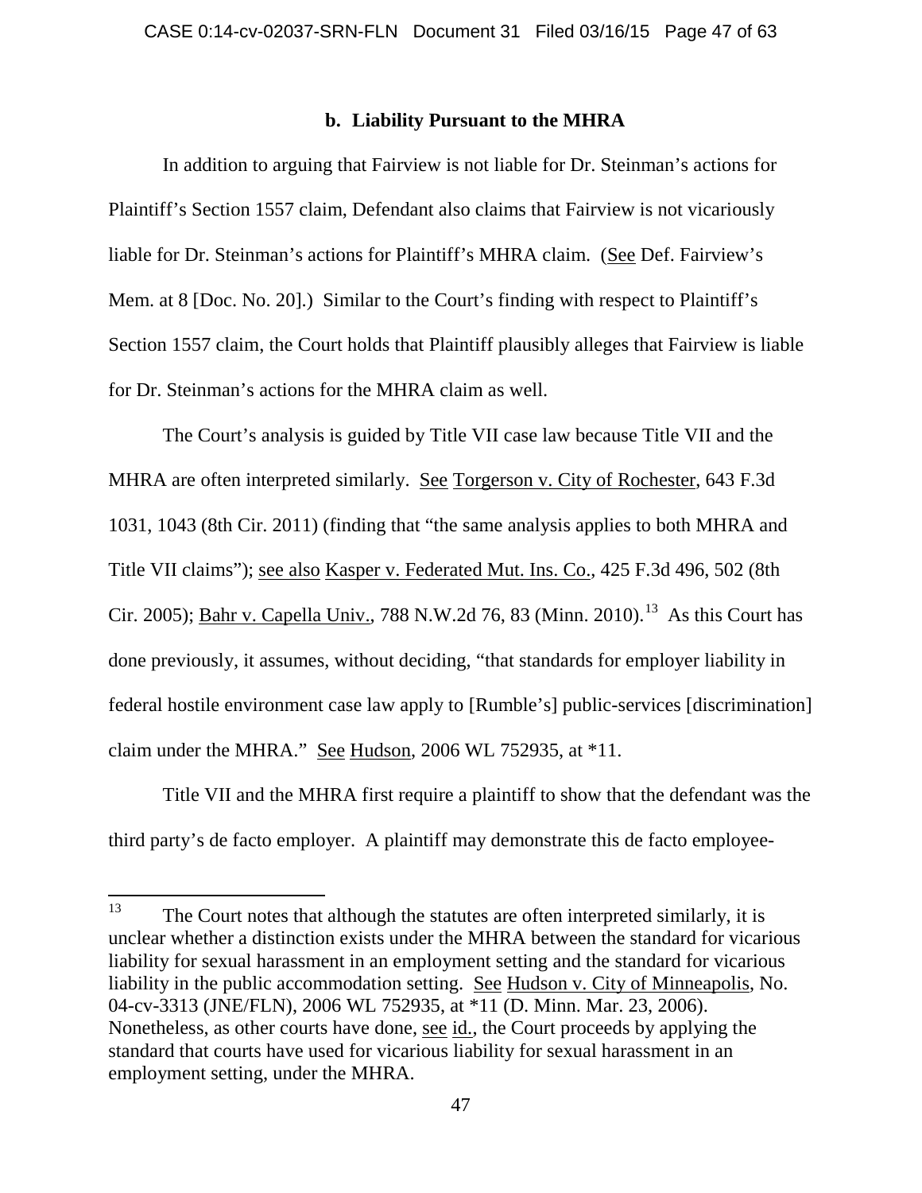### b. Liability Pursuant to the MHRA

In addition to arguing that Fairview is not liable for Dr. Steinman's actions for Plaintiff's Section 1557 claim, Defendant also claims that Fairview is not vicariously liable for Dr. Steinman's actions for Plaintiff's MHRA claim. (See Def. Fairview's Mem. at 8 [Doc. No. 20].) Similar to the Court's finding with respect to Plaintiff's Section 1557 claim, the Court holds that Plaintiff plausibly alleges that Fairview is liable for Dr. Steinman's actions for the MHRA claim as well.

The Court's analysis is guided by Title VII case law because Title VII and the MHRA are often interpreted similarly. See Torgerson v. City of Rochester, 643 F.3d 1031, 1043 (8th Cir. 2011) (finding that "the same analysis applies to both MHRA and Title VII claims"); see also Kasper v. Federated Mut. Ins. Co., 425 F.3d 496, 502 (8th Cir. 2005); Bahr v. Capella Univ., 788 N.W.2d 76, 83 (Minn. 2010).[13] As this Court has done previously, it assumes, without deciding, "that standards for employer liability in federal hostile environment case law apply to [Rumble's] public-services [discrimination] claim under the MHRA." See Hudson, 2006 WL 752935, at *11.

Title VII and the MHRA first require a plaintiff to show that the defendant was the third party's de facto employer. A plaintiff may demonstrate this de facto employee-

---

[13] The Court notes that although the statutes are often interpreted similarly, it is unclear whether a distinction exists under the MHRA between the standard for vicarious liability for sexual harassment in an employment setting and the standard for vicarious liability in the public accommodation setting. See Hudson v. City of Minneapolis, No. 04-cv-3313 (JNE/FLN), 2006 WL 752935, at *11 (D. Minn. Mar. 23, 2006). Nonetheless, as other courts have done, see id., the Court proceeds by applying the standard that courts have used for vicarious liability for sexual harassment in an employment setting, under the MHRA.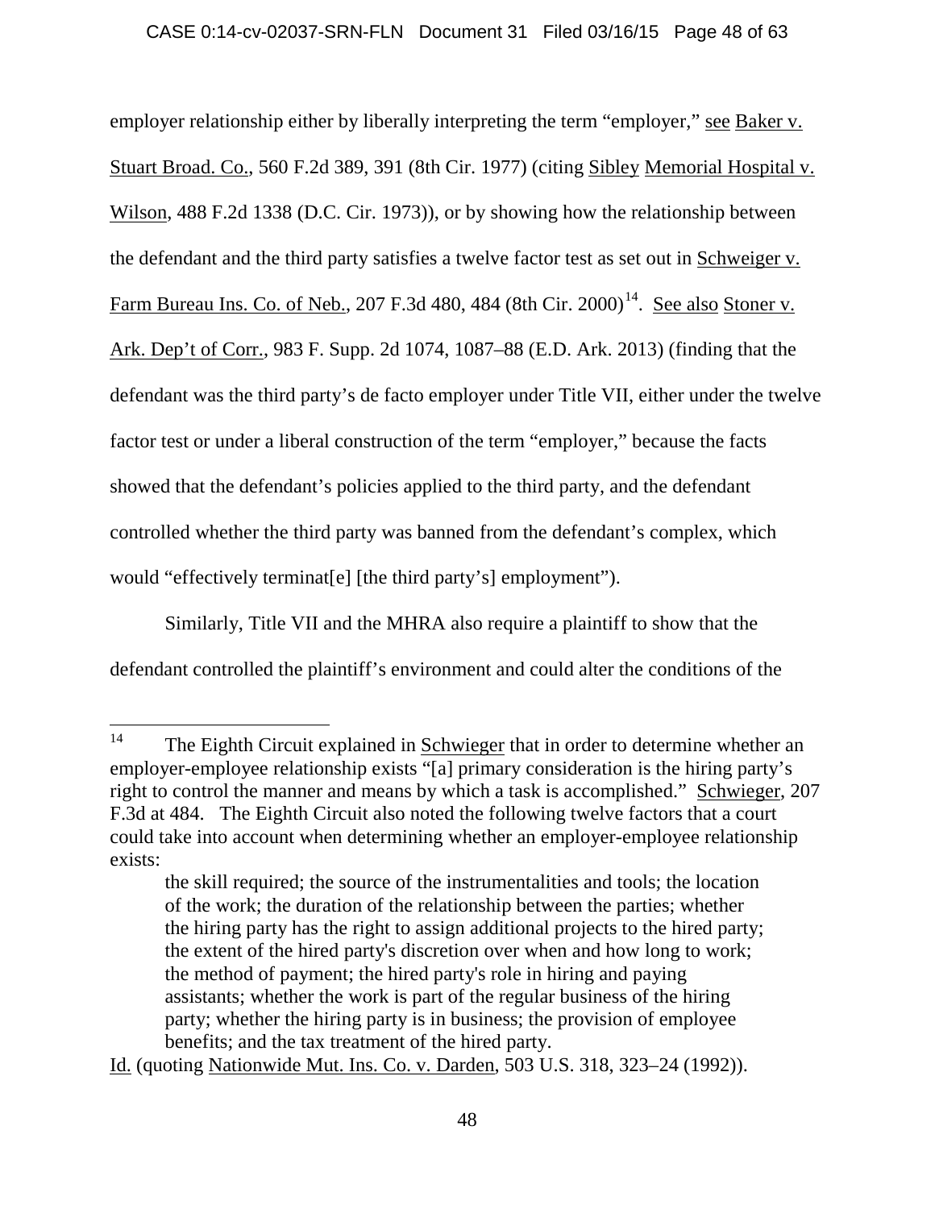employer relationship either by liberally interpreting the term "employer," see Baker v. Stuart Broad. Co., 560 F.2d 389, 391 (8th Cir. 1977) (citing Sibley Memorial Hospital v. Wilson, 488 F.2d 1338 (D.C. Cir. 1973)), or by showing how the relationship between the defendant and the third party satisfies a twelve factor test as set out in Schweiger v. Farm Bureau Ins. Co. of Neb., 207 F.3d 480, 484 (8th Cir. 2000)[14]. See also Stoner v. Ark. Dep't of Corr., 983 F. Supp. 2d 1074, 1087–88 (E.D. Ark. 2013) (finding that the defendant was the third party's de facto employer under Title VII, either under the twelve factor test or under a liberal construction of the term "employer," because the facts showed that the defendant's policies applied to the third party, and the defendant controlled whether the third party was banned from the defendant's complex, which would "effectively terminat[e] [the third party's] employment").

Similarly, Title VII and the MHRA also require a plaintiff to show that the defendant controlled the plaintiff's environment and could alter the conditions of the

---

[14] The Eighth Circuit explained in Schwieger that in order to determine whether an employer-employee relationship exists "[a] primary consideration is the hiring party's right to control the manner and means by which a task is accomplished." Schwieger, 207 F.3d at 484. The Eighth Circuit also noted the following twelve factors that a court could take into account when determining whether an employer-employee relationship exists:

> the skill required; the source of the instrumentalities and tools; the location of the work; the duration of the relationship between the parties; whether the hiring party has the right to assign additional projects to the hired party; the extent of the hired party's discretion over when and how long to work; the method of payment; the hired party's role in hiring and paying assistants; whether the work is part of the regular business of the hiring party; whether the hiring party is in business; the provision of employee benefits; and the tax treatment of the hired party.

Id. (quoting Nationwide Mut. Ins. Co. v. Darden, 503 U.S. 318, 323–24 (1992)).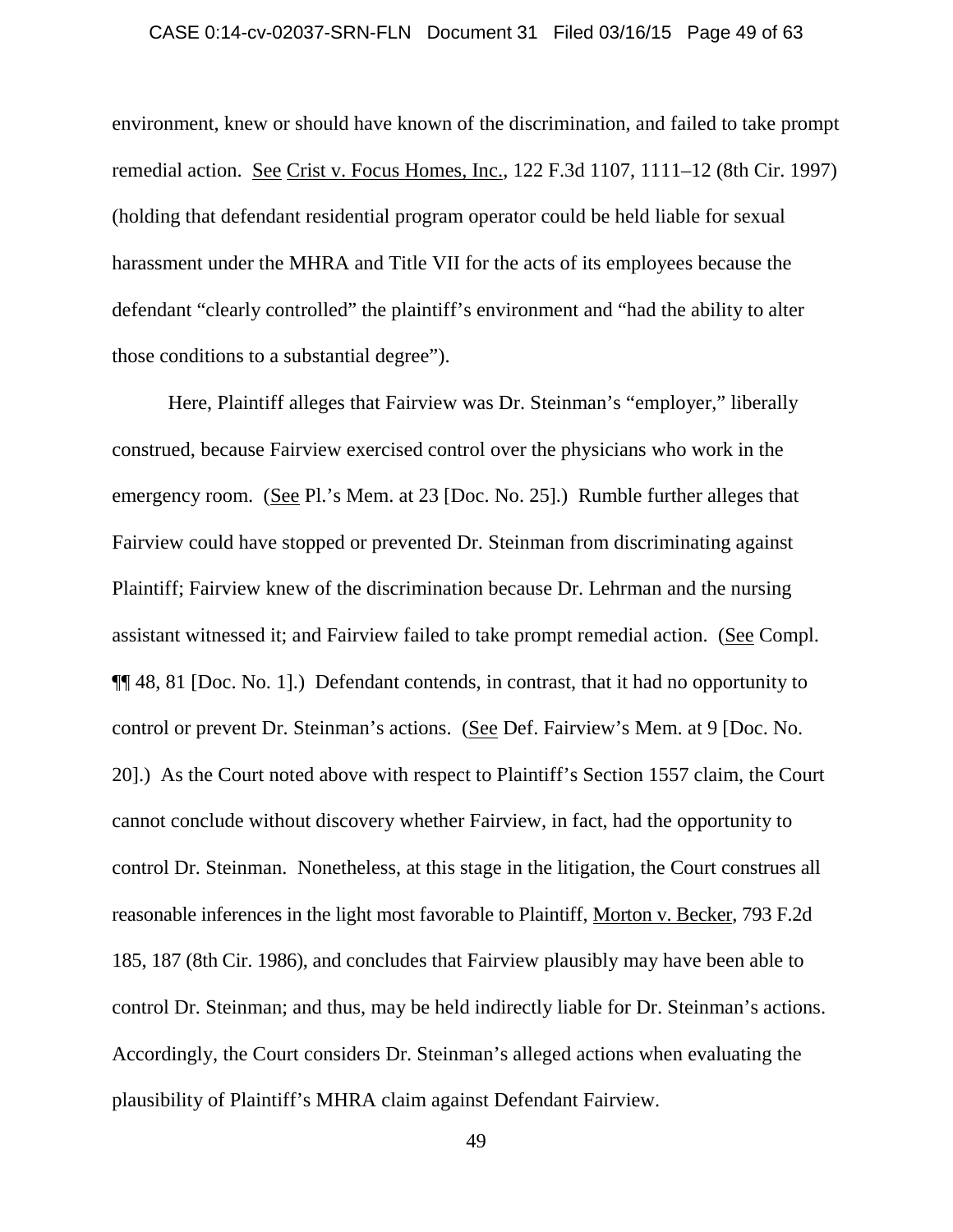environment, knew or should have known of the discrimination, and failed to take prompt remedial action. See Crist v. Focus Homes, Inc., 122 F.3d 1107, 1111–12 (8th Cir. 1997) (holding that defendant residential program operator could be held liable for sexual harassment under the MHRA and Title VII for the acts of its employees because the defendant "clearly controlled" the plaintiff's environment and "had the ability to alter those conditions to a substantial degree").

Here, Plaintiff alleges that Fairview was Dr. Steinman's "employer," liberally construed, because Fairview exercised control over the physicians who work in the emergency room. (See Pl.'s Mem. at 23 [Doc. No. 25].) Rumble further alleges that Fairview could have stopped or prevented Dr. Steinman from discriminating against Plaintiff; Fairview knew of the discrimination because Dr. Lehrman and the nursing assistant witnessed it; and Fairview failed to take prompt remedial action. (See Compl. ¶¶ 48, 81 [Doc. No. 1].) Defendant contends, in contrast, that it had no opportunity to control or prevent Dr. Steinman's actions. (See Def. Fairview's Mem. at 9 [Doc. No. 20].) As the Court noted above with respect to Plaintiff's Section 1557 claim, the Court cannot conclude without discovery whether Fairview, in fact, had the opportunity to control Dr. Steinman. Nonetheless, at this stage in the litigation, the Court construes all reasonable inferences in the light most favorable to Plaintiff, Morton v. Becker, 793 F.2d 185, 187 (8th Cir. 1986), and concludes that Fairview plausibly may have been able to control Dr. Steinman; and thus, may be held indirectly liable for Dr. Steinman's actions. Accordingly, the Court considers Dr. Steinman's alleged actions when evaluating the plausibility of Plaintiff's MHRA claim against Defendant Fairview.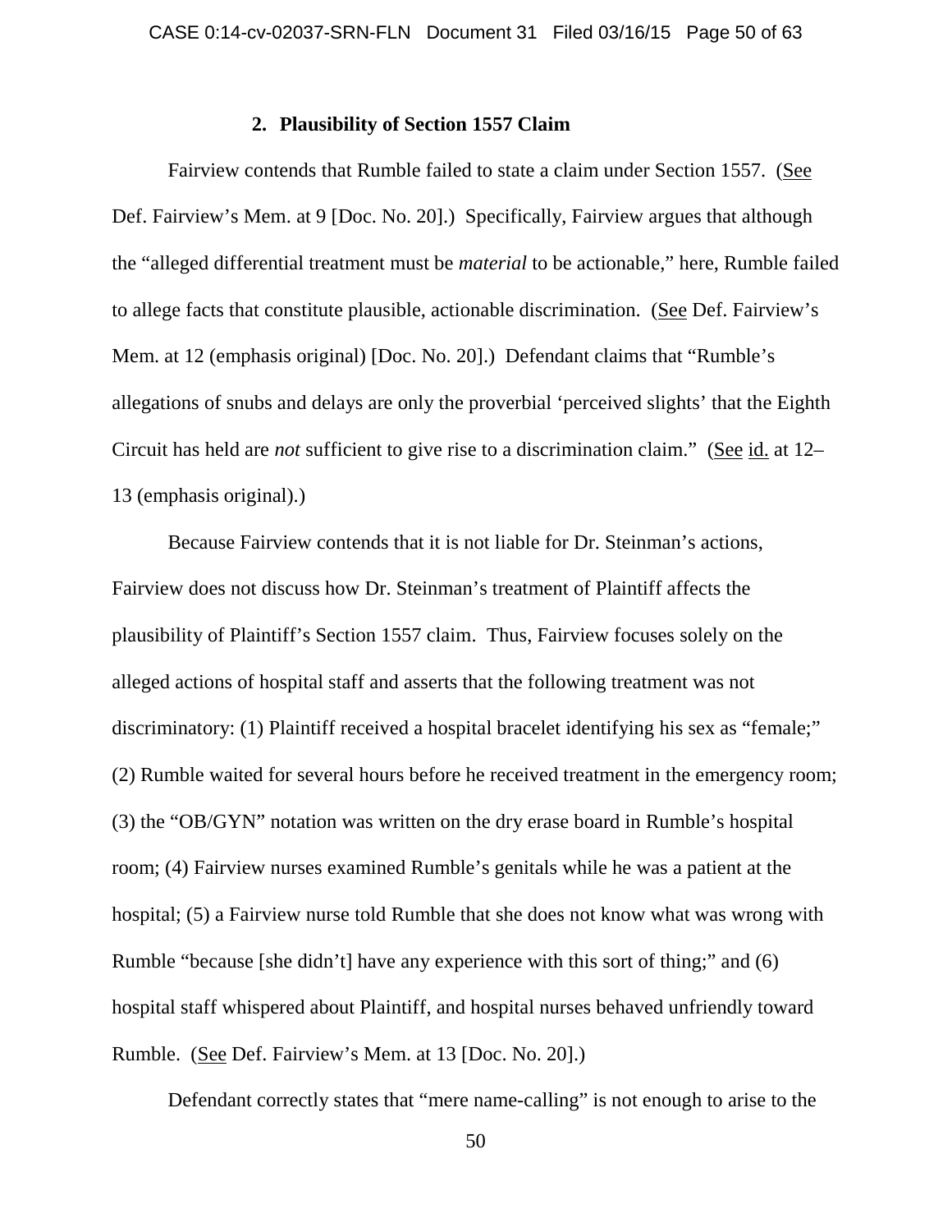### 2. Plausibility of Section 1557 Claim

Fairview contends that Rumble failed to state a claim under Section 1557. (See Def. Fairview's Mem. at 9 [Doc. No. 20].) Specifically, Fairview argues that although the "alleged differential treatment must be *material* to be actionable," here, Rumble failed to allege facts that constitute plausible, actionable discrimination. (See Def. Fairview's Mem. at 12 (emphasis original) [Doc. No. 20].) Defendant claims that "Rumble's allegations of snubs and delays are only the proverbial 'perceived slights' that the Eighth Circuit has held are *not* sufficient to give rise to a discrimination claim." (See id. at 12–13 (emphasis original).)

Because Fairview contends that it is not liable for Dr. Steinman's actions, Fairview does not discuss how Dr. Steinman's treatment of Plaintiff affects the plausibility of Plaintiff's Section 1557 claim. Thus, Fairview focuses solely on the alleged actions of hospital staff and asserts that the following treatment was not discriminatory: (1) Plaintiff received a hospital bracelet identifying his sex as "female;" (2) Rumble waited for several hours before he received treatment in the emergency room; (3) the "OB/GYN" notation was written on the dry erase board in Rumble's hospital room; (4) Fairview nurses examined Rumble's genitals while he was a patient at the hospital; (5) a Fairview nurse told Rumble that she does not know what was wrong with Rumble "because [she didn't] have any experience with this sort of thing;" and (6) hospital staff whispered about Plaintiff, and hospital nurses behaved unfriendly toward Rumble. (See Def. Fairview's Mem. at 13 [Doc. No. 20].)

Defendant correctly states that "mere name-calling" is not enough to arise to the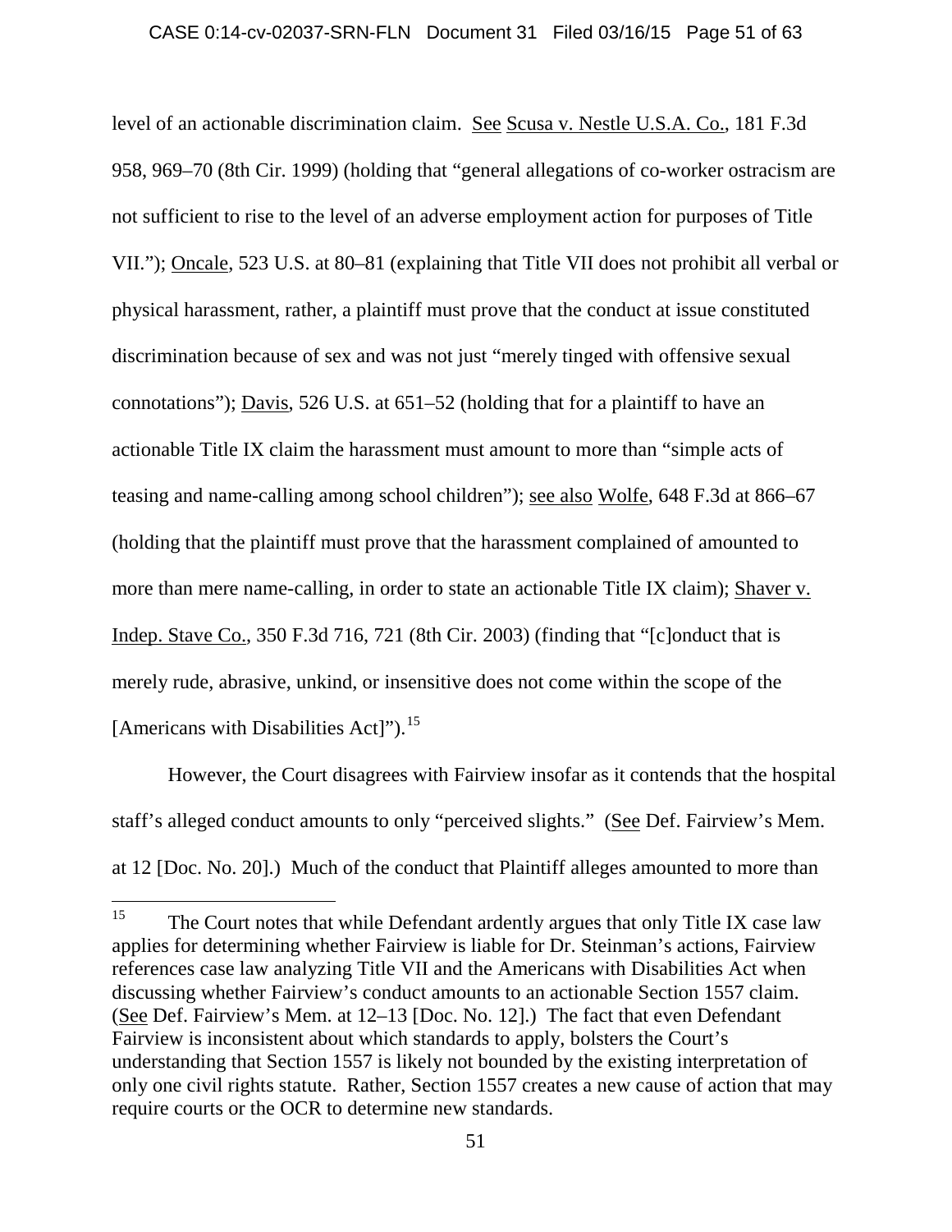level of an actionable discrimination claim. See Scusa v. Nestle U.S.A. Co., 181 F.3d 958, 969–70 (8th Cir. 1999) (holding that "general allegations of co-worker ostracism are not sufficient to rise to the level of an adverse employment action for purposes of Title VII."); Oncale, 523 U.S. at 80–81 (explaining that Title VII does not prohibit all verbal or physical harassment, rather, a plaintiff must prove that the conduct at issue constituted discrimination because of sex and was not just "merely tinged with offensive sexual connotations"); Davis, 526 U.S. at 651–52 (holding that for a plaintiff to have an actionable Title IX claim the harassment must amount to more than "simple acts of teasing and name-calling among school children"); see also Wolfe, 648 F.3d at 866–67 (holding that the plaintiff must prove that the harassment complained of amounted to more than mere name-calling, in order to state an actionable Title IX claim); Shaver v. Indep. Stave Co., 350 F.3d 716, 721 (8th Cir. 2003) (finding that "[c]onduct that is merely rude, abrasive, unkind, or insensitive does not come within the scope of the [Americans with Disabilities Act]").[15]

However, the Court disagrees with Fairview insofar as it contends that the hospital staff's alleged conduct amounts to only "perceived slights." (See Def. Fairview's Mem. at 12 [Doc. No. 20].) Much of the conduct that Plaintiff alleges amounted to more than

[15] The Court notes that while Defendant ardently argues that only Title IX case law applies for determining whether Fairview is liable for Dr. Steinman's actions, Fairview references case law analyzing Title VII and the Americans with Disabilities Act when discussing whether Fairview's conduct amounts to an actionable Section 1557 claim. (See Def. Fairview's Mem. at 12–13 [Doc. No. 12].) The fact that even Defendant Fairview is inconsistent about which standards to apply, bolsters the Court's understanding that Section 1557 is likely not bounded by the existing interpretation of only one civil rights statute. Rather, Section 1557 creates a new cause of action that may require courts or the OCR to determine new standards.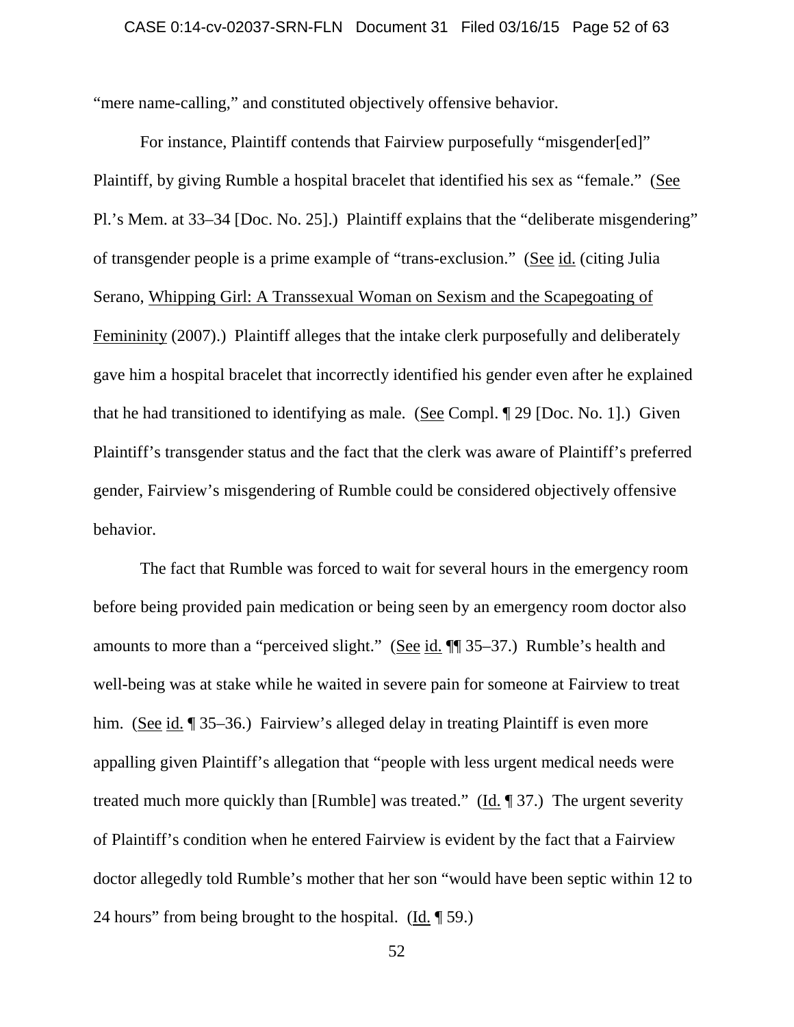"mere name-calling," and constituted objectively offensive behavior.

For instance, Plaintiff contends that Fairview purposefully "misgender[ed]" Plaintiff, by giving Rumble a hospital bracelet that identified his sex as "female." (See Pl.'s Mem. at 33–34 [Doc. No. 25].) Plaintiff explains that the "deliberate misgendering" of transgender people is a prime example of "trans-exclusion." (See id. (citing Julia Serano, Whipping Girl: A Transsexual Woman on Sexism and the Scapegoating of Femininity (2007).) Plaintiff alleges that the intake clerk purposefully and deliberately gave him a hospital bracelet that incorrectly identified his gender even after he explained that he had transitioned to identifying as male. (See Compl. ¶ 29 [Doc. No. 1].) Given Plaintiff's transgender status and the fact that the clerk was aware of Plaintiff's preferred gender, Fairview's misgendering of Rumble could be considered objectively offensive behavior.

The fact that Rumble was forced to wait for several hours in the emergency room before being provided pain medication or being seen by an emergency room doctor also amounts to more than a "perceived slight." (See id. ¶¶ 35–37.) Rumble's health and well-being was at stake while he waited in severe pain for someone at Fairview to treat him. (See id. ¶ 35–36.) Fairview's alleged delay in treating Plaintiff is even more appalling given Plaintiff's allegation that "people with less urgent medical needs were treated much more quickly than [Rumble] was treated." (Id. ¶ 37.) The urgent severity of Plaintiff's condition when he entered Fairview is evident by the fact that a Fairview doctor allegedly told Rumble's mother that her son "would have been septic within 12 to 24 hours" from being brought to the hospital. (Id. ¶ 59.)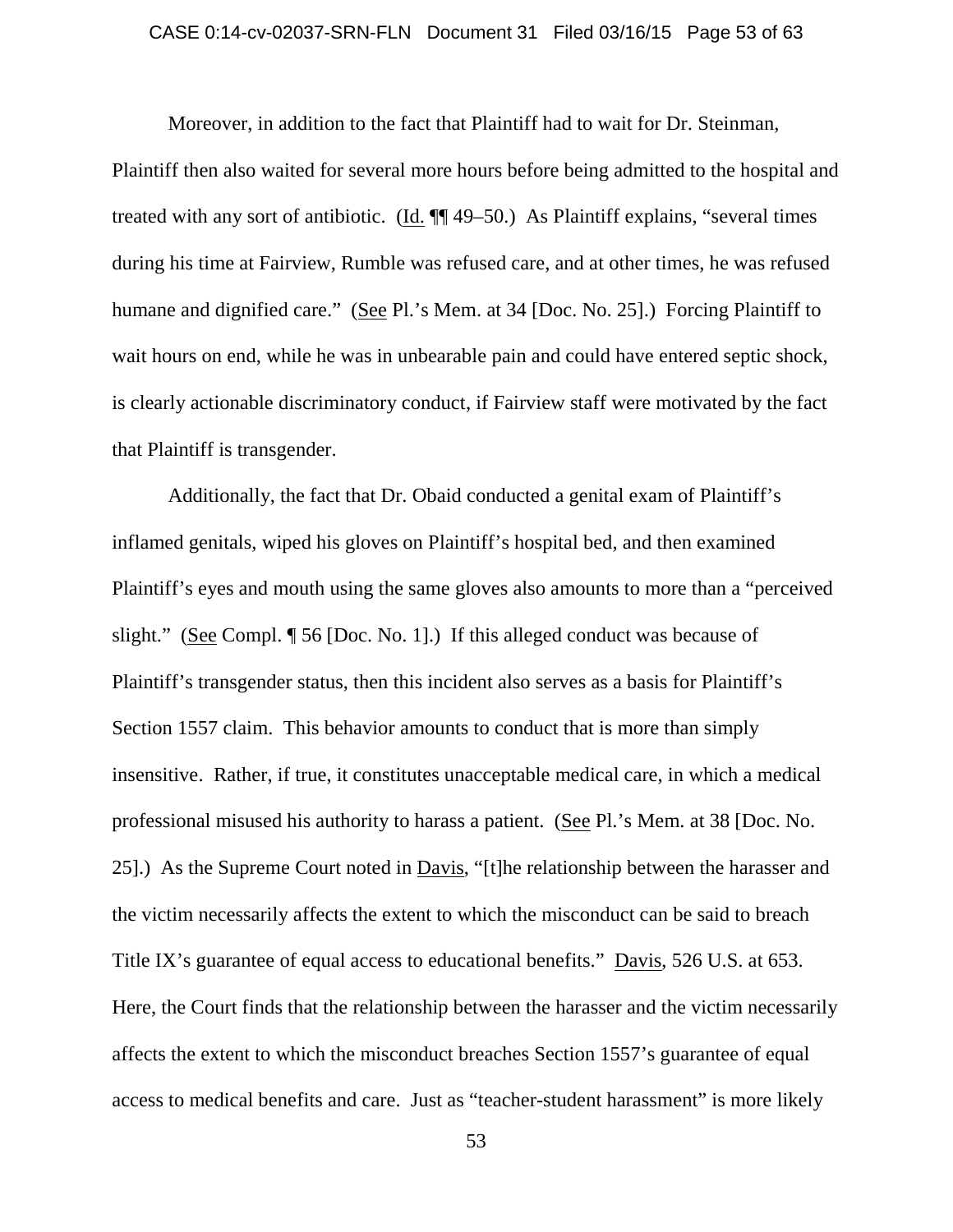Moreover, in addition to the fact that Plaintiff had to wait for Dr. Steinman, Plaintiff then also waited for several more hours before being admitted to the hospital and treated with any sort of antibiotic. (Id. ¶¶ 49–50.) As Plaintiff explains, "several times during his time at Fairview, Rumble was refused care, and at other times, he was refused humane and dignified care." (See Pl.'s Mem. at 34 [Doc. No. 25].) Forcing Plaintiff to wait hours on end, while he was in unbearable pain and could have entered septic shock, is clearly actionable discriminatory conduct, if Fairview staff were motivated by the fact that Plaintiff is transgender.

Additionally, the fact that Dr. Obaid conducted a genital exam of Plaintiff's inflamed genitals, wiped his gloves on Plaintiff's hospital bed, and then examined Plaintiff's eyes and mouth using the same gloves also amounts to more than a "perceived slight." (See Compl. ¶ 56 [Doc. No. 1].) If this alleged conduct was because of Plaintiff's transgender status, then this incident also serves as a basis for Plaintiff's Section 1557 claim. This behavior amounts to conduct that is more than simply insensitive. Rather, if true, it constitutes unacceptable medical care, in which a medical professional misused his authority to harass a patient. (See Pl.'s Mem. at 38 [Doc. No. 25].) As the Supreme Court noted in Davis, "[t]he relationship between the harasser and the victim necessarily affects the extent to which the misconduct can be said to breach Title IX's guarantee of equal access to educational benefits." Davis, 526 U.S. at 653. Here, the Court finds that the relationship between the harasser and the victim necessarily affects the extent to which the misconduct breaches Section 1557's guarantee of equal access to medical benefits and care. Just as "teacher-student harassment" is more likely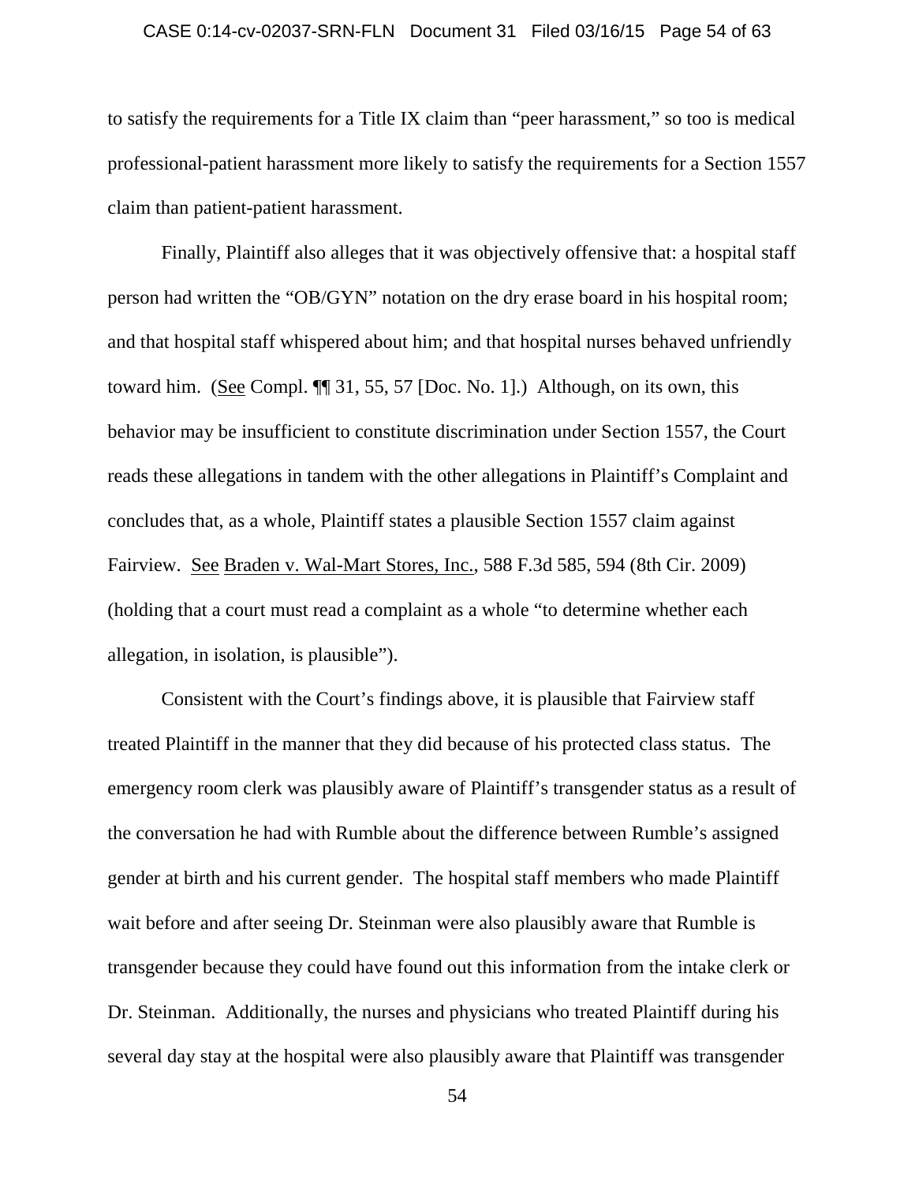to satisfy the requirements for a Title IX claim than "peer harassment," so too is medical professional-patient harassment more likely to satisfy the requirements for a Section 1557 claim than patient-patient harassment.

Finally, Plaintiff also alleges that it was objectively offensive that: a hospital staff person had written the "OB/GYN" notation on the dry erase board in his hospital room; and that hospital staff whispered about him; and that hospital nurses behaved unfriendly toward him. (<u>See</u> Compl. ¶¶ 31, 55, 57 [Doc. No. 1].) Although, on its own, this behavior may be insufficient to constitute discrimination under Section 1557, the Court reads these allegations in tandem with the other allegations in Plaintiff's Complaint and concludes that, as a whole, Plaintiff states a plausible Section 1557 claim against Fairview. <u>See</u> <u>Braden v. Wal-Mart Stores, Inc.</u>, 588 F.3d 585, 594 (8th Cir. 2009) (holding that a court must read a complaint as a whole "to determine whether each allegation, in isolation, is plausible").

Consistent with the Court's findings above, it is plausible that Fairview staff treated Plaintiff in the manner that they did because of his protected class status. The emergency room clerk was plausibly aware of Plaintiff's transgender status as a result of the conversation he had with Rumble about the difference between Rumble's assigned gender at birth and his current gender. The hospital staff members who made Plaintiff wait before and after seeing Dr. Steinman were also plausibly aware that Rumble is transgender because they could have found out this information from the intake clerk or Dr. Steinman. Additionally, the nurses and physicians who treated Plaintiff during his several day stay at the hospital were also plausibly aware that Plaintiff was transgender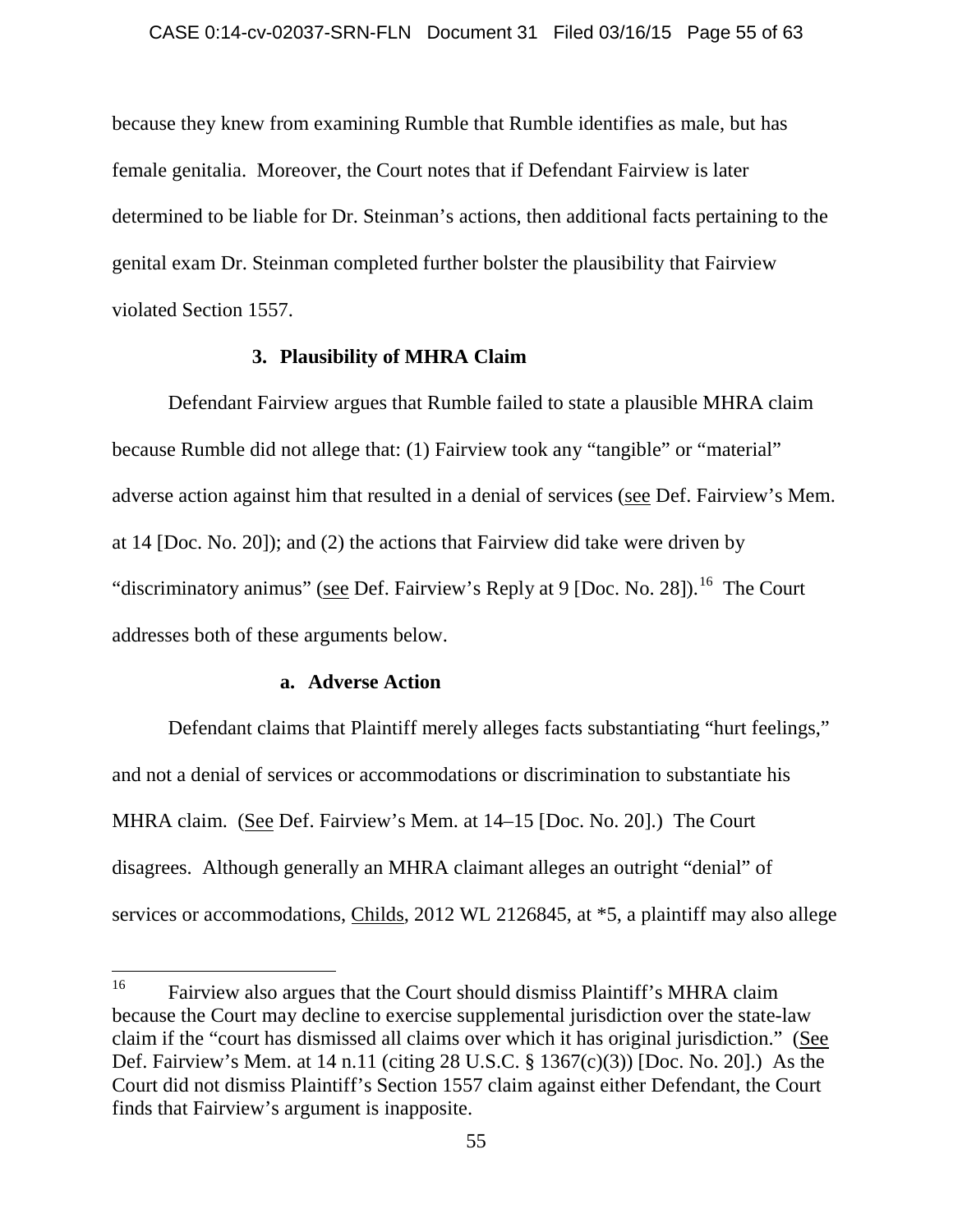because they knew from examining Rumble that Rumble identifies as male, but has female genitalia. Moreover, the Court notes that if Defendant Fairview is later determined to be liable for Dr. Steinman's actions, then additional facts pertaining to the genital exam Dr. Steinman completed further bolster the plausibility that Fairview violated Section 1557.

### 3. Plausibility of MHRA Claim

Defendant Fairview argues that Rumble failed to state a plausible MHRA claim because Rumble did not allege that: (1) Fairview took any "tangible" or "material" adverse action against him that resulted in a denial of services (see Def. Fairview's Mem. at 14 [Doc. No. 20]); and (2) the actions that Fairview did take were driven by "discriminatory animus" (see Def. Fairview's Reply at 9 [Doc. No. 28]).[16] The Court addresses both of these arguments below.

#### a. Adverse Action

Defendant claims that Plaintiff merely alleges facts substantiating "hurt feelings," and not a denial of services or accommodations or discrimination to substantiate his MHRA claim. (See Def. Fairview's Mem. at 14–15 [Doc. No. 20].) The Court disagrees. Although generally an MHRA claimant alleges an outright "denial" of services or accommodations, Childs, 2012 WL 2126845, at *5, a plaintiff may also allege

[16] Fairview also argues that the Court should dismiss Plaintiff's MHRA claim because the Court may decline to exercise supplemental jurisdiction over the state-law claim if the "court has dismissed all claims over which it has original jurisdiction." (See Def. Fairview's Mem. at 14 n.11 (citing 28 U.S.C. § 1367(c)(3)) [Doc. No. 20].) As the Court did not dismiss Plaintiff's Section 1557 claim against either Defendant, the Court finds that Fairview's argument is inapposite.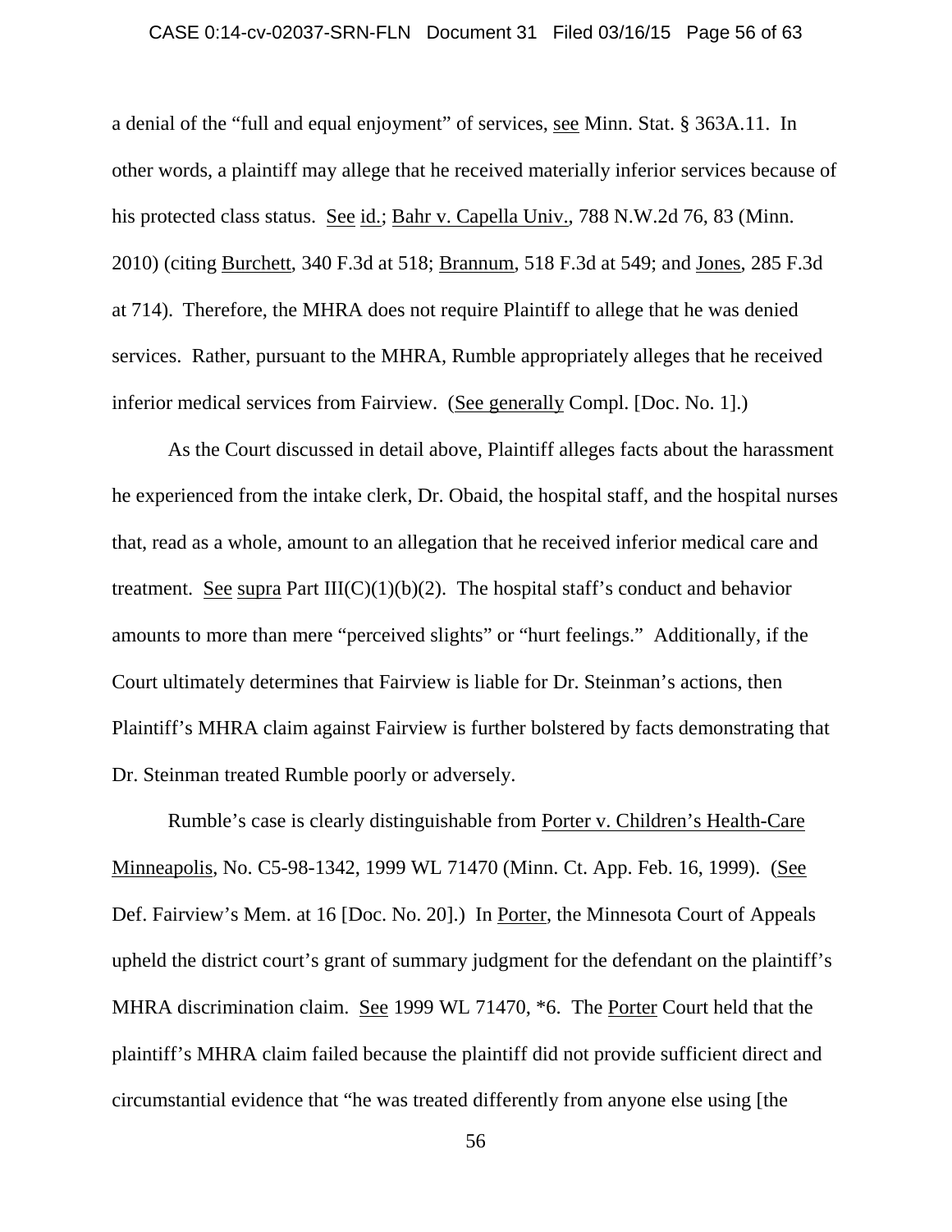a denial of the "full and equal enjoyment" of services, see Minn. Stat. § 363A.11. In other words, a plaintiff may allege that he received materially inferior services because of his protected class status. See id.; Bahr v. Capella Univ., 788 N.W.2d 76, 83 (Minn. 2010) (citing Burchett, 340 F.3d at 518; Brannum, 518 F.3d at 549; and Jones, 285 F.3d at 714). Therefore, the MHRA does not require Plaintiff to allege that he was denied services. Rather, pursuant to the MHRA, Rumble appropriately alleges that he received inferior medical services from Fairview. (See generally Compl. [Doc. No. 1].)

As the Court discussed in detail above, Plaintiff alleges facts about the harassment he experienced from the intake clerk, Dr. Obaid, the hospital staff, and the hospital nurses that, read as a whole, amount to an allegation that he received inferior medical care and treatment. See supra Part III(C)(1)(b)(2). The hospital staff's conduct and behavior amounts to more than mere "perceived slights" or "hurt feelings." Additionally, if the Court ultimately determines that Fairview is liable for Dr. Steinman's actions, then Plaintiff's MHRA claim against Fairview is further bolstered by facts demonstrating that Dr. Steinman treated Rumble poorly or adversely.

Rumble's case is clearly distinguishable from Porter v. Children's Health-Care Minneapolis, No. C5-98-1342, 1999 WL 71470 (Minn. Ct. App. Feb. 16, 1999). (See Def. Fairview's Mem. at 16 [Doc. No. 20].) In Porter, the Minnesota Court of Appeals upheld the district court's grant of summary judgment for the defendant on the plaintiff's MHRA discrimination claim. See 1999 WL 71470, *6. The Porter Court held that the plaintiff's MHRA claim failed because the plaintiff did not provide sufficient direct and circumstantial evidence that "he was treated differently from anyone else using [the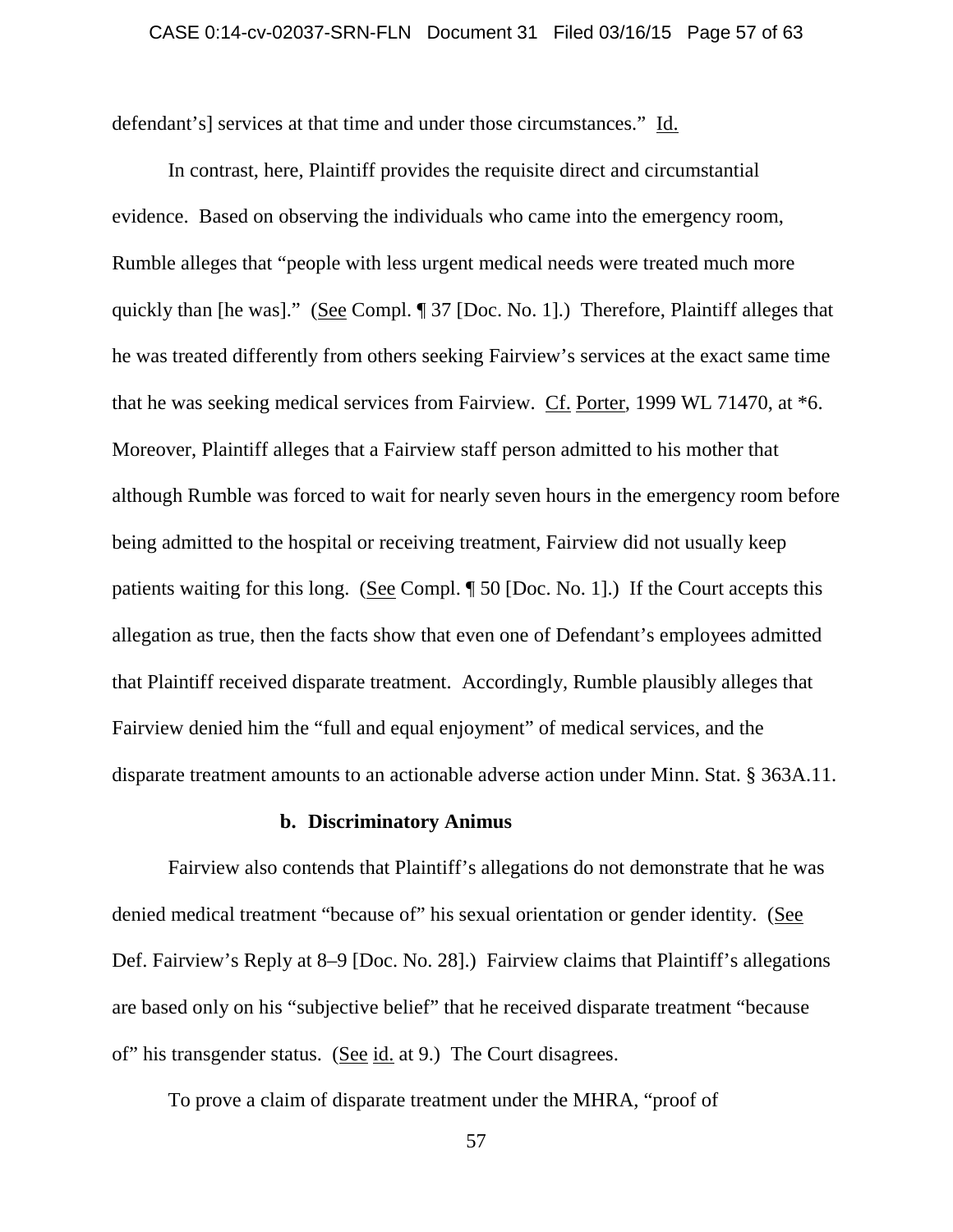defendant's] services at that time and under those circumstances." Id.

In contrast, here, Plaintiff provides the requisite direct and circumstantial evidence. Based on observing the individuals who came into the emergency room, Rumble alleges that "people with less urgent medical needs were treated much more quickly than [he was]." (See Compl. ¶ 37 [Doc. No. 1].) Therefore, Plaintiff alleges that he was treated differently from others seeking Fairview's services at the exact same time that he was seeking medical services from Fairview. Cf. Porter, 1999 WL 71470, at *6. Moreover, Plaintiff alleges that a Fairview staff person admitted to his mother that although Rumble was forced to wait for nearly seven hours in the emergency room before being admitted to the hospital or receiving treatment, Fairview did not usually keep patients waiting for this long. (See Compl. ¶ 50 [Doc. No. 1].) If the Court accepts this allegation as true, then the facts show that even one of Defendant's employees admitted that Plaintiff received disparate treatment. Accordingly, Rumble plausibly alleges that Fairview denied him the "full and equal enjoyment" of medical services, and the disparate treatment amounts to an actionable adverse action under Minn. Stat. § 363A.11.

**b. Discriminatory Animus**

Fairview also contends that Plaintiff's allegations do not demonstrate that he was denied medical treatment "because of" his sexual orientation or gender identity. (See Def. Fairview's Reply at 8–9 [Doc. No. 28].) Fairview claims that Plaintiff's allegations are based only on his "subjective belief" that he received disparate treatment "because of" his transgender status. (See id. at 9.) The Court disagrees.

To prove a claim of disparate treatment under the MHRA, "proof of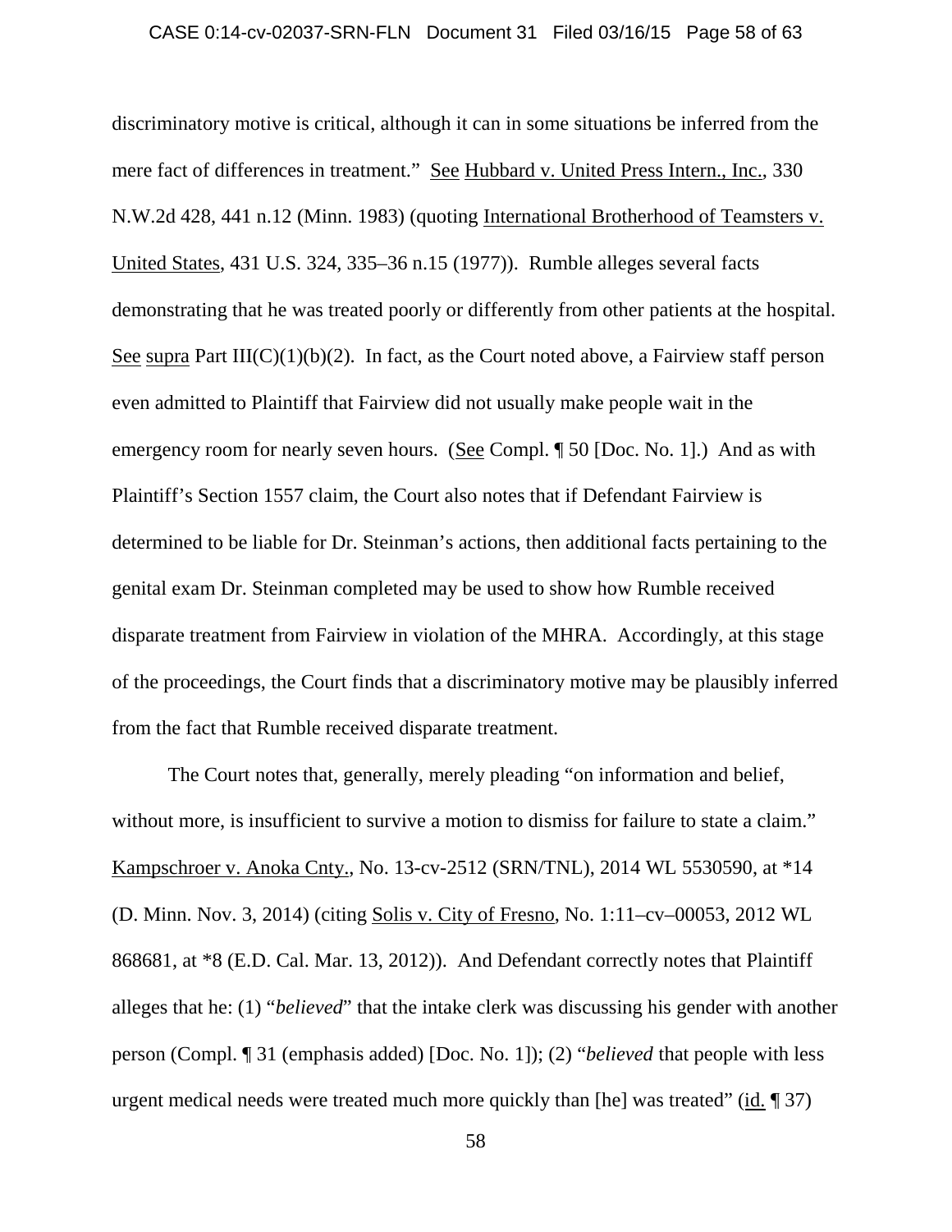discriminatory motive is critical, although it can in some situations be inferred from the mere fact of differences in treatment." See Hubbard v. United Press Intern., Inc., 330 N.W.2d 428, 441 n.12 (Minn. 1983) (quoting International Brotherhood of Teamsters v. United States, 431 U.S. 324, 335–36 n.15 (1977)). Rumble alleges several facts demonstrating that he was treated poorly or differently from other patients at the hospital. See supra Part III(C)(1)(b)(2). In fact, as the Court noted above, a Fairview staff person even admitted to Plaintiff that Fairview did not usually make people wait in the emergency room for nearly seven hours. (See Compl. ¶ 50 [Doc. No. 1].) And as with Plaintiff's Section 1557 claim, the Court also notes that if Defendant Fairview is determined to be liable for Dr. Steinman's actions, then additional facts pertaining to the genital exam Dr. Steinman completed may be used to show how Rumble received disparate treatment from Fairview in violation of the MHRA. Accordingly, at this stage of the proceedings, the Court finds that a discriminatory motive may be plausibly inferred from the fact that Rumble received disparate treatment.

The Court notes that, generally, merely pleading "on information and belief, without more, is insufficient to survive a motion to dismiss for failure to state a claim." Kampschroer v. Anoka Cnty., No. 13-cv-2512 (SRN/TNL), 2014 WL 5530590, at *14 (D. Minn. Nov. 3, 2014) (citing Solis v. City of Fresno, No. 1:11–cv–00053, 2012 WL 868681, at *8 (E.D. Cal. Mar. 13, 2012)). And Defendant correctly notes that Plaintiff alleges that he: (1) "*believed*" that the intake clerk was discussing his gender with another person (Compl. ¶ 31 (emphasis added) [Doc. No. 1]); (2) "*believed* that people with less urgent medical needs were treated much more quickly than [he] was treated" (id. ¶ 37)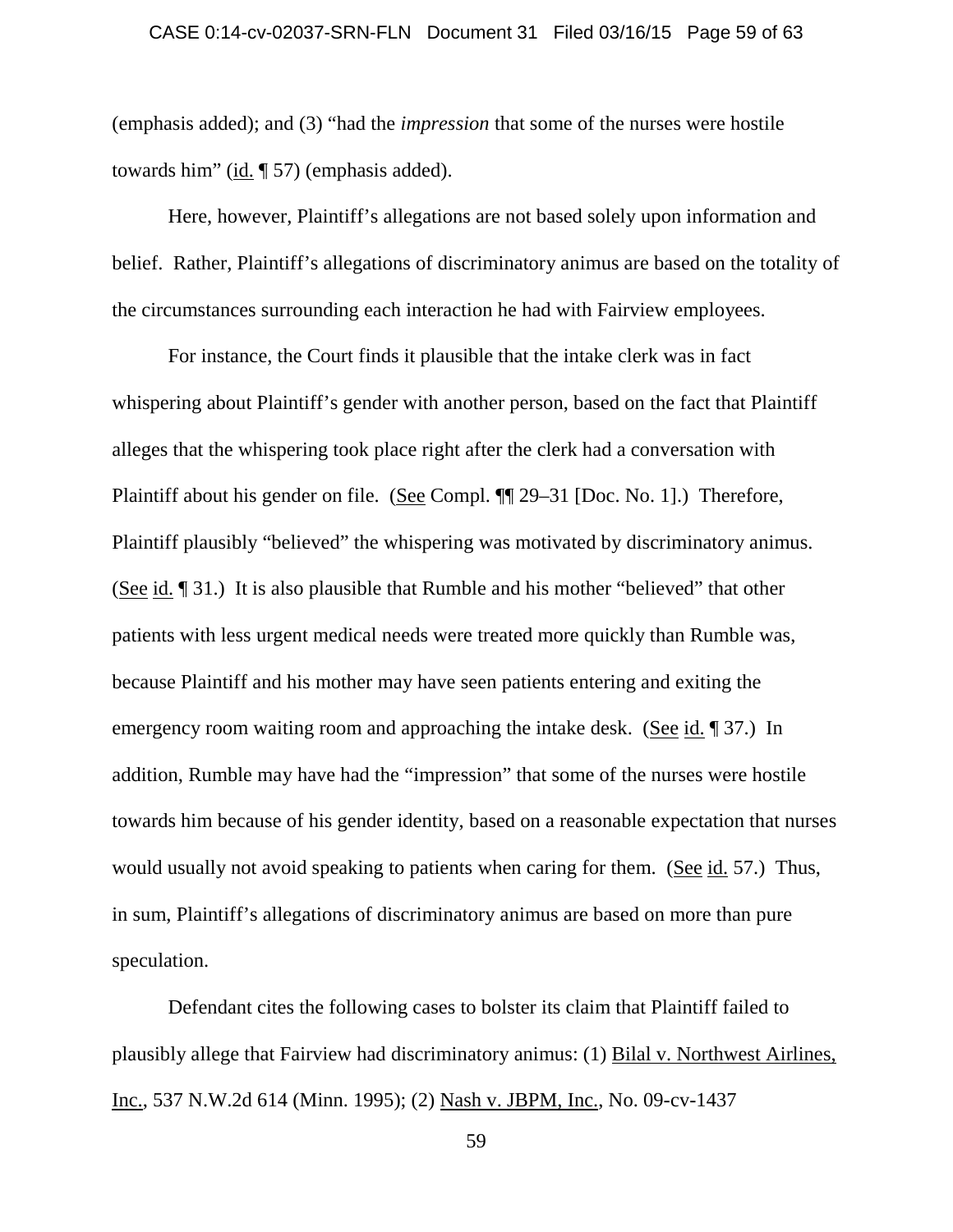(emphasis added); and (3) "had the *impression* that some of the nurses were hostile towards him" (id. ¶ 57) (emphasis added).

Here, however, Plaintiff's allegations are not based solely upon information and belief. Rather, Plaintiff's allegations of discriminatory animus are based on the totality of the circumstances surrounding each interaction he had with Fairview employees.

For instance, the Court finds it plausible that the intake clerk was in fact whispering about Plaintiff's gender with another person, based on the fact that Plaintiff alleges that the whispering took place right after the clerk had a conversation with Plaintiff about his gender on file. (See Compl. ¶¶ 29–31 [Doc. No. 1].) Therefore, Plaintiff plausibly "believed" the whispering was motivated by discriminatory animus. (See id. ¶ 31.) It is also plausible that Rumble and his mother "believed" that other patients with less urgent medical needs were treated more quickly than Rumble was, because Plaintiff and his mother may have seen patients entering and exiting the emergency room waiting room and approaching the intake desk. (See id. ¶ 37.) In addition, Rumble may have had the "impression" that some of the nurses were hostile towards him because of his gender identity, based on a reasonable expectation that nurses would usually not avoid speaking to patients when caring for them. (See id. 57.) Thus, in sum, Plaintiff's allegations of discriminatory animus are based on more than pure speculation.

Defendant cites the following cases to bolster its claim that Plaintiff failed to plausibly allege that Fairview had discriminatory animus: (1) Bilal v. Northwest Airlines, Inc., 537 N.W.2d 614 (Minn. 1995); (2) Nash v. JBPM, Inc., No. 09-cv-1437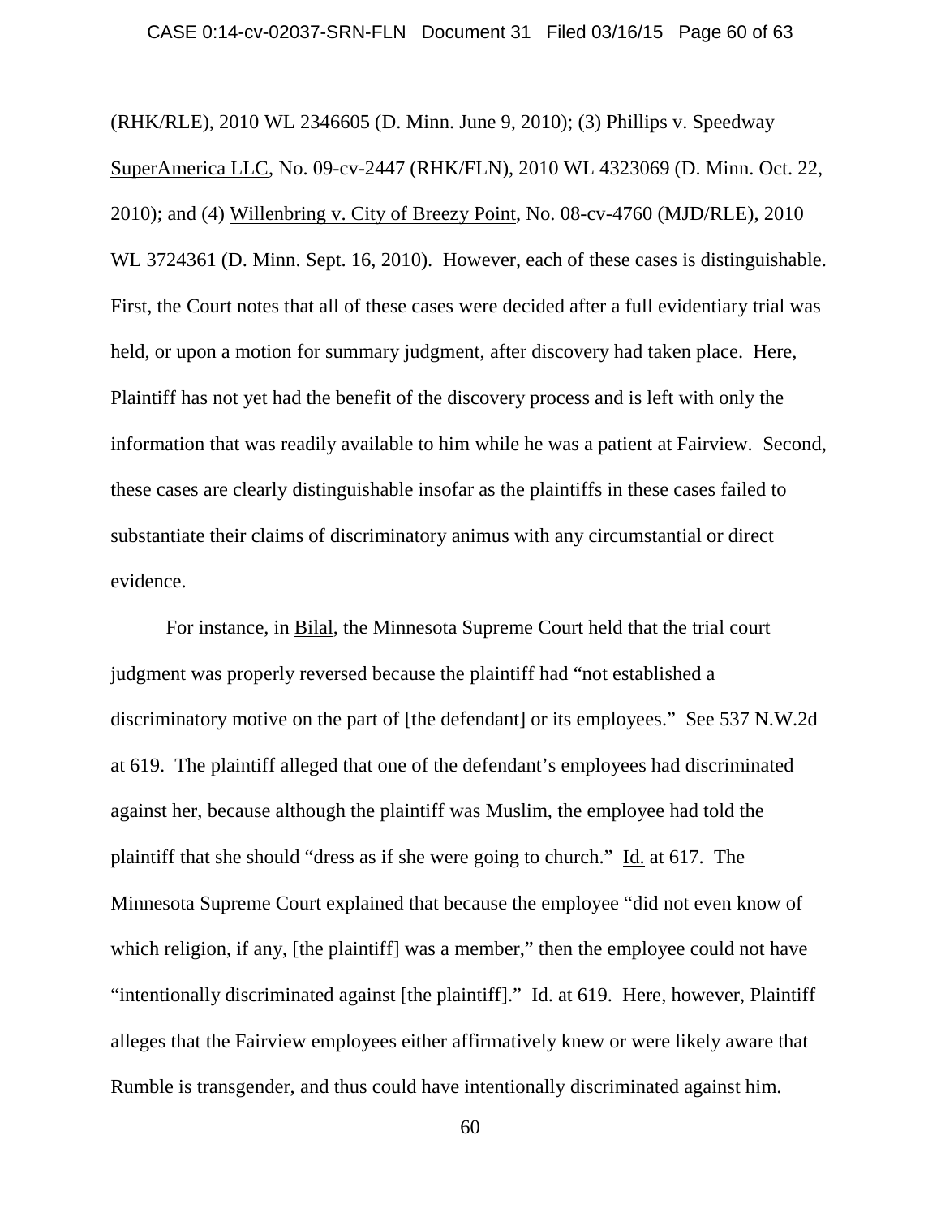(RHK/RLE), 2010 WL 2346605 (D. Minn. June 9, 2010); (3) Phillips v. Speedway SuperAmerica LLC, No. 09-cv-2447 (RHK/FLN), 2010 WL 4323069 (D. Minn. Oct. 22, 2010); and (4) Willenbring v. City of Breezy Point, No. 08-cv-4760 (MJD/RLE), 2010 WL 3724361 (D. Minn. Sept. 16, 2010). However, each of these cases is distinguishable. First, the Court notes that all of these cases were decided after a full evidentiary trial was held, or upon a motion for summary judgment, after discovery had taken place. Here, Plaintiff has not yet had the benefit of the discovery process and is left with only the information that was readily available to him while he was a patient at Fairview. Second, these cases are clearly distinguishable insofar as the plaintiffs in these cases failed to substantiate their claims of discriminatory animus with any circumstantial or direct evidence.

For instance, in Bilal, the Minnesota Supreme Court held that the trial court judgment was properly reversed because the plaintiff had "not established a discriminatory motive on the part of [the defendant] or its employees." See 537 N.W.2d at 619. The plaintiff alleged that one of the defendant's employees had discriminated against her, because although the plaintiff was Muslim, the employee had told the plaintiff that she should "dress as if she were going to church." Id. at 617. The Minnesota Supreme Court explained that because the employee "did not even know of which religion, if any, [the plaintiff] was a member," then the employee could not have "intentionally discriminated against [the plaintiff]." Id. at 619. Here, however, Plaintiff alleges that the Fairview employees either affirmatively knew or were likely aware that Rumble is transgender, and thus could have intentionally discriminated against him.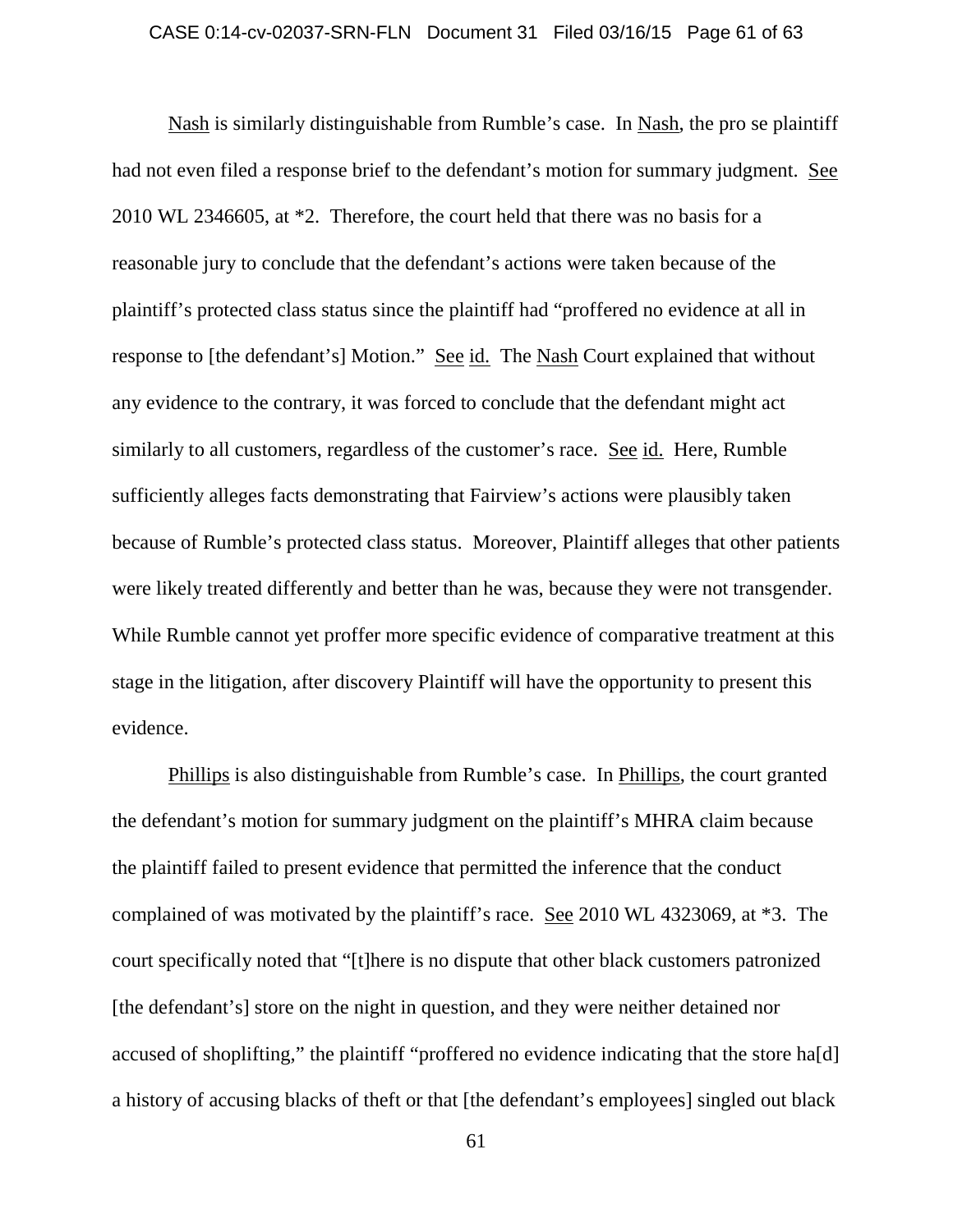Nash is similarly distinguishable from Rumble's case. In Nash, the pro se plaintiff had not even filed a response brief to the defendant's motion for summary judgment. See 2010 WL 2346605, at *2. Therefore, the court held that there was no basis for a reasonable jury to conclude that the defendant's actions were taken because of the plaintiff's protected class status since the plaintiff had "proffered no evidence at all in response to [the defendant's] Motion." See id. The Nash Court explained that without any evidence to the contrary, it was forced to conclude that the defendant might act similarly to all customers, regardless of the customer's race. See id. Here, Rumble sufficiently alleges facts demonstrating that Fairview's actions were plausibly taken because of Rumble's protected class status. Moreover, Plaintiff alleges that other patients were likely treated differently and better than he was, because they were not transgender. While Rumble cannot yet proffer more specific evidence of comparative treatment at this stage in the litigation, after discovery Plaintiff will have the opportunity to present this evidence.

Phillips is also distinguishable from Rumble's case. In Phillips, the court granted the defendant's motion for summary judgment on the plaintiff's MHRA claim because the plaintiff failed to present evidence that permitted the inference that the conduct complained of was motivated by the plaintiff's race. See 2010 WL 4323069, at *3. The court specifically noted that "[t]here is no dispute that other black customers patronized [the defendant's] store on the night in question, and they were neither detained nor accused of shoplifting," the plaintiff "proffered no evidence indicating that the store ha[d] a history of accusing blacks of theft or that [the defendant's employees] singled out black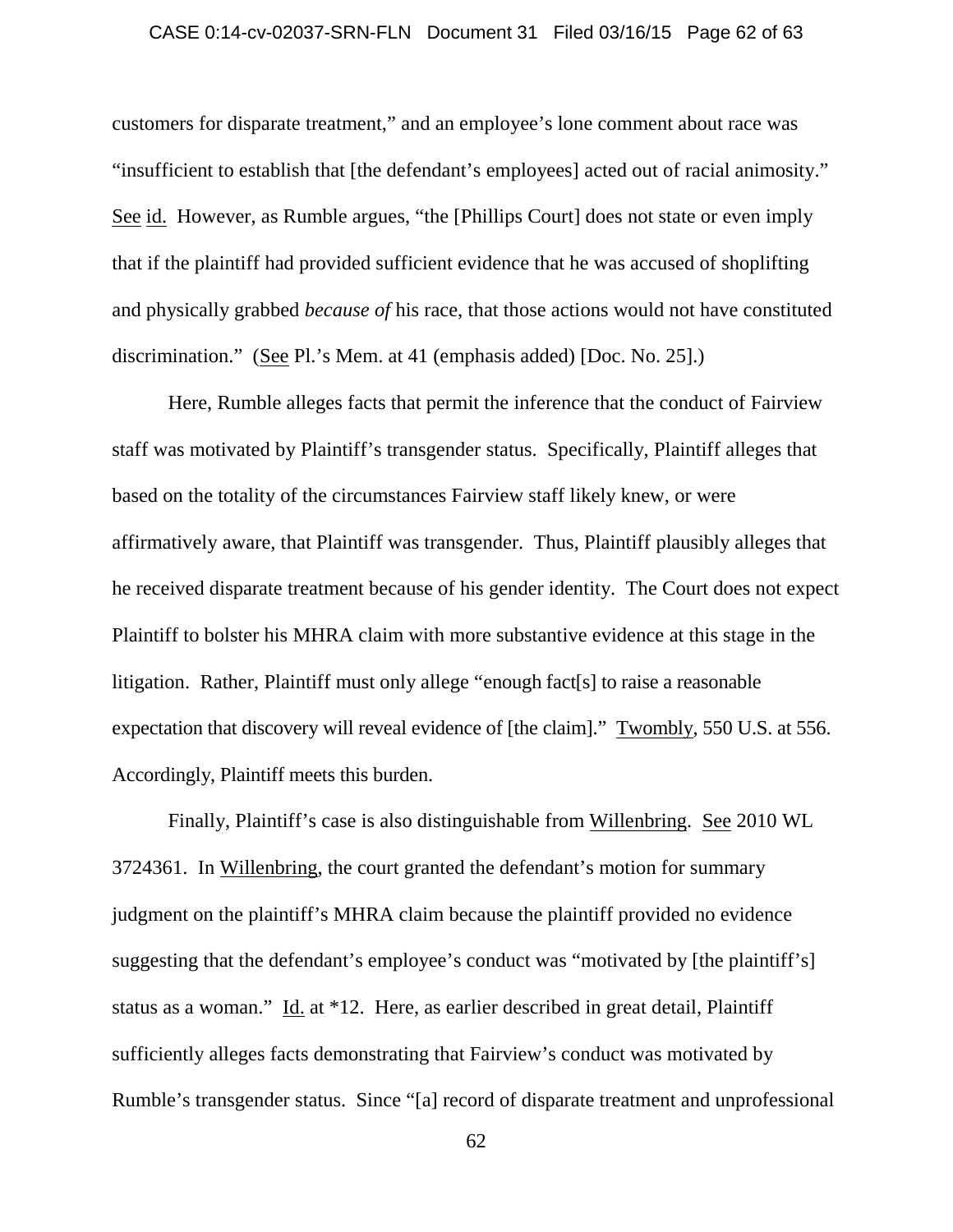customers for disparate treatment," and an employee's lone comment about race was "insufficient to establish that [the defendant's employees] acted out of racial animosity." See id. However, as Rumble argues, "the [Phillips Court] does not state or even imply that if the plaintiff had provided sufficient evidence that he was accused of shoplifting and physically grabbed *because of* his race, that those actions would not have constituted discrimination." (See Pl.'s Mem. at 41 (emphasis added) [Doc. No. 25].)

Here, Rumble alleges facts that permit the inference that the conduct of Fairview staff was motivated by Plaintiff's transgender status. Specifically, Plaintiff alleges that based on the totality of the circumstances Fairview staff likely knew, or were affirmatively aware, that Plaintiff was transgender. Thus, Plaintiff plausibly alleges that he received disparate treatment because of his gender identity. The Court does not expect Plaintiff to bolster his MHRA claim with more substantive evidence at this stage in the litigation. Rather, Plaintiff must only allege "enough fact[s] to raise a reasonable expectation that discovery will reveal evidence of [the claim]." Twombly, 550 U.S. at 556. Accordingly, Plaintiff meets this burden.

Finally, Plaintiff's case is also distinguishable from Willenbring. See 2010 WL 3724361. In Willenbring, the court granted the defendant's motion for summary judgment on the plaintiff's MHRA claim because the plaintiff provided no evidence suggesting that the defendant's employee's conduct was "motivated by [the plaintiff's] status as a woman." Id. at *12. Here, as earlier described in great detail, Plaintiff sufficiently alleges facts demonstrating that Fairview's conduct was motivated by Rumble's transgender status. Since "[a] record of disparate treatment and unprofessional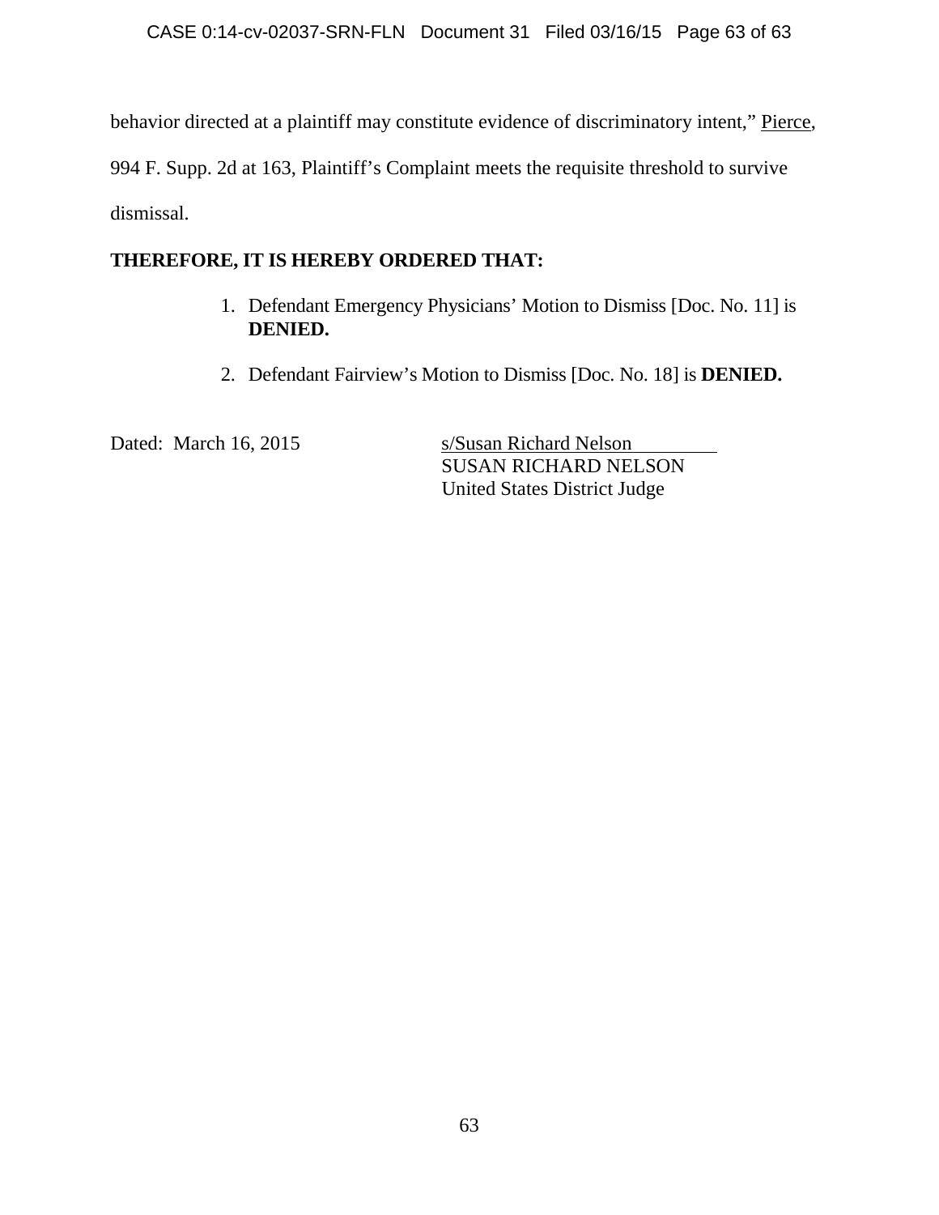behavior directed at a plaintiff may constitute evidence of discriminatory intent," Pierce, 994 F. Supp. 2d at 163, Plaintiff's Complaint meets the requisite threshold to survive dismissal.

**THEREFORE, IT IS HEREBY ORDERED THAT:**

1. Defendant Emergency Physicians' Motion to Dismiss [Doc. No. 11] is **DENIED.**
2. Defendant Fairview's Motion to Dismiss [Doc. No. 18] is **DENIED.**

Dated: March 16, 2015

s/Susan Richard Nelson
SUSAN RICHARD NELSON
United States District Judge